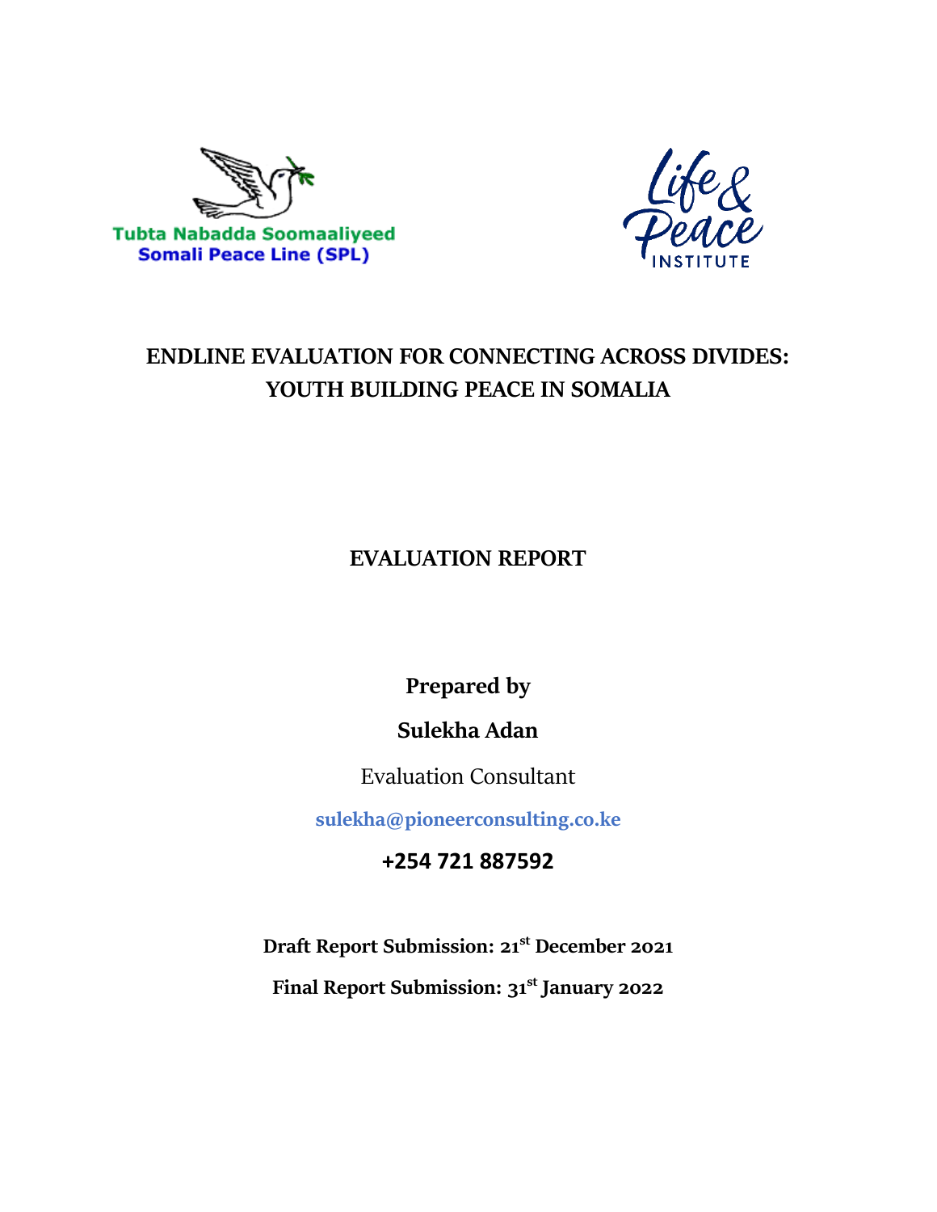Tubta Nabadda Soomaaliyeed

Somali Peace Line (SPL)

Life & Peace INSTITUTE

# ENDLINE EVALUATION FOR CONNECTING ACROSS DIVIDES: YOUTH BUILDING PEACE IN SOMALIA

## EVALUATION REPORT

**Prepared by**

**Sulekha Adan**

Evaluation Consultant

**sulekha@pioneerconsulting.co.ke**

**+254 721 887592**

**Draft Report Submission: 21st December 2021**

**Final Report Submission: 31st January 2022**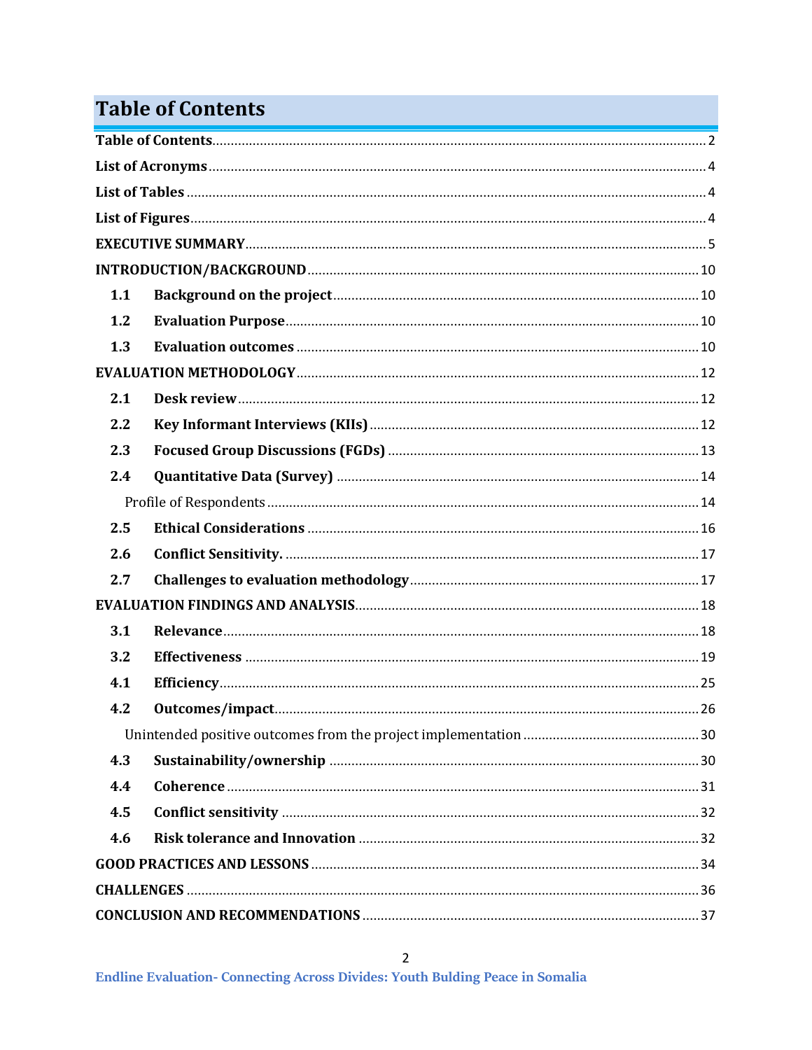# Table of Contents

Table of Contents ..... 2

List of Acronyms ..... 4

List of Tables ..... 4

List of Figures ..... 4

EXECUTIVE SUMMARY ..... 5

INTRODUCTION/BACKGROUND ..... 10

- 1.1 Background on the project ..... 10
- 1.2 Evaluation Purpose ..... 10
- 1.3 Evaluation outcomes ..... 10

EVALUATION METHODOLOGY ..... 12

- 2.1 Desk review ..... 12
- 2.2 Key Informant Interviews (KIIs) ..... 12
- 2.3 Focused Group Discussions (FGDs) ..... 13
- 2.4 Quantitative Data (Survey) ..... 14
  - Profile of Respondents ..... 14
- 2.5 Ethical Considerations ..... 16
- 2.6 Conflict Sensitivity. ..... 17
- 2.7 Challenges to evaluation methodology ..... 17

EVALUATION FINDINGS AND ANALYSIS ..... 18

- 3.1 Relevance ..... 18
- 3.2 Effectiveness ..... 19
- 4.1 Efficiency ..... 25
- 4.2 Outcomes/impact ..... 26
  - Unintended positive outcomes from the project implementation ..... 30
- 4.3 Sustainability/ownership ..... 30
- 4.4 Coherence ..... 31
- 4.5 Conflict sensitivity ..... 32
- 4.6 Risk tolerance and Innovation ..... 32

GOOD PRACTICES AND LESSONS ..... 34

CHALLENGES ..... 36

CONCLUSION AND RECOMMENDATIONS ..... 37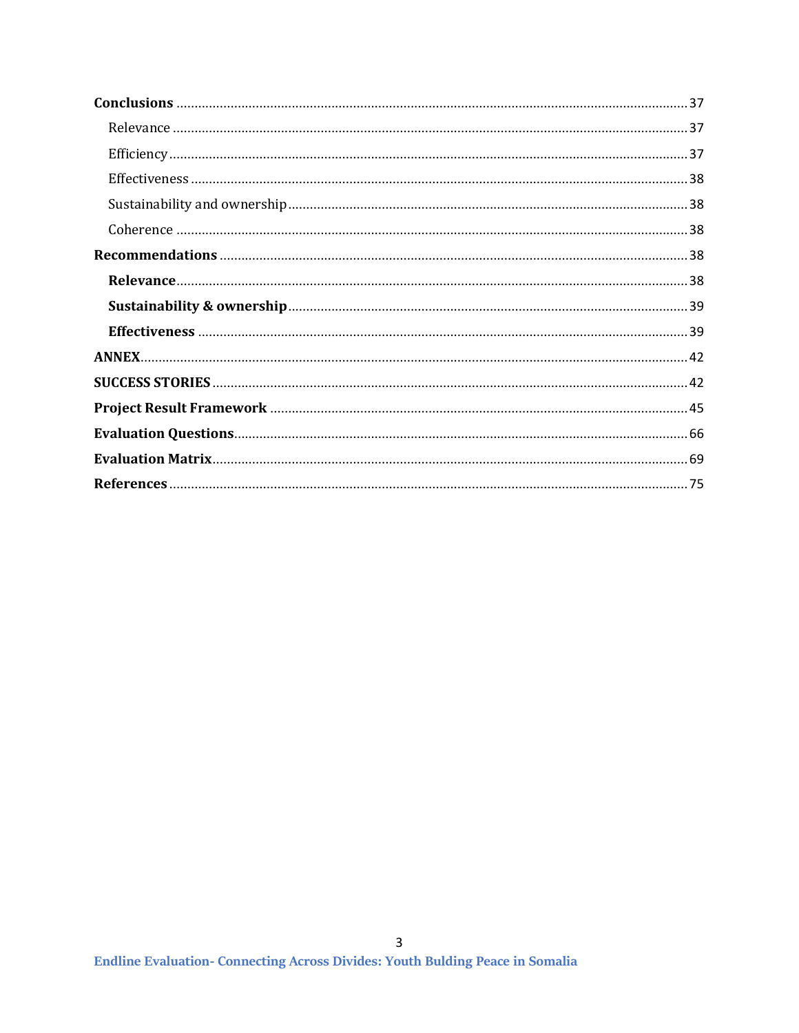**Conclusions** ..... 37

Relevance ..... 37

Efficiency ..... 37

Effectiveness ..... 38

Sustainability and ownership ..... 38

Coherence ..... 38

**Recommendations** ..... 38

**Relevance** ..... 38

**Sustainability & ownership** ..... 39

**Effectiveness** ..... 39

**ANNEX** ..... 42

**SUCCESS STORIES** ..... 42

**Project Result Framework** ..... 45

**Evaluation Questions** ..... 66

**Evaluation Matrix** ..... 69

**References** ..... 75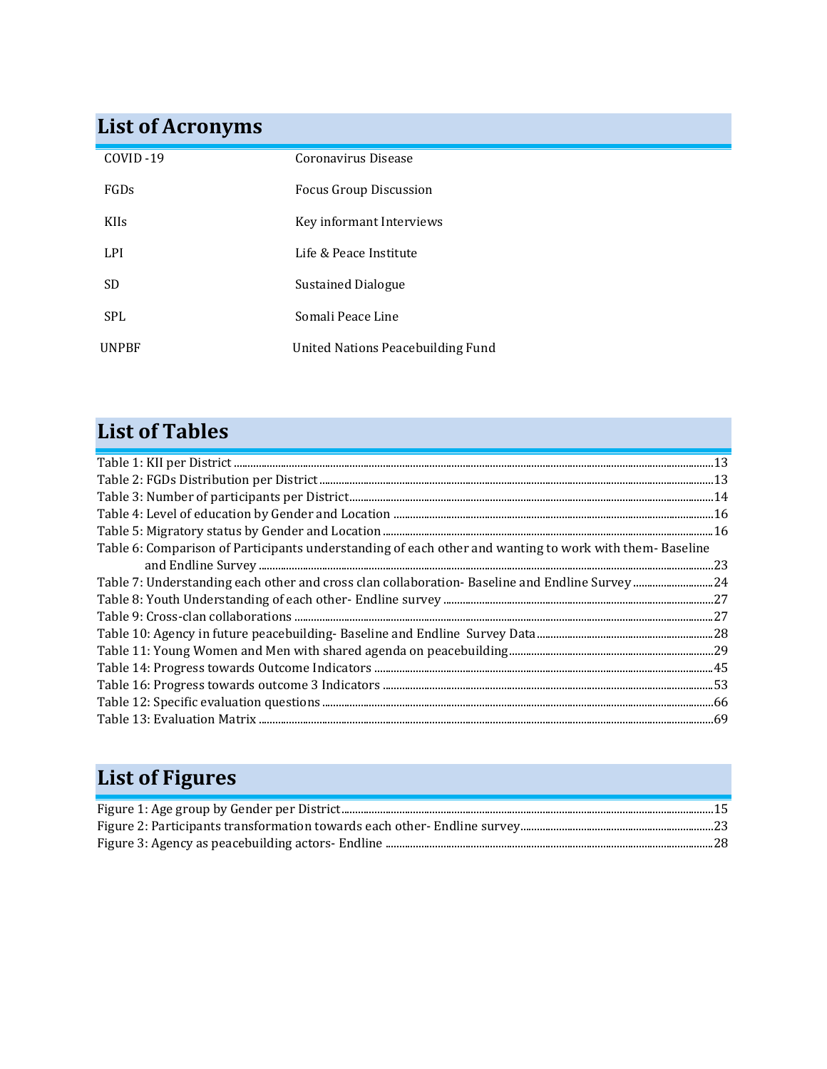## List of Acronyms

| | |
|---|---|
| COVID -19 | Coronavirus Disease |
| FGDs | Focus Group Discussion |
| KIIs | Key informant Interviews |
| LPI | Life & Peace Institute |
| SD | Sustained Dialogue |
| SPL | Somali Peace Line |
| UNPBF | United Nations Peacebuilding Fund |

## List of Tables

Table 1: KII per District ....13
Table 2: FGDs Distribution per District ....13
Table 3: Number of participants per District ....14
Table 4: Level of education by Gender and Location ....16
Table 5: Migratory status by Gender and Location ....16
Table 6: Comparison of Participants understanding of each other and wanting to work with them- Baseline and Endline Survey ....23
Table 7: Understanding each other and cross clan collaboration- Baseline and Endline Survey ....24
Table 8: Youth Understanding of each other- Endline survey ....27
Table 9: Cross-clan collaborations ....27
Table 10: Agency in future peacebuilding- Baseline and Endline Survey Data ....28
Table 11: Young Women and Men with shared agenda on peacebuilding ....29
Table 14: Progress towards Outcome Indicators ....45
Table 16: Progress towards outcome 3 Indicators ....53
Table 12: Specific evaluation questions ....66
Table 13: Evaluation Matrix ....69

## List of Figures

Figure 1: Age group by Gender per District ....15
Figure 2: Participants transformation towards each other- Endline survey ....23
Figure 3: Agency as peacebuilding actors- Endline ....28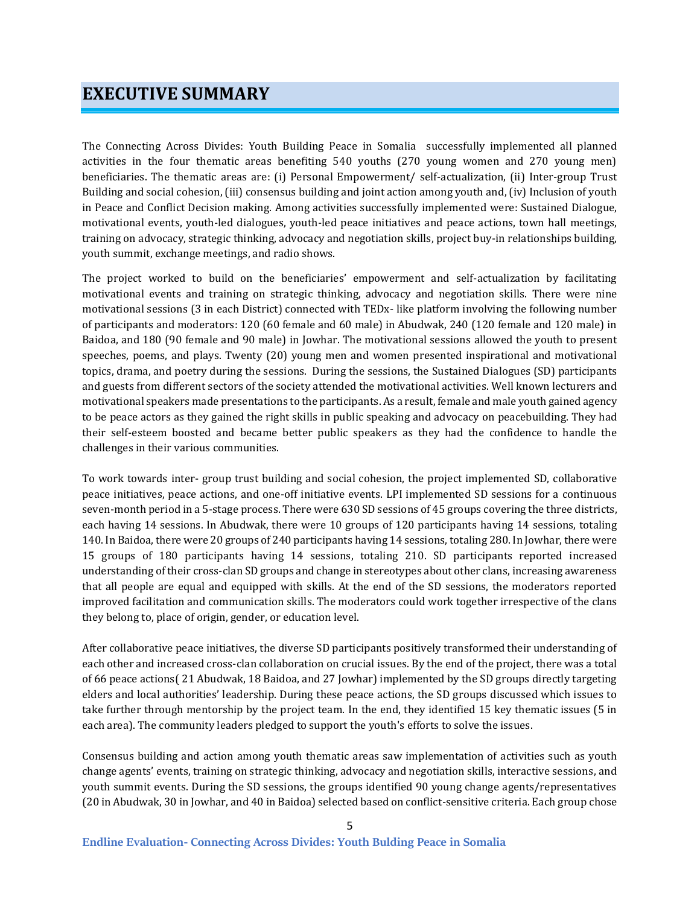# EXECUTIVE SUMMARY

The Connecting Across Divides: Youth Building Peace in Somalia successfully implemented all planned activities in the four thematic areas benefiting 540 youths (270 young women and 270 young men) beneficiaries. The thematic areas are: (i) Personal Empowerment/ self-actualization, (ii) Inter-group Trust Building and social cohesion, (iii) consensus building and joint action among youth and, (iv) Inclusion of youth in Peace and Conflict Decision making. Among activities successfully implemented were: Sustained Dialogue, motivational events, youth-led dialogues, youth-led peace initiatives and peace actions, town hall meetings, training on advocacy, strategic thinking, advocacy and negotiation skills, project buy-in relationships building, youth summit, exchange meetings, and radio shows.

The project worked to build on the beneficiaries' empowerment and self-actualization by facilitating motivational events and training on strategic thinking, advocacy and negotiation skills. There were nine motivational sessions (3 in each District) connected with TEDx- like platform involving the following number of participants and moderators: 120 (60 female and 60 male) in Abudwak, 240 (120 female and 120 male) in Baidoa, and 180 (90 female and 90 male) in Jowhar. The motivational sessions allowed the youth to present speeches, poems, and plays. Twenty (20) young men and women presented inspirational and motivational topics, drama, and poetry during the sessions. During the sessions, the Sustained Dialogues (SD) participants and guests from different sectors of the society attended the motivational activities. Well known lecturers and motivational speakers made presentations to the participants. As a result, female and male youth gained agency to be peace actors as they gained the right skills in public speaking and advocacy on peacebuilding. They had their self-esteem boosted and became better public speakers as they had the confidence to handle the challenges in their various communities.

To work towards inter- group trust building and social cohesion, the project implemented SD, collaborative peace initiatives, peace actions, and one-off initiative events. LPI implemented SD sessions for a continuous seven-month period in a 5-stage process. There were 630 SD sessions of 45 groups covering the three districts, each having 14 sessions. In Abudwak, there were 10 groups of 120 participants having 14 sessions, totaling 140. In Baidoa, there were 20 groups of 240 participants having 14 sessions, totaling 280. In Jowhar, there were 15 groups of 180 participants having 14 sessions, totaling 210. SD participants reported increased understanding of their cross-clan SD groups and change in stereotypes about other clans, increasing awareness that all people are equal and equipped with skills. At the end of the SD sessions, the moderators reported improved facilitation and communication skills. The moderators could work together irrespective of the clans they belong to, place of origin, gender, or education level.

After collaborative peace initiatives, the diverse SD participants positively transformed their understanding of each other and increased cross-clan collaboration on crucial issues. By the end of the project, there was a total of 66 peace actions( 21 Abudwak, 18 Baidoa, and 27 Jowhar) implemented by the SD groups directly targeting elders and local authorities' leadership. During these peace actions, the SD groups discussed which issues to take further through mentorship by the project team. In the end, they identified 15 key thematic issues (5 in each area). The community leaders pledged to support the youth's efforts to solve the issues.

Consensus building and action among youth thematic areas saw implementation of activities such as youth change agents' events, training on strategic thinking, advocacy and negotiation skills, interactive sessions, and youth summit events. During the SD sessions, the groups identified 90 young change agents/representatives (20 in Abudwak, 30 in Jowhar, and 40 in Baidoa) selected based on conflict-sensitive criteria. Each group chose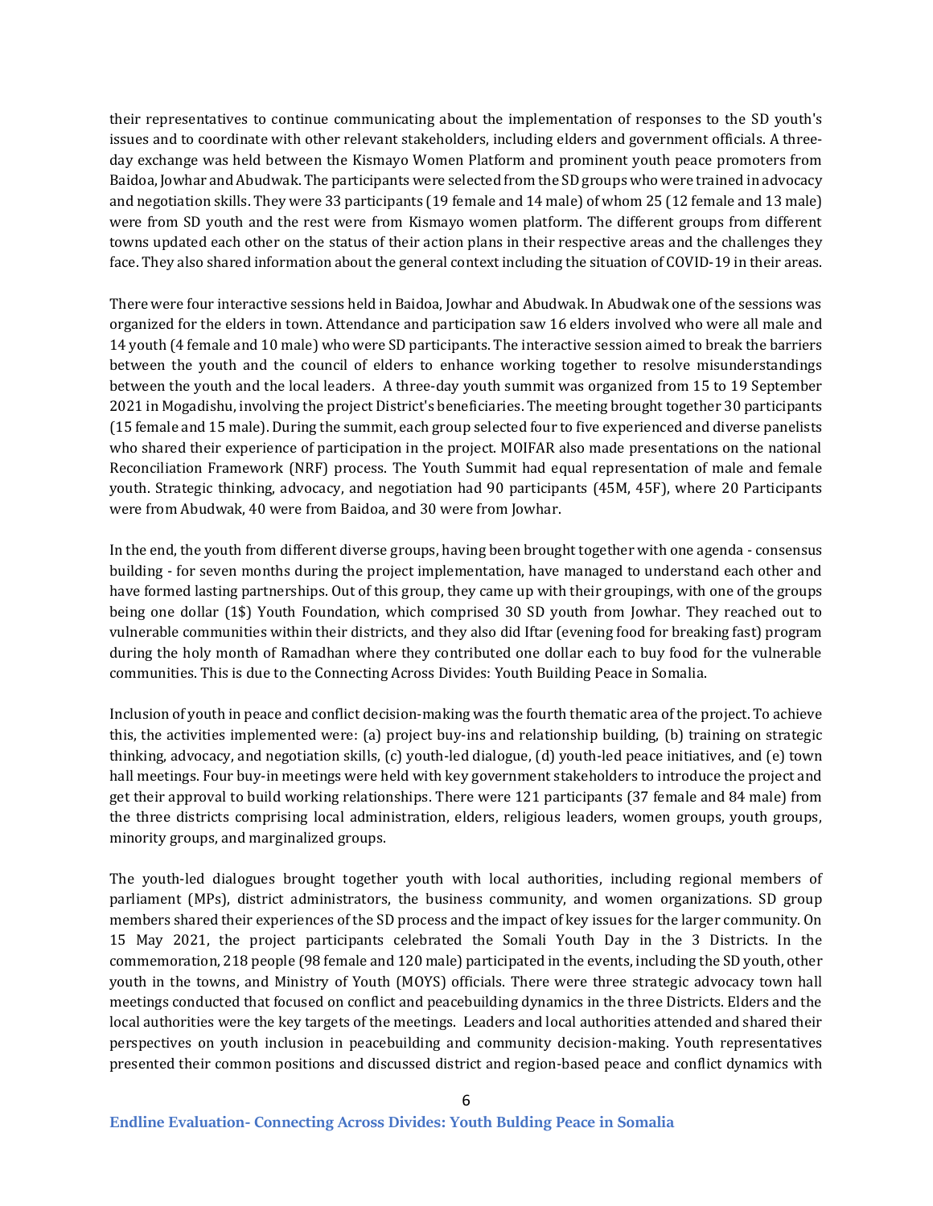their representatives to continue communicating about the implementation of responses to the SD youth's issues and to coordinate with other relevant stakeholders, including elders and government officials. A three-day exchange was held between the Kismayo Women Platform and prominent youth peace promoters from Baidoa, Jowhar and Abudwak. The participants were selected from the SD groups who were trained in advocacy and negotiation skills. They were 33 participants (19 female and 14 male) of whom 25 (12 female and 13 male) were from SD youth and the rest were from Kismayo women platform. The different groups from different towns updated each other on the status of their action plans in their respective areas and the challenges they face. They also shared information about the general context including the situation of COVID-19 in their areas.

There were four interactive sessions held in Baidoa, Jowhar and Abudwak. In Abudwak one of the sessions was organized for the elders in town. Attendance and participation saw 16 elders involved who were all male and 14 youth (4 female and 10 male) who were SD participants. The interactive session aimed to break the barriers between the youth and the council of elders to enhance working together to resolve misunderstandings between the youth and the local leaders. A three-day youth summit was organized from 15 to 19 September 2021 in Mogadishu, involving the project District's beneficiaries. The meeting brought together 30 participants (15 female and 15 male). During the summit, each group selected four to five experienced and diverse panelists who shared their experience of participation in the project. MOIFAR also made presentations on the national Reconciliation Framework (NRF) process. The Youth Summit had equal representation of male and female youth. Strategic thinking, advocacy, and negotiation had 90 participants (45M, 45F), where 20 Participants were from Abudwak, 40 were from Baidoa, and 30 were from Jowhar.

In the end, the youth from different diverse groups, having been brought together with one agenda - consensus building - for seven months during the project implementation, have managed to understand each other and have formed lasting partnerships. Out of this group, they came up with their groupings, with one of the groups being one dollar (1$) Youth Foundation, which comprised 30 SD youth from Jowhar. They reached out to vulnerable communities within their districts, and they also did Iftar (evening food for breaking fast) program during the holy month of Ramadhan where they contributed one dollar each to buy food for the vulnerable communities. This is due to the Connecting Across Divides: Youth Building Peace in Somalia.

Inclusion of youth in peace and conflict decision-making was the fourth thematic area of the project. To achieve this, the activities implemented were: (a) project buy-ins and relationship building, (b) training on strategic thinking, advocacy, and negotiation skills, (c) youth-led dialogue, (d) youth-led peace initiatives, and (e) town hall meetings. Four buy-in meetings were held with key government stakeholders to introduce the project and get their approval to build working relationships. There were 121 participants (37 female and 84 male) from the three districts comprising local administration, elders, religious leaders, women groups, youth groups, minority groups, and marginalized groups.

The youth-led dialogues brought together youth with local authorities, including regional members of parliament (MPs), district administrators, the business community, and women organizations. SD group members shared their experiences of the SD process and the impact of key issues for the larger community. On 15 May 2021, the project participants celebrated the Somali Youth Day in the 3 Districts. In the commemoration, 218 people (98 female and 120 male) participated in the events, including the SD youth, other youth in the towns, and Ministry of Youth (MOYS) officials. There were three strategic advocacy town hall meetings conducted that focused on conflict and peacebuilding dynamics in the three Districts. Elders and the local authorities were the key targets of the meetings. Leaders and local authorities attended and shared their perspectives on youth inclusion in peacebuilding and community decision-making. Youth representatives presented their common positions and discussed district and region-based peace and conflict dynamics with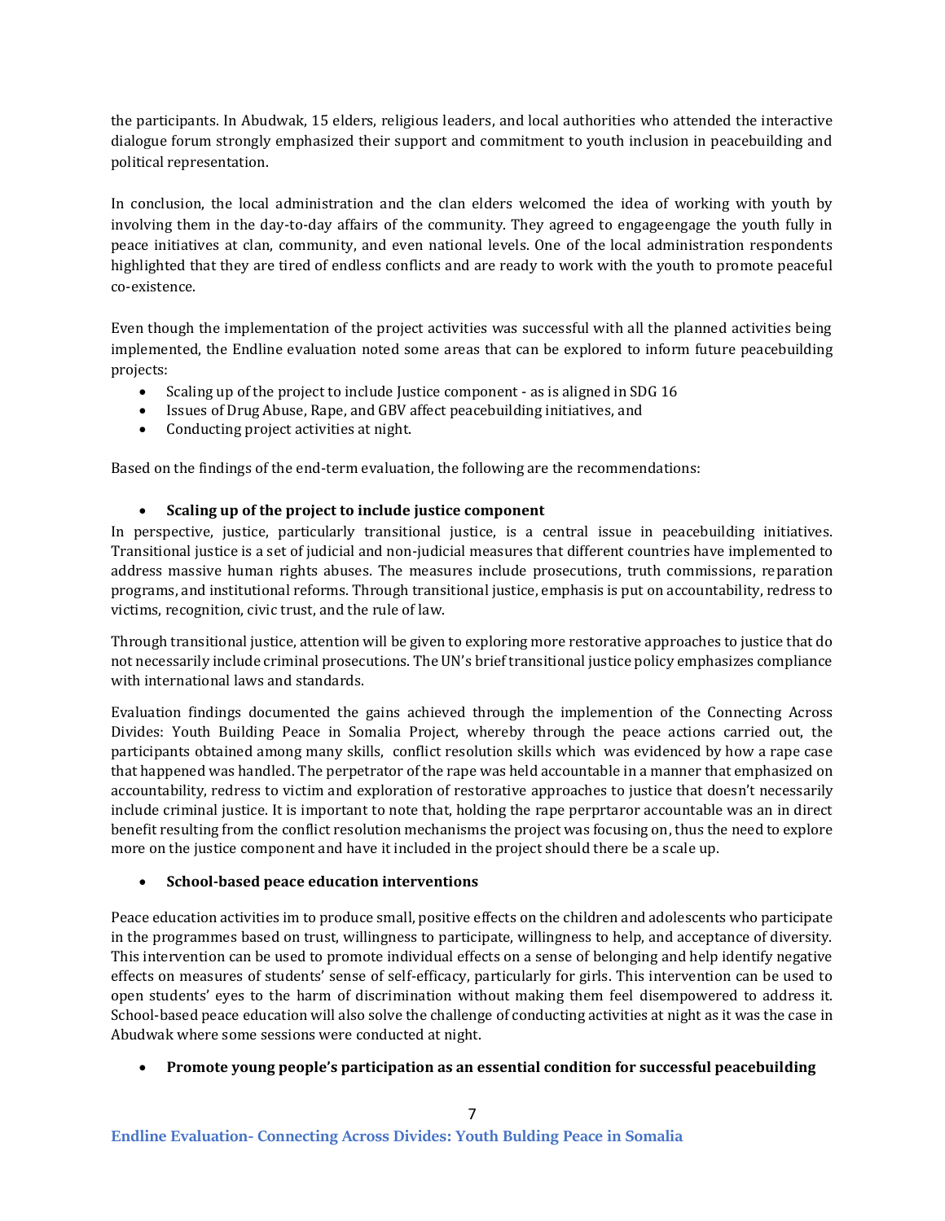the participants. In Abudwak, 15 elders, religious leaders, and local authorities who attended the interactive dialogue forum strongly emphasized their support and commitment to youth inclusion in peacebuilding and political representation.

In conclusion, the local administration and the clan elders welcomed the idea of working with youth by involving them in the day-to-day affairs of the community. They agreed to engageengage the youth fully in peace initiatives at clan, community, and even national levels. One of the local administration respondents highlighted that they are tired of endless conflicts and are ready to work with the youth to promote peaceful co-existence.

Even though the implementation of the project activities was successful with all the planned activities being implemented, the Endline evaluation noted some areas that can be explored to inform future peacebuilding projects:

- Scaling up of the project to include Justice component - as is aligned in SDG 16
- Issues of Drug Abuse, Rape, and GBV affect peacebuilding initiatives, and
- Conducting project activities at night.

Based on the findings of the end-term evaluation, the following are the recommendations:

- **Scaling up of the project to include justice component**

In perspective, justice, particularly transitional justice, is a central issue in peacebuilding initiatives. Transitional justice is a set of judicial and non-judicial measures that different countries have implemented to address massive human rights abuses. The measures include prosecutions, truth commissions, reparation programs, and institutional reforms. Through transitional justice, emphasis is put on accountability, redress to victims, recognition, civic trust, and the rule of law.

Through transitional justice, attention will be given to exploring more restorative approaches to justice that do not necessarily include criminal prosecutions. The UN's brief transitional justice policy emphasizes compliance with international laws and standards.

Evaluation findings documented the gains achieved through the implemention of the Connecting Across Divides: Youth Building Peace in Somalia Project, whereby through the peace actions carried out, the participants obtained among many skills, conflict resolution skills which was evidenced by how a rape case that happened was handled. The perpetrator of the rape was held accountable in a manner that emphasized on accountability, redress to victim and exploration of restorative approaches to justice that doesn't necessarily include criminal justice. It is important to note that, holding the rape perprtaror accountable was an in direct benefit resulting from the conflict resolution mechanisms the project was focusing on, thus the need to explore more on the justice component and have it included in the project should there be a scale up.

- **School-based peace education interventions**

Peace education activities im to produce small, positive effects on the children and adolescents who participate in the programmes based on trust, willingness to participate, willingness to help, and acceptance of diversity. This intervention can be used to promote individual effects on a sense of belonging and help identify negative effects on measures of students' sense of self-efficacy, particularly for girls. This intervention can be used to open students' eyes to the harm of discrimination without making them feel disempowered to address it. School-based peace education will also solve the challenge of conducting activities at night as it was the case in Abudwak where some sessions were conducted at night.

- **Promote young people's participation as an essential condition for successful peacebuilding**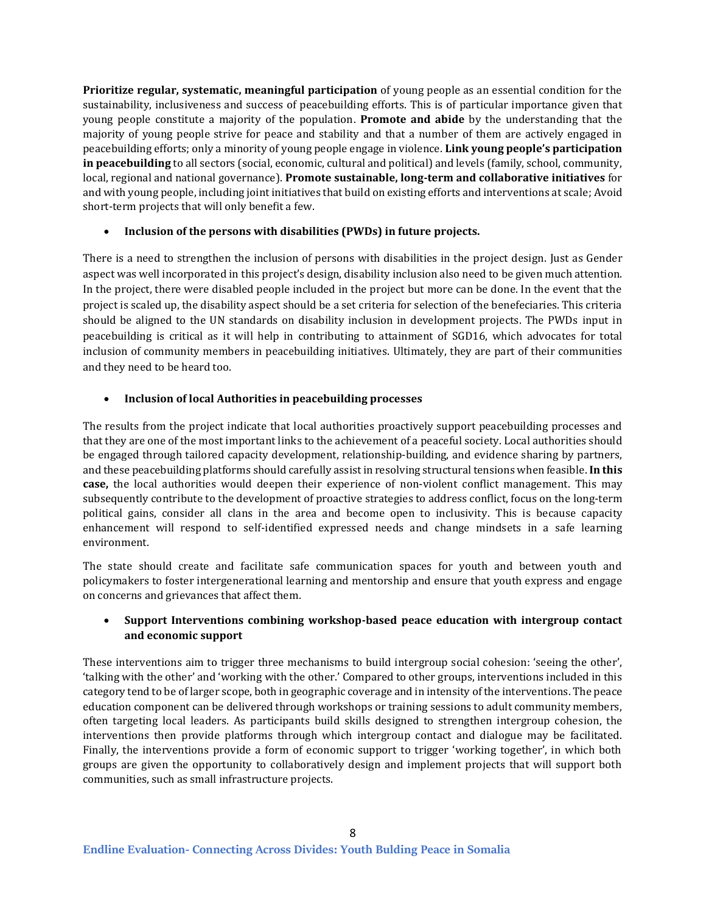**Prioritize regular, systematic, meaningful participation** of young people as an essential condition for the sustainability, inclusiveness and success of peacebuilding efforts. This is of particular importance given that young people constitute a majority of the population. **Promote and abide** by the understanding that the majority of young people strive for peace and stability and that a number of them are actively engaged in peacebuilding efforts; only a minority of young people engage in violence. **Link young people's participation in peacebuilding** to all sectors (social, economic, cultural and political) and levels (family, school, community, local, regional and national governance). **Promote sustainable, long-term and collaborative initiatives** for and with young people, including joint initiatives that build on existing efforts and interventions at scale; Avoid short-term projects that will only benefit a few.

- **Inclusion of the persons with disabilities (PWDs) in future projects.**

There is a need to strengthen the inclusion of persons with disabilities in the project design. Just as Gender aspect was well incorporated in this project's design, disability inclusion also need to be given much attention. In the project, there were disabled people included in the project but more can be done. In the event that the project is scaled up, the disability aspect should be a set criteria for selection of the benefeciaries. This criteria should be aligned to the UN standards on disability inclusion in development projects. The PWDs input in peacebuilding is critical as it will help in contributing to attainment of SGD16, which advocates for total inclusion of community members in peacebuilding initiatives. Ultimately, they are part of their communities and they need to be heard too.

- **Inclusion of local Authorities in peacebuilding processes**

The results from the project indicate that local authorities proactively support peacebuilding processes and that they are one of the most important links to the achievement of a peaceful society. Local authorities should be engaged through tailored capacity development, relationship-building, and evidence sharing by partners, and these peacebuilding platforms should carefully assist in resolving structural tensions when feasible. **In this case,** the local authorities would deepen their experience of non-violent conflict management. This may subsequently contribute to the development of proactive strategies to address conflict, focus on the long-term political gains, consider all clans in the area and become open to inclusivity. This is because capacity enhancement will respond to self-identified expressed needs and change mindsets in a safe learning environment.

The state should create and facilitate safe communication spaces for youth and between youth and policymakers to foster intergenerational learning and mentorship and ensure that youth express and engage on concerns and grievances that affect them.

- **Support Interventions combining workshop-based peace education with intergroup contact and economic support**

These interventions aim to trigger three mechanisms to build intergroup social cohesion: 'seeing the other', 'talking with the other' and 'working with the other.' Compared to other groups, interventions included in this category tend to be of larger scope, both in geographic coverage and in intensity of the interventions. The peace education component can be delivered through workshops or training sessions to adult community members, often targeting local leaders. As participants build skills designed to strengthen intergroup cohesion, the interventions then provide platforms through which intergroup contact and dialogue may be facilitated. Finally, the interventions provide a form of economic support to trigger 'working together', in which both groups are given the opportunity to collaboratively design and implement projects that will support both communities, such as small infrastructure projects.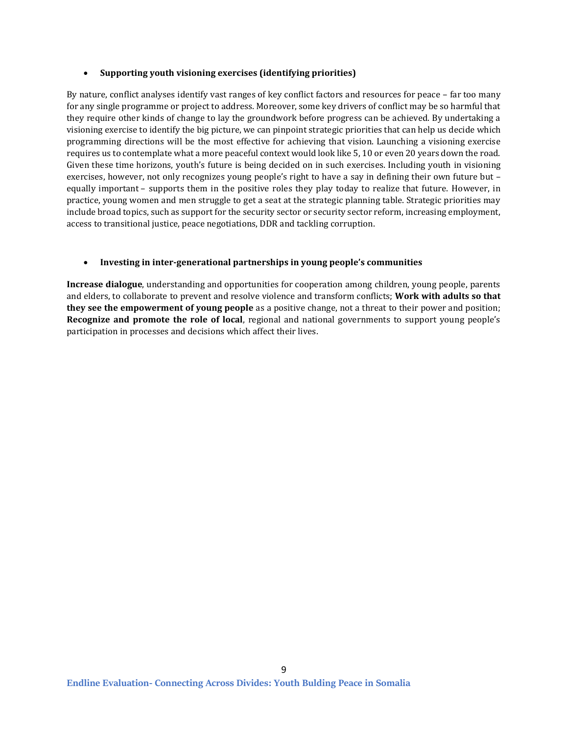- **Supporting youth visioning exercises (identifying priorities)**

By nature, conflict analyses identify vast ranges of key conflict factors and resources for peace – far too many for any single programme or project to address. Moreover, some key drivers of conflict may be so harmful that they require other kinds of change to lay the groundwork before progress can be achieved. By undertaking a visioning exercise to identify the big picture, we can pinpoint strategic priorities that can help us decide which programming directions will be the most effective for achieving that vision. Launching a visioning exercise requires us to contemplate what a more peaceful context would look like 5, 10 or even 20 years down the road. Given these time horizons, youth's future is being decided on in such exercises. Including youth in visioning exercises, however, not only recognizes young people's right to have a say in defining their own future but – equally important – supports them in the positive roles they play today to realize that future. However, in practice, young women and men struggle to get a seat at the strategic planning table. Strategic priorities may include broad topics, such as support for the security sector or security sector reform, increasing employment, access to transitional justice, peace negotiations, DDR and tackling corruption.

- **Investing in inter-generational partnerships in young people's communities**

**Increase dialogue**, understanding and opportunities for cooperation among children, young people, parents and elders, to collaborate to prevent and resolve violence and transform conflicts; **Work with adults so that they see the empowerment of young people** as a positive change, not a threat to their power and position; **Recognize and promote the role of local**, regional and national governments to support young people's participation in processes and decisions which affect their lives.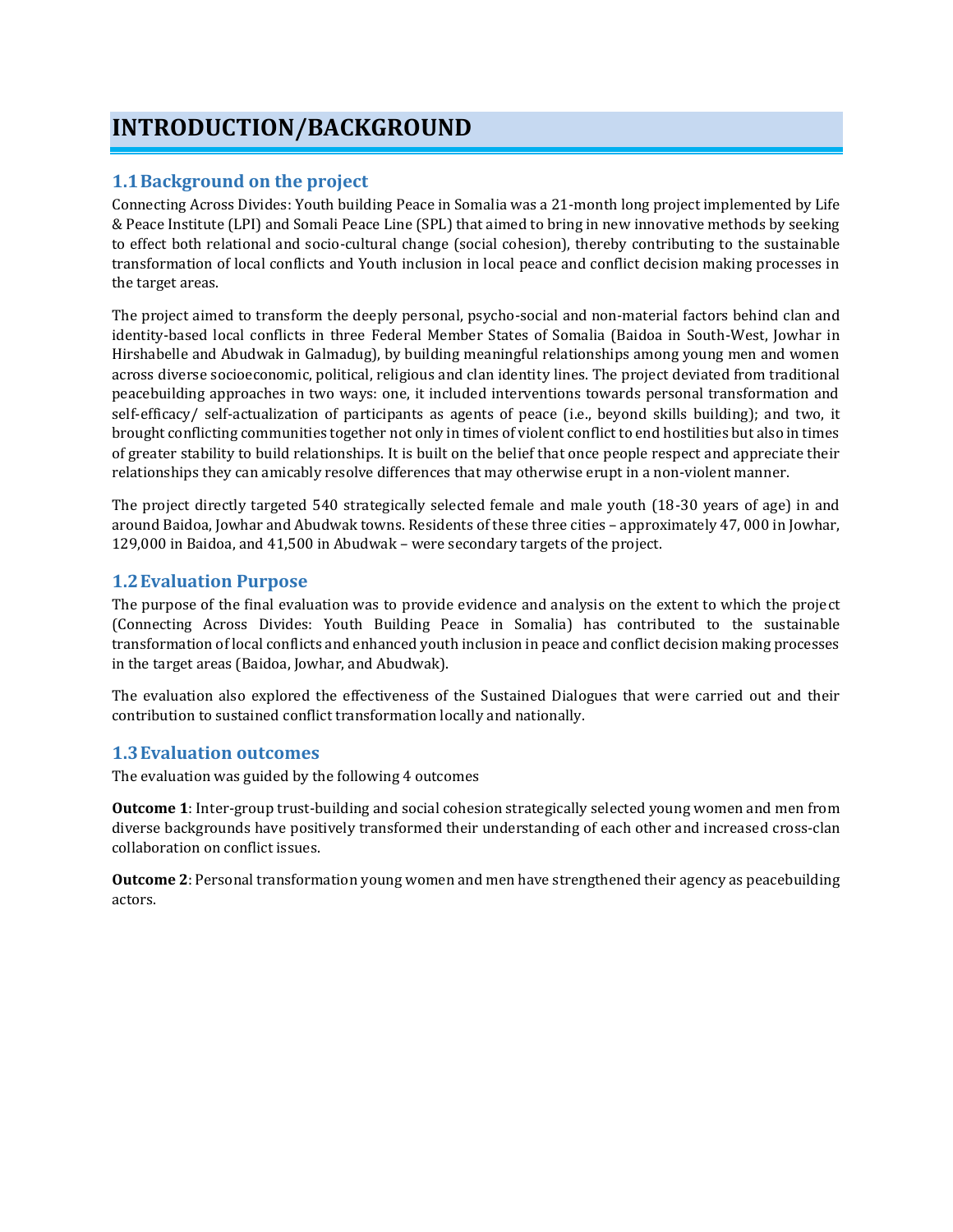# INTRODUCTION/BACKGROUND

## 1.1 Background on the project

Connecting Across Divides: Youth building Peace in Somalia was a 21-month long project implemented by Life & Peace Institute (LPI) and Somali Peace Line (SPL) that aimed to bring in new innovative methods by seeking to effect both relational and socio-cultural change (social cohesion), thereby contributing to the sustainable transformation of local conflicts and Youth inclusion in local peace and conflict decision making processes in the target areas.

The project aimed to transform the deeply personal, psycho-social and non-material factors behind clan and identity-based local conflicts in three Federal Member States of Somalia (Baidoa in South-West, Jowhar in Hirshabelle and Abudwak in Galmadug), by building meaningful relationships among young men and women across diverse socioeconomic, political, religious and clan identity lines. The project deviated from traditional peacebuilding approaches in two ways: one, it included interventions towards personal transformation and self-efficacy/ self-actualization of participants as agents of peace (i.e., beyond skills building); and two, it brought conflicting communities together not only in times of violent conflict to end hostilities but also in times of greater stability to build relationships. It is built on the belief that once people respect and appreciate their relationships they can amicably resolve differences that may otherwise erupt in a non-violent manner.

The project directly targeted 540 strategically selected female and male youth (18-30 years of age) in and around Baidoa, Jowhar and Abudwak towns. Residents of these three cities – approximately 47, 000 in Jowhar, 129,000 in Baidoa, and 41,500 in Abudwak – were secondary targets of the project.

## 1.2 Evaluation Purpose

The purpose of the final evaluation was to provide evidence and analysis on the extent to which the project (Connecting Across Divides: Youth Building Peace in Somalia) has contributed to the sustainable transformation of local conflicts and enhanced youth inclusion in peace and conflict decision making processes in the target areas (Baidoa, Jowhar, and Abudwak).

The evaluation also explored the effectiveness of the Sustained Dialogues that were carried out and their contribution to sustained conflict transformation locally and nationally.

## 1.3 Evaluation outcomes

The evaluation was guided by the following 4 outcomes

**Outcome 1**: Inter-group trust-building and social cohesion strategically selected young women and men from diverse backgrounds have positively transformed their understanding of each other and increased cross-clan collaboration on conflict issues.

**Outcome 2**: Personal transformation young women and men have strengthened their agency as peacebuilding actors.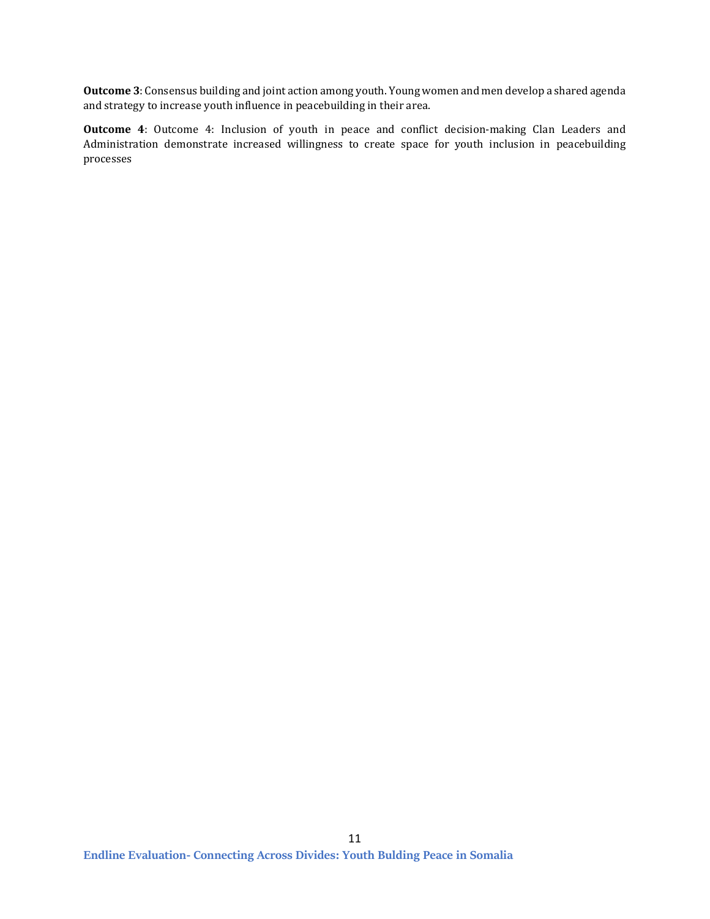**Outcome 3**: Consensus building and joint action among youth. Young women and men develop a shared agenda and strategy to increase youth influence in peacebuilding in their area.

**Outcome 4**: Outcome 4: Inclusion of youth in peace and conflict decision-making Clan Leaders and Administration demonstrate increased willingness to create space for youth inclusion in peacebuilding processes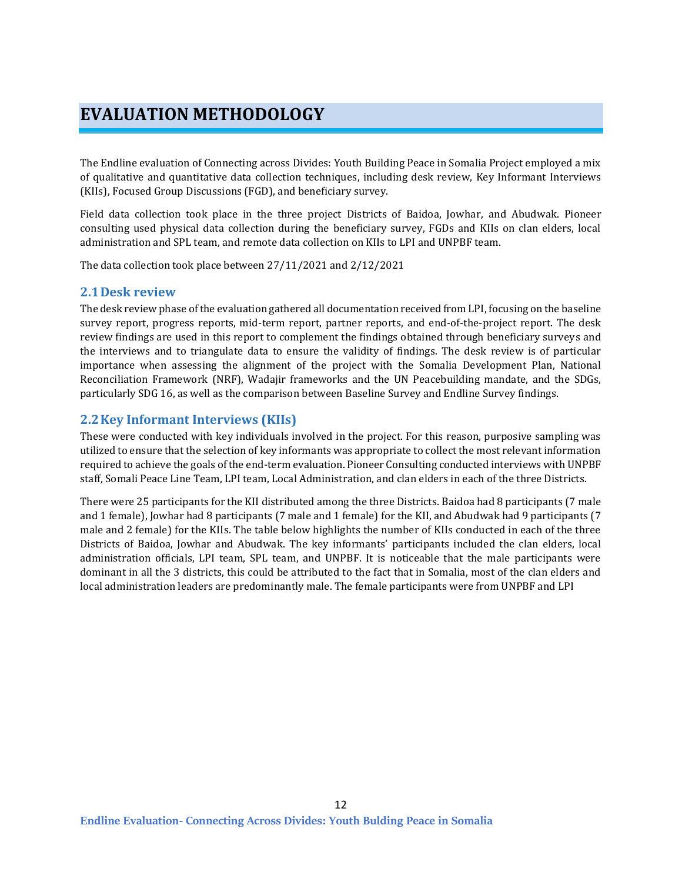# EVALUATION METHODOLOGY

The Endline evaluation of Connecting across Divides: Youth Building Peace in Somalia Project employed a mix of qualitative and quantitative data collection techniques, including desk review, Key Informant Interviews (KIIs), Focused Group Discussions (FGD), and beneficiary survey.

Field data collection took place in the three project Districts of Baidoa, Jowhar, and Abudwak. Pioneer consulting used physical data collection during the beneficiary survey, FGDs and KIIs on clan elders, local administration and SPL team, and remote data collection on KIIs to LPI and UNPBF team.

The data collection took place between 27/11/2021 and 2/12/2021

## 2.1 Desk review

The desk review phase of the evaluation gathered all documentation received from LPI, focusing on the baseline survey report, progress reports, mid-term report, partner reports, and end-of-the-project report. The desk review findings are used in this report to complement the findings obtained through beneficiary surveys and the interviews and to triangulate data to ensure the validity of findings. The desk review is of particular importance when assessing the alignment of the project with the Somalia Development Plan, National Reconciliation Framework (NRF), Wadajir frameworks and the UN Peacebuilding mandate, and the SDGs, particularly SDG 16, as well as the comparison between Baseline Survey and Endline Survey findings.

## 2.2 Key Informant Interviews (KIIs)

These were conducted with key individuals involved in the project. For this reason, purposive sampling was utilized to ensure that the selection of key informants was appropriate to collect the most relevant information required to achieve the goals of the end-term evaluation. Pioneer Consulting conducted interviews with UNPBF staff, Somali Peace Line Team, LPI team, Local Administration, and clan elders in each of the three Districts.

There were 25 participants for the KII distributed among the three Districts. Baidoa had 8 participants (7 male and 1 female), Jowhar had 8 participants (7 male and 1 female) for the KII, and Abudwak had 9 participants (7 male and 2 female) for the KIIs. The table below highlights the number of KIIs conducted in each of the three Districts of Baidoa, Jowhar and Abudwak. The key informants' participants included the clan elders, local administration officials, LPI team, SPL team, and UNPBF. It is noticeable that the male participants were dominant in all the 3 districts, this could be attributed to the fact that in Somalia, most of the clan elders and local administration leaders are predominantly male. The female participants were from UNPBF and LPI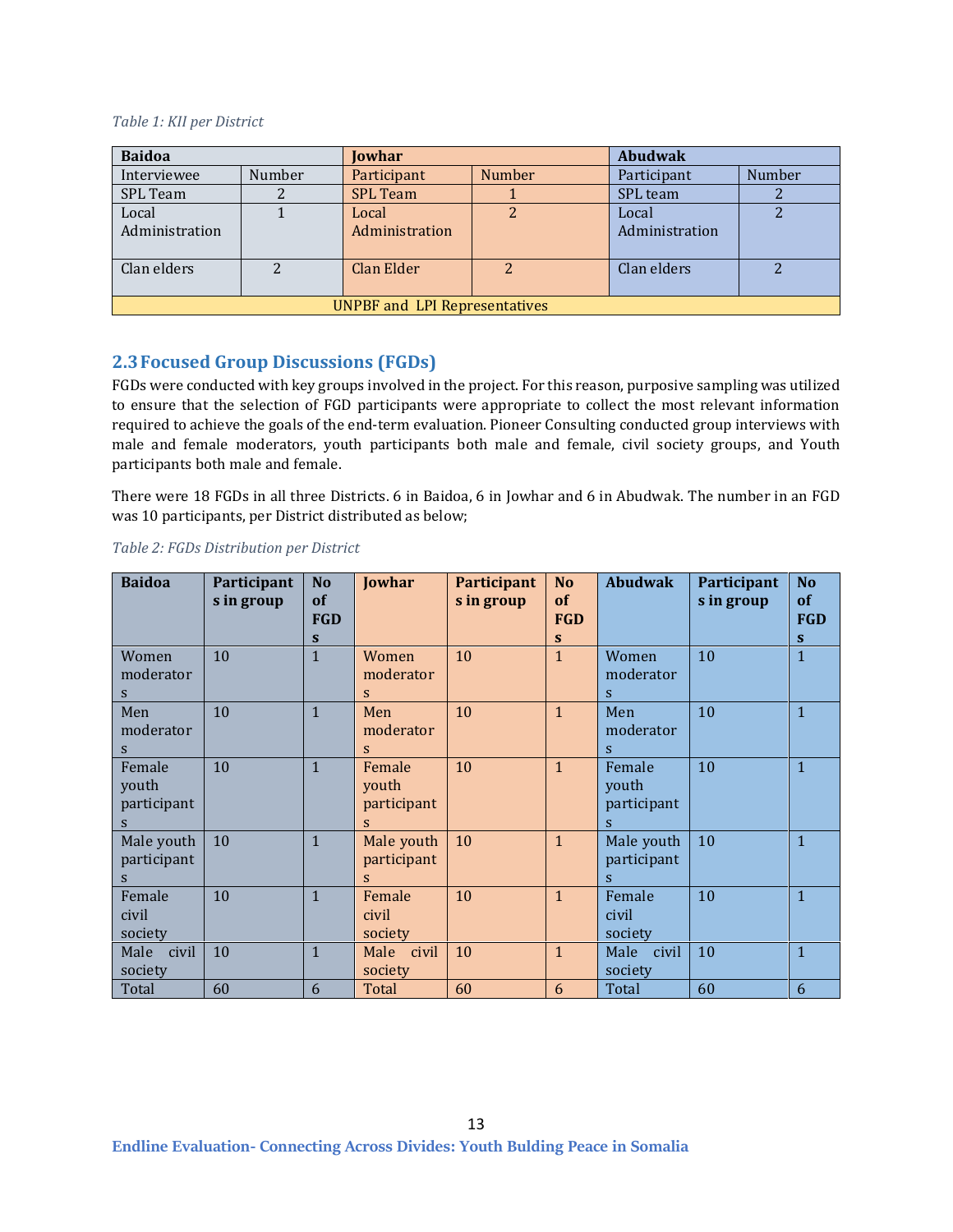*Table 1: KII per District*

| Baidoa | | Jowhar | | Abudwak | |
|---|---|---|---|---|---|
| Interviewee | Number | Participant | Number | Participant | Number |
| SPL Team | 2 | SPL Team | 1 | SPL team | 2 |
| Local Administration | 1 | Local Administration | 2 | Local Administration | 2 |
| Clan elders | 2 | Clan Elder | 2 | Clan elders | 2 |
| UNPBF and LPI Representatives | | | | | |

## 2.3 Focused Group Discussions (FGDs)

FGDs were conducted with key groups involved in the project. For this reason, purposive sampling was utilized to ensure that the selection of FGD participants were appropriate to collect the most relevant information required to achieve the goals of the end-term evaluation. Pioneer Consulting conducted group interviews with male and female moderators, youth participants both male and female, civil society groups, and Youth participants both male and female.

There were 18 FGDs in all three Districts. 6 in Baidoa, 6 in Jowhar and 6 in Abudwak. The number in an FGD was 10 participants, per District distributed as below;

*Table 2: FGDs Distribution per District*

| Baidoa | Participants in group | No of FGDs | Jowhar | Participants in group | No of FGDs | Abudwak | Participants in group | No of FGDs |
|---|---|---|---|---|---|---|---|---|
| Women moderators | 10 | 1 | Women moderators | 10 | 1 | Women moderators | 10 | 1 |
| Men moderators | 10 | 1 | Men moderators | 10 | 1 | Men moderators | 10 | 1 |
| Female youth participants | 10 | 1 | Female youth participants | 10 | 1 | Female youth participants | 10 | 1 |
| Male youth participants | 10 | 1 | Male youth participants | 10 | 1 | Male youth participants | 10 | 1 |
| Female civil society | 10 | 1 | Female civil society | 10 | 1 | Female civil society | 10 | 1 |
| Male civil society | 10 | 1 | Male civil society | 10 | 1 | Male civil society | 10 | 1 |
| Total | 60 | 6 | Total | 60 | 6 | Total | 60 | 6 |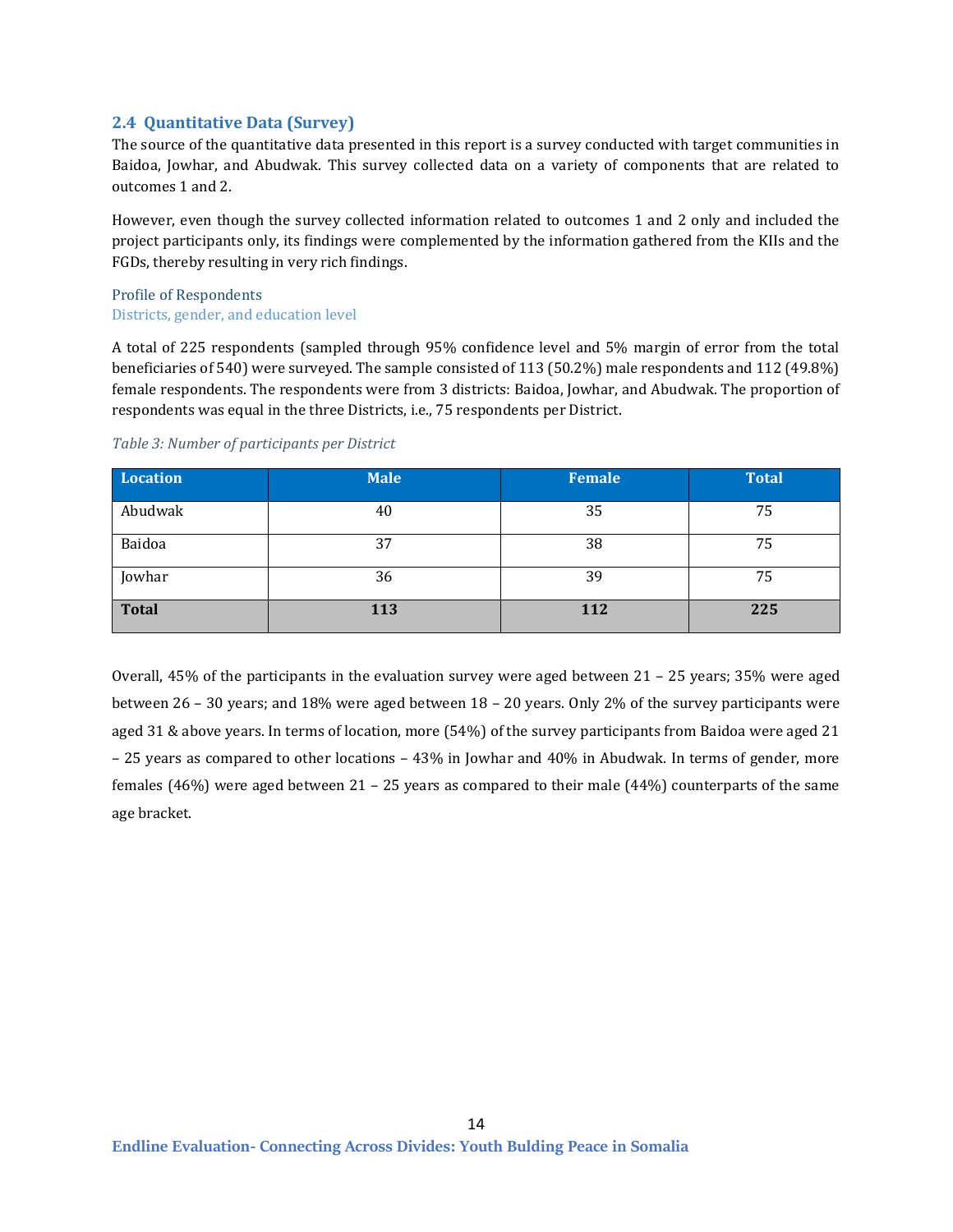## 2.4 Quantitative Data (Survey)

The source of the quantitative data presented in this report is a survey conducted with target communities in Baidoa, Jowhar, and Abudwak. This survey collected data on a variety of components that are related to outcomes 1 and 2.

However, even though the survey collected information related to outcomes 1 and 2 only and included the project participants only, its findings were complemented by the information gathered from the KIIs and the FGDs, thereby resulting in very rich findings.

### Profile of Respondents

#### Districts, gender, and education level

A total of 225 respondents (sampled through 95% confidence level and 5% margin of error from the total beneficiaries of 540) were surveyed. The sample consisted of 113 (50.2%) male respondents and 112 (49.8%) female respondents. The respondents were from 3 districts: Baidoa, Jowhar, and Abudwak. The proportion of respondents was equal in the three Districts, i.e., 75 respondents per District.

*Table 3: Number of participants per District*

| Location | Male | Female | Total |
|---|---|---|---|
| Abudwak | 40 | 35 | 75 |
| Baidoa | 37 | 38 | 75 |
| Jowhar | 36 | 39 | 75 |
| **Total** | **113** | **112** | **225** |

Overall, 45% of the participants in the evaluation survey were aged between 21 – 25 years; 35% were aged between 26 – 30 years; and 18% were aged between 18 – 20 years. Only 2% of the survey participants were aged 31 & above years. In terms of location, more (54%) of the survey participants from Baidoa were aged 21 – 25 years as compared to other locations – 43% in Jowhar and 40% in Abudwak. In terms of gender, more females (46%) were aged between 21 – 25 years as compared to their male (44%) counterparts of the same age bracket.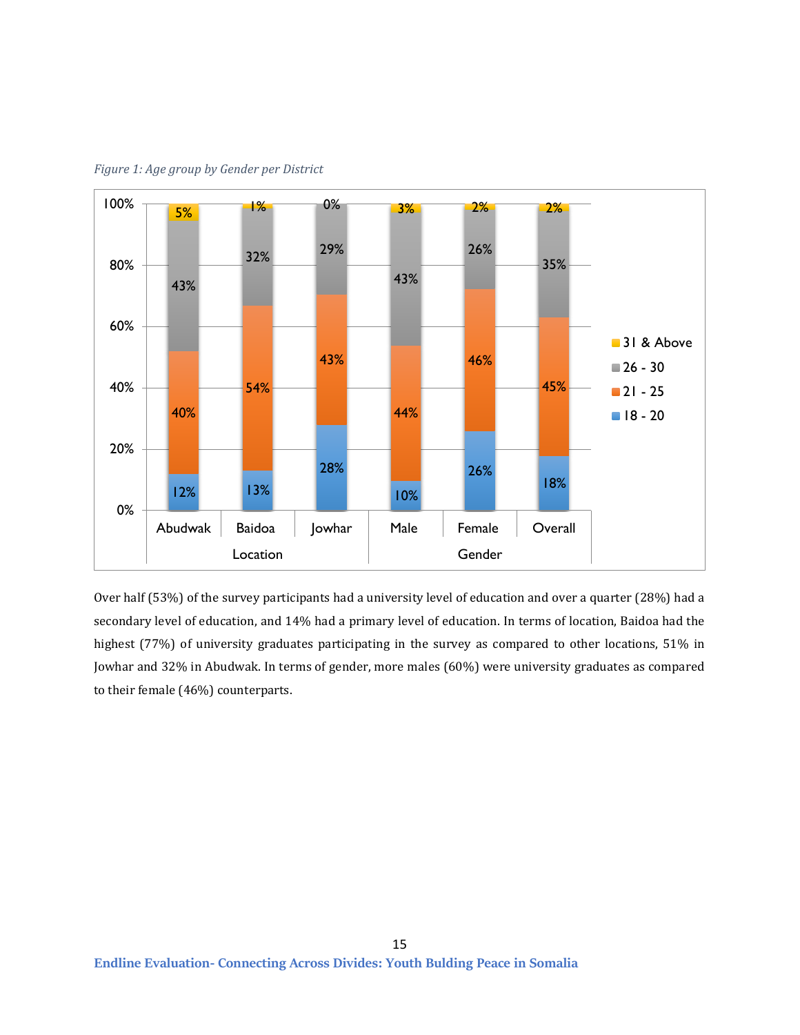*Figure 1: Age group by Gender per District*

| | Abudwak | Baidoa | Jowhar | Male | Female | Overall |
|---|---|---|---|---|---|---|
| 18 - 20 | 12% | 13% | 28% | 10% | 26% | 18% |
| 21 - 25 | 40% | 54% | 43% | 44% | 46% | 45% |
| 26 - 30 | 43% | 32% | 29% | 43% | 26% | 35% |
| 31 & Above | 5% | 1% | 0% | 3% | 2% | 2% |

Over half (53%) of the survey participants had a university level of education and over a quarter (28%) had a secondary level of education, and 14% had a primary level of education. In terms of location, Baidoa had the highest (77%) of university graduates participating in the survey as compared to other locations, 51% in Jowhar and 32% in Abudwak. In terms of gender, more males (60%) were university graduates as compared to their female (46%) counterparts.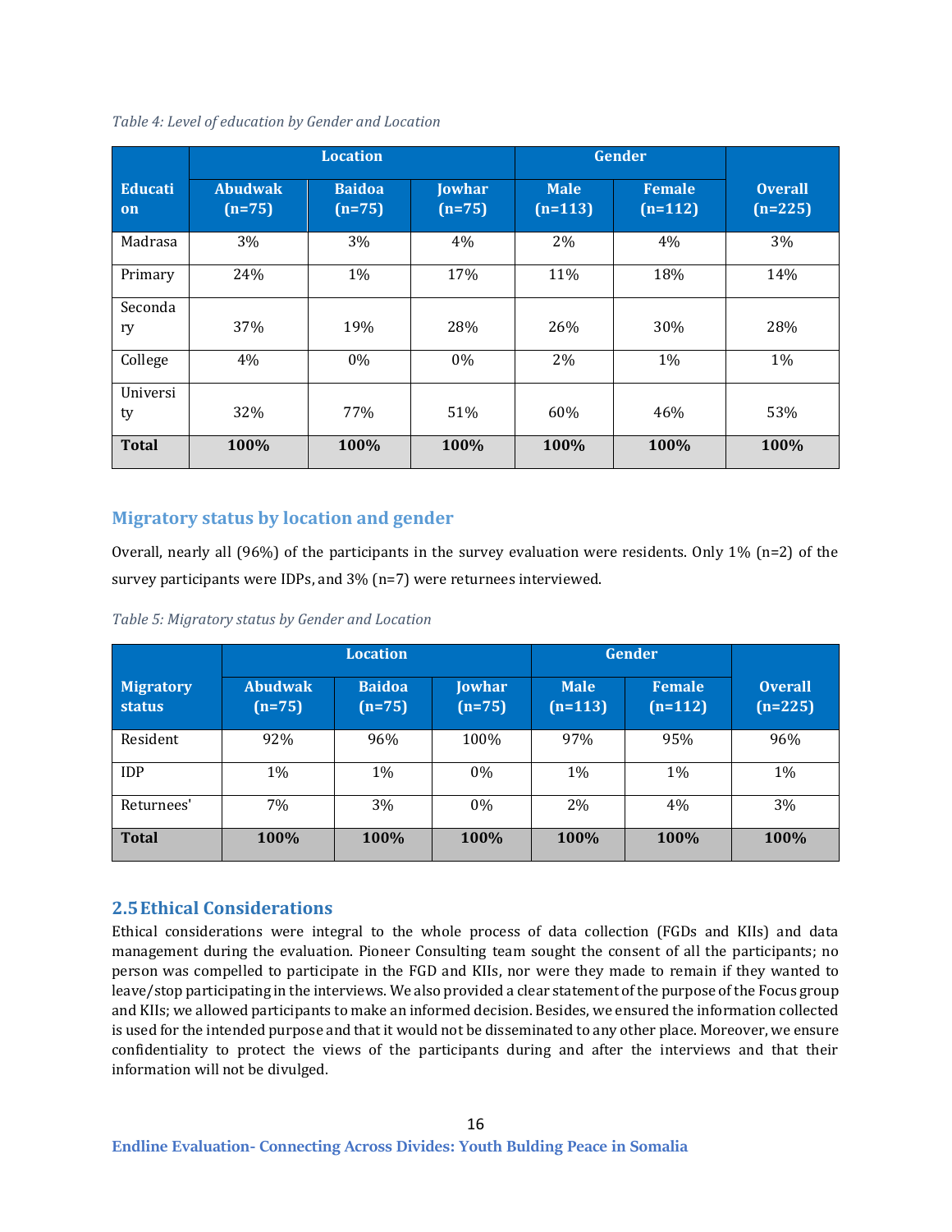*Table 4: Level of education by Gender and Location*

| Education | Location | | | Gender | | Overall (n=225) |
|---|---|---|---|---|---|---|
| | Abudwak (n=75) | Baidoa (n=75) | Jowhar (n=75) | Male (n=113) | Female (n=112) | |
| Madrasa | 3% | 3% | 4% | 2% | 4% | 3% |
| Primary | 24% | 1% | 17% | 11% | 18% | 14% |
| Secondary | 37% | 19% | 28% | 26% | 30% | 28% |
| College | 4% | 0% | 0% | 2% | 1% | 1% |
| University | 32% | 77% | 51% | 60% | 46% | 53% |
| **Total** | **100%** | **100%** | **100%** | **100%** | **100%** | **100%** |

## Migratory status by location and gender

Overall, nearly all (96%) of the participants in the survey evaluation were residents. Only 1% (n=2) of the survey participants were IDPs, and 3% (n=7) were returnees interviewed.

*Table 5: Migratory status by Gender and Location*

| Migratory status | Location | | | Gender | | Overall (n=225) |
|---|---|---|---|---|---|---|
| | Abudwak (n=75) | Baidoa (n=75) | Jowhar (n=75) | Male (n=113) | Female (n=112) | |
| Resident | 92% | 96% | 100% | 97% | 95% | 96% |
| IDP | 1% | 1% | 0% | 1% | 1% | 1% |
| Returnees' | 7% | 3% | 0% | 2% | 4% | 3% |
| **Total** | **100%** | **100%** | **100%** | **100%** | **100%** | **100%** |

## 2.5 Ethical Considerations

Ethical considerations were integral to the whole process of data collection (FGDs and KIIs) and data management during the evaluation. Pioneer Consulting team sought the consent of all the participants; no person was compelled to participate in the FGD and KIIs, nor were they made to remain if they wanted to leave/stop participating in the interviews. We also provided a clear statement of the purpose of the Focus group and KIIs; we allowed participants to make an informed decision. Besides, we ensured the information collected is used for the intended purpose and that it would not be disseminated to any other place. Moreover, we ensure confidentiality to protect the views of the participants during and after the interviews and that their information will not be divulged.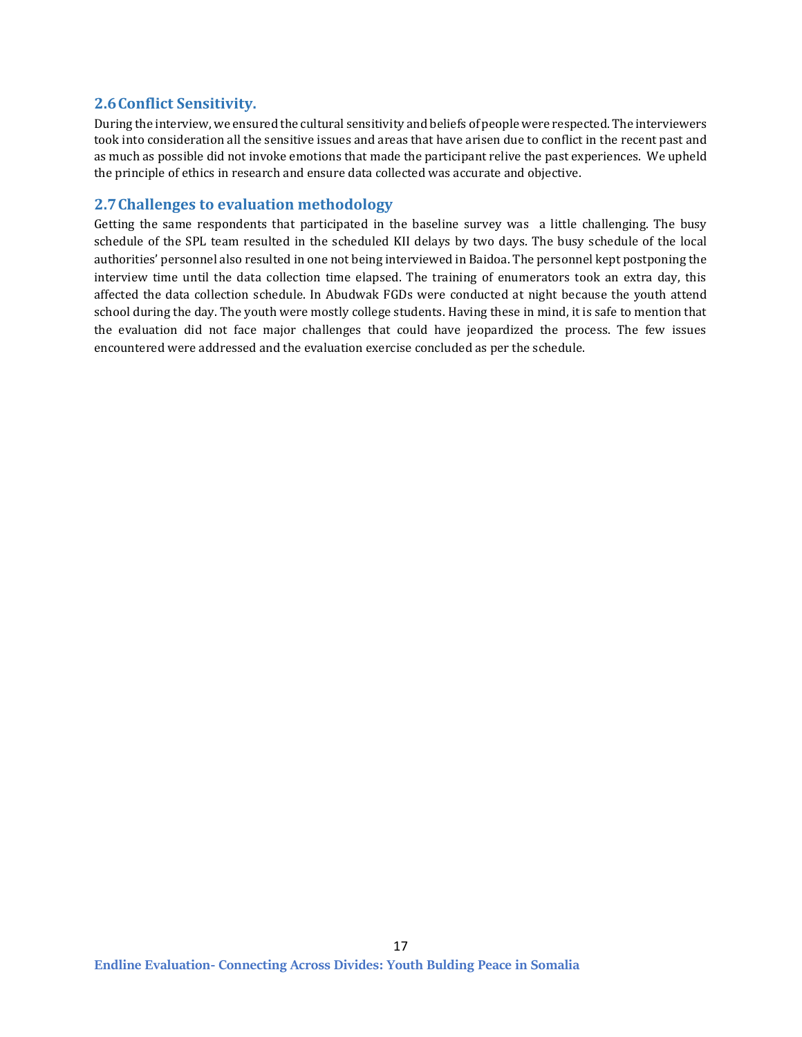## 2.6 Conflict Sensitivity.

During the interview, we ensured the cultural sensitivity and beliefs of people were respected. The interviewers took into consideration all the sensitive issues and areas that have arisen due to conflict in the recent past and as much as possible did not invoke emotions that made the participant relive the past experiences. We upheld the principle of ethics in research and ensure data collected was accurate and objective.

## 2.7 Challenges to evaluation methodology

Getting the same respondents that participated in the baseline survey was a little challenging. The busy schedule of the SPL team resulted in the scheduled KII delays by two days. The busy schedule of the local authorities' personnel also resulted in one not being interviewed in Baidoa. The personnel kept postponing the interview time until the data collection time elapsed. The training of enumerators took an extra day, this affected the data collection schedule. In Abudwak FGDs were conducted at night because the youth attend school during the day. The youth were mostly college students. Having these in mind, it is safe to mention that the evaluation did not face major challenges that could have jeopardized the process. The few issues encountered were addressed and the evaluation exercise concluded as per the schedule.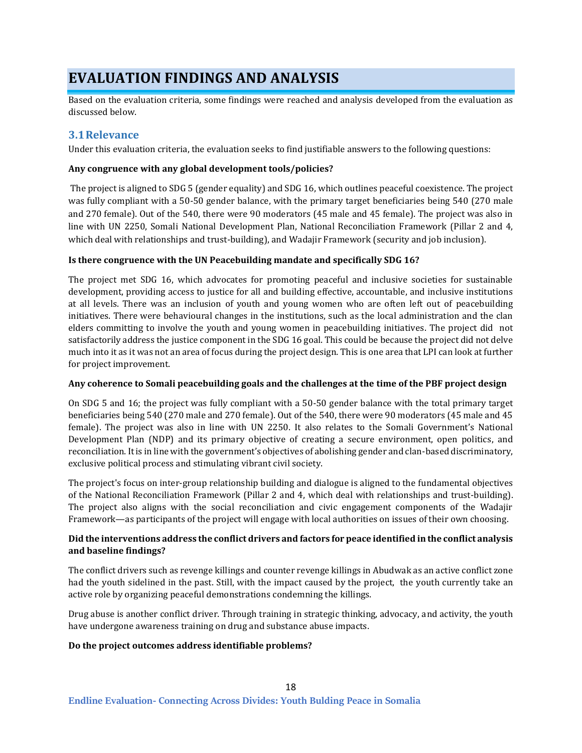# EVALUATION FINDINGS AND ANALYSIS

Based on the evaluation criteria, some findings were reached and analysis developed from the evaluation as discussed below.

## 3.1 Relevance

Under this evaluation criteria, the evaluation seeks to find justifiable answers to the following questions:

**Any congruence with any global development tools/policies?**

The project is aligned to SDG 5 (gender equality) and SDG 16, which outlines peaceful coexistence. The project was fully compliant with a 50-50 gender balance, with the primary target beneficiaries being 540 (270 male and 270 female). Out of the 540, there were 90 moderators (45 male and 45 female). The project was also in line with UN 2250, Somali National Development Plan, National Reconciliation Framework (Pillar 2 and 4, which deal with relationships and trust-building), and Wadajir Framework (security and job inclusion).

**Is there congruence with the UN Peacebuilding mandate and specifically SDG 16?**

The project met SDG 16, which advocates for promoting peaceful and inclusive societies for sustainable development, providing access to justice for all and building effective, accountable, and inclusive institutions at all levels. There was an inclusion of youth and young women who are often left out of peacebuilding initiatives. There were behavioural changes in the institutions, such as the local administration and the clan elders committing to involve the youth and young women in peacebuilding initiatives. The project did not satisfactorily address the justice component in the SDG 16 goal. This could be because the project did not delve much into it as it was not an area of focus during the project design. This is one area that LPI can look at further for project improvement.

**Any coherence to Somali peacebuilding goals and the challenges at the time of the PBF project design**

On SDG 5 and 16; the project was fully compliant with a 50-50 gender balance with the total primary target beneficiaries being 540 (270 male and 270 female). Out of the 540, there were 90 moderators (45 male and 45 female). The project was also in line with UN 2250. It also relates to the Somali Government's National Development Plan (NDP) and its primary objective of creating a secure environment, open politics, and reconciliation. It is in line with the government's objectives of abolishing gender and clan-based discriminatory, exclusive political process and stimulating vibrant civil society.

The project's focus on inter-group relationship building and dialogue is aligned to the fundamental objectives of the National Reconciliation Framework (Pillar 2 and 4, which deal with relationships and trust-building). The project also aligns with the social reconciliation and civic engagement components of the Wadajir Framework—as participants of the project will engage with local authorities on issues of their own choosing.

**Did the interventions address the conflict drivers and factors for peace identified in the conflict analysis and baseline findings?**

The conflict drivers such as revenge killings and counter revenge killings in Abudwak as an active conflict zone had the youth sidelined in the past. Still, with the impact caused by the project, the youth currently take an active role by organizing peaceful demonstrations condemning the killings.

Drug abuse is another conflict driver. Through training in strategic thinking, advocacy, and activity, the youth have undergone awareness training on drug and substance abuse impacts.

**Do the project outcomes address identifiable problems?**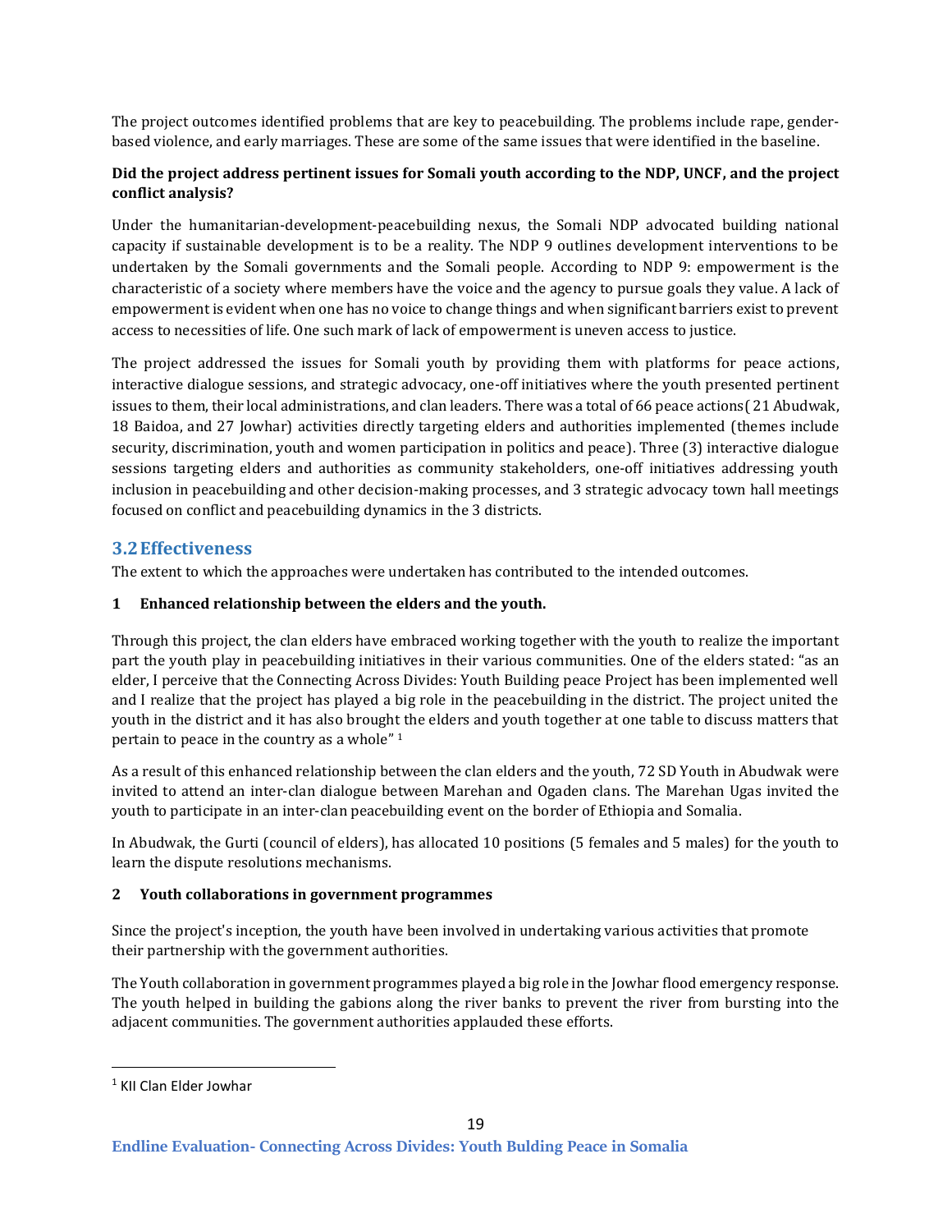The project outcomes identified problems that are key to peacebuilding. The problems include rape, gender-based violence, and early marriages. These are some of the same issues that were identified in the baseline.

**Did the project address pertinent issues for Somali youth according to the NDP, UNCF, and the project conflict analysis?**

Under the humanitarian-development-peacebuilding nexus, the Somali NDP advocated building national capacity if sustainable development is to be a reality. The NDP 9 outlines development interventions to be undertaken by the Somali governments and the Somali people. According to NDP 9: empowerment is the characteristic of a society where members have the voice and the agency to pursue goals they value. A lack of empowerment is evident when one has no voice to change things and when significant barriers exist to prevent access to necessities of life. One such mark of lack of empowerment is uneven access to justice.

The project addressed the issues for Somali youth by providing them with platforms for peace actions, interactive dialogue sessions, and strategic advocacy, one-off initiatives where the youth presented pertinent issues to them, their local administrations, and clan leaders. There was a total of 66 peace actions( 21 Abudwak, 18 Baidoa, and 27 Jowhar) activities directly targeting elders and authorities implemented (themes include security, discrimination, youth and women participation in politics and peace). Three (3) interactive dialogue sessions targeting elders and authorities as community stakeholders, one-off initiatives addressing youth inclusion in peacebuilding and other decision-making processes, and 3 strategic advocacy town hall meetings focused on conflict and peacebuilding dynamics in the 3 districts.

## 3.2 Effectiveness

The extent to which the approaches were undertaken has contributed to the intended outcomes.

**1 Enhanced relationship between the elders and the youth.**

Through this project, the clan elders have embraced working together with the youth to realize the important part the youth play in peacebuilding initiatives in their various communities. One of the elders stated: "as an elder, I perceive that the Connecting Across Divides: Youth Building peace Project has been implemented well and I realize that the project has played a big role in the peacebuilding in the district. The project united the youth in the district and it has also brought the elders and youth together at one table to discuss matters that pertain to peace in the country as a whole" [1]

As a result of this enhanced relationship between the clan elders and the youth, 72 SD Youth in Abudwak were invited to attend an inter-clan dialogue between Marehan and Ogaden clans. The Marehan Ugas invited the youth to participate in an inter-clan peacebuilding event on the border of Ethiopia and Somalia.

In Abudwak, the Gurti (council of elders), has allocated 10 positions (5 females and 5 males) for the youth to learn the dispute resolutions mechanisms.

**2 Youth collaborations in government programmes**

Since the project's inception, the youth have been involved in undertaking various activities that promote their partnership with the government authorities.

The Youth collaboration in government programmes played a big role in the Jowhar flood emergency response. The youth helped in building the gabions along the river banks to prevent the river from bursting into the adjacent communities. The government authorities applauded these efforts.

---

[1] KII Clan Elder Jowhar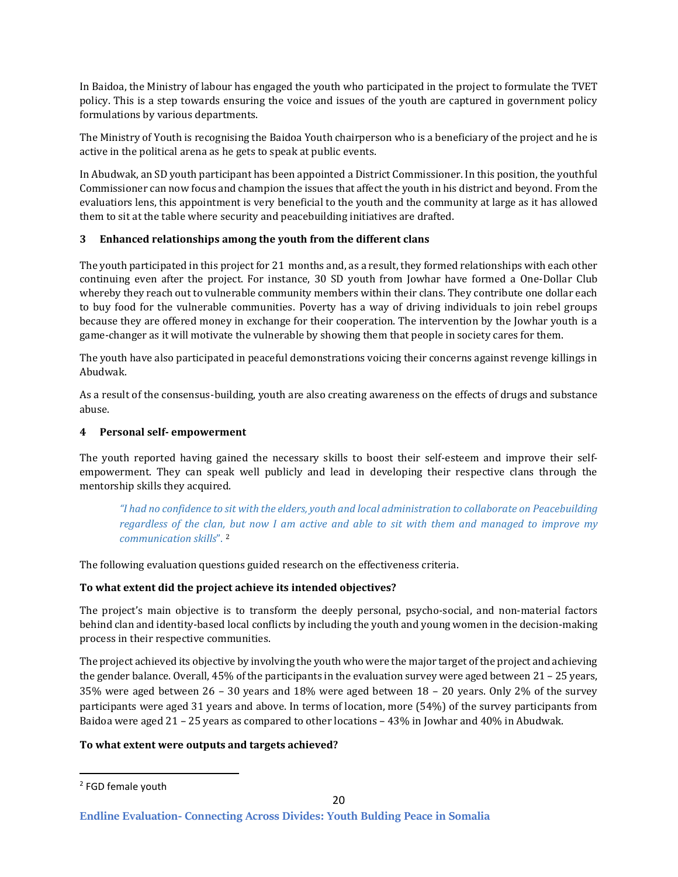In Baidoa, the Ministry of labour has engaged the youth who participated in the project to formulate the TVET policy. This is a step towards ensuring the voice and issues of the youth are captured in government policy formulations by various departments.

The Ministry of Youth is recognising the Baidoa Youth chairperson who is a beneficiary of the project and he is active in the political arena as he gets to speak at public events.

In Abudwak, an SD youth participant has been appointed a District Commissioner. In this position, the youthful Commissioner can now focus and champion the issues that affect the youth in his district and beyond. From the evaluatiors lens, this appointment is very beneficial to the youth and the community at large as it has allowed them to sit at the table where security and peacebuilding initiatives are drafted.

### 3 Enhanced relationships among the youth from the different clans

The youth participated in this project for 21 months and, as a result, they formed relationships with each other continuing even after the project. For instance, 30 SD youth from Jowhar have formed a One-Dollar Club whereby they reach out to vulnerable community members within their clans. They contribute one dollar each to buy food for the vulnerable communities. Poverty has a way of driving individuals to join rebel groups because they are offered money in exchange for their cooperation. The intervention by the Jowhar youth is a game-changer as it will motivate the vulnerable by showing them that people in society cares for them.

The youth have also participated in peaceful demonstrations voicing their concerns against revenge killings in Abudwak.

As a result of the consensus-building, youth are also creating awareness on the effects of drugs and substance abuse.

### 4 Personal self- empowerment

The youth reported having gained the necessary skills to boost their self-esteem and improve their self-empowerment. They can speak well publicly and lead in developing their respective clans through the mentorship skills they acquired.

> *"I had no confidence to sit with the elders, youth and local administration to collaborate on Peacebuilding regardless of the clan, but now I am active and able to sit with them and managed to improve my communication skills*". [2]

The following evaluation questions guided research on the effectiveness criteria.

**To what extent did the project achieve its intended objectives?**

The project's main objective is to transform the deeply personal, psycho-social, and non-material factors behind clan and identity-based local conflicts by including the youth and young women in the decision-making process in their respective communities.

The project achieved its objective by involving the youth who were the major target of the project and achieving the gender balance. Overall, 45% of the participants in the evaluation survey were aged between 21 – 25 years, 35% were aged between 26 – 30 years and 18% were aged between 18 – 20 years. Only 2% of the survey participants were aged 31 years and above. In terms of location, more (54%) of the survey participants from Baidoa were aged 21 – 25 years as compared to other locations – 43% in Jowhar and 40% in Abudwak.

**To what extent were outputs and targets achieved?**

---

[2] FGD female youth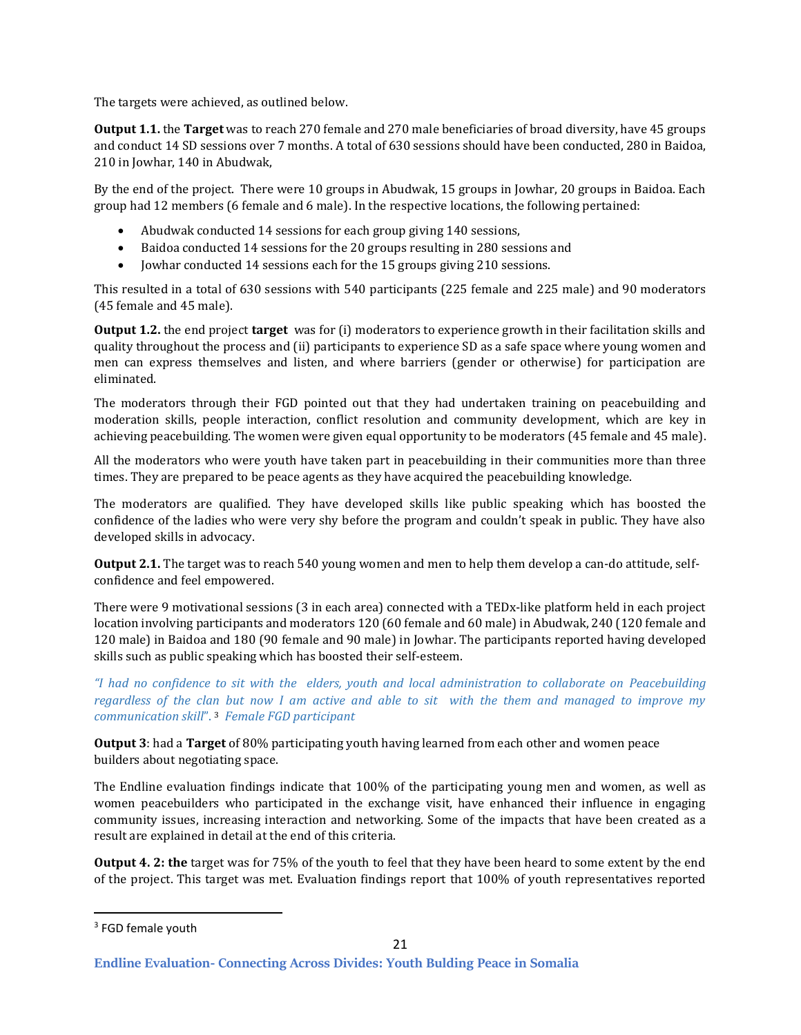The targets were achieved, as outlined below.

**Output 1.1.** the **Target** was to reach 270 female and 270 male beneficiaries of broad diversity, have 45 groups and conduct 14 SD sessions over 7 months. A total of 630 sessions should have been conducted, 280 in Baidoa, 210 in Jowhar, 140 in Abudwak,

By the end of the project. There were 10 groups in Abudwak, 15 groups in Jowhar, 20 groups in Baidoa. Each group had 12 members (6 female and 6 male). In the respective locations, the following pertained:

- Abudwak conducted 14 sessions for each group giving 140 sessions,
- Baidoa conducted 14 sessions for the 20 groups resulting in 280 sessions and
- Jowhar conducted 14 sessions each for the 15 groups giving 210 sessions.

This resulted in a total of 630 sessions with 540 participants (225 female and 225 male) and 90 moderators (45 female and 45 male).

**Output 1.2.** the end project **target** was for (i) moderators to experience growth in their facilitation skills and quality throughout the process and (ii) participants to experience SD as a safe space where young women and men can express themselves and listen, and where barriers (gender or otherwise) for participation are eliminated.

The moderators through their FGD pointed out that they had undertaken training on peacebuilding and moderation skills, people interaction, conflict resolution and community development, which are key in achieving peacebuilding. The women were given equal opportunity to be moderators (45 female and 45 male).

All the moderators who were youth have taken part in peacebuilding in their communities more than three times. They are prepared to be peace agents as they have acquired the peacebuilding knowledge.

The moderators are qualified. They have developed skills like public speaking which has boosted the confidence of the ladies who were very shy before the program and couldn't speak in public. They have also developed skills in advocacy.

**Output 2.1.** The target was to reach 540 young women and men to help them develop a can-do attitude, self-confidence and feel empowered.

There were 9 motivational sessions (3 in each area) connected with a TEDx-like platform held in each project location involving participants and moderators 120 (60 female and 60 male) in Abudwak, 240 (120 female and 120 male) in Baidoa and 180 (90 female and 90 male) in Jowhar. The participants reported having developed skills such as public speaking which has boosted their self-esteem.

*"I had no confidence to sit with the elders, youth and local administration to collaborate on Peacebuilding regardless of the clan but now I am active and able to sit with the them and managed to improve my communication skill".*[3] *Female FGD participant*

**Output 3**: had a **Target** of 80% participating youth having learned from each other and women peace builders about negotiating space.

The Endline evaluation findings indicate that 100% of the participating young men and women, as well as women peacebuilders who participated in the exchange visit, have enhanced their influence in engaging community issues, increasing interaction and networking. Some of the impacts that have been created as a result are explained in detail at the end of this criteria.

**Output 4. 2: the** target was for 75% of the youth to feel that they have been heard to some extent by the end of the project. This target was met. Evaluation findings report that 100% of youth representatives reported

[3] FGD female youth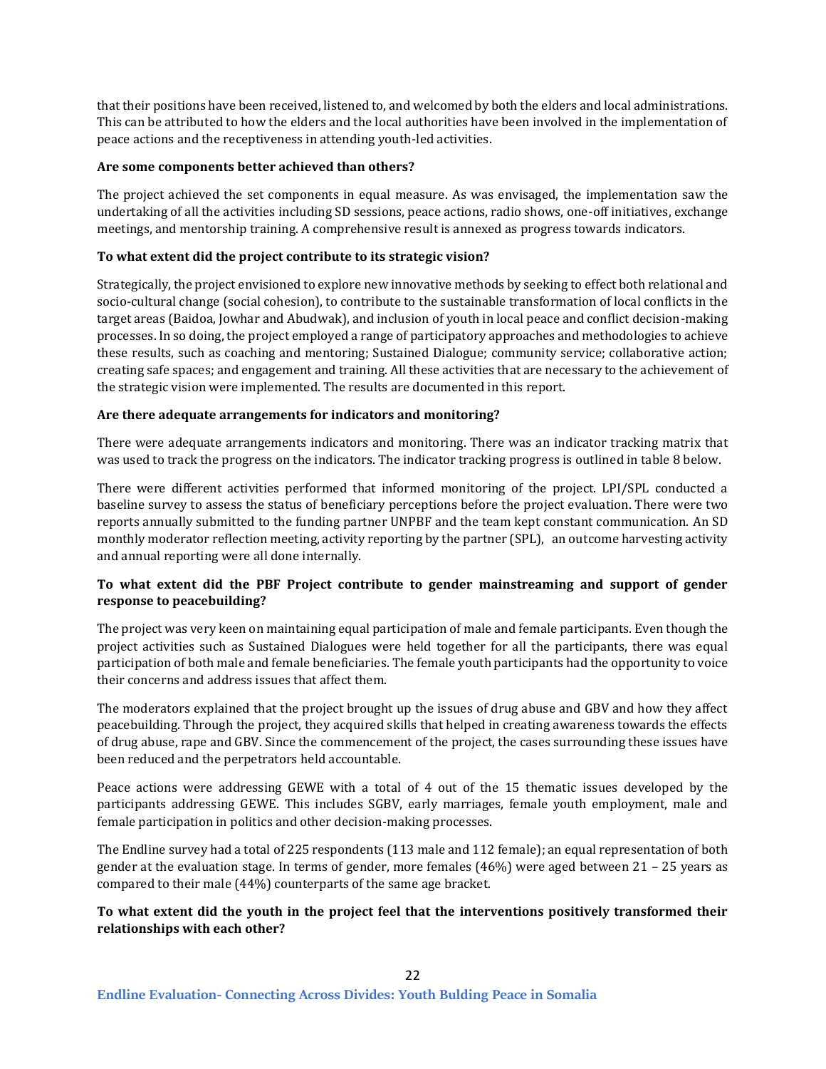that their positions have been received, listened to, and welcomed by both the elders and local administrations. This can be attributed to how the elders and the local authorities have been involved in the implementation of peace actions and the receptiveness in attending youth-led activities.

**Are some components better achieved than others?**

The project achieved the set components in equal measure. As was envisaged, the implementation saw the undertaking of all the activities including SD sessions, peace actions, radio shows, one-off initiatives, exchange meetings, and mentorship training. A comprehensive result is annexed as progress towards indicators.

**To what extent did the project contribute to its strategic vision?**

Strategically, the project envisioned to explore new innovative methods by seeking to effect both relational and socio-cultural change (social cohesion), to contribute to the sustainable transformation of local conflicts in the target areas (Baidoa, Jowhar and Abudwak), and inclusion of youth in local peace and conflict decision-making processes. In so doing, the project employed a range of participatory approaches and methodologies to achieve these results, such as coaching and mentoring; Sustained Dialogue; community service; collaborative action; creating safe spaces; and engagement and training. All these activities that are necessary to the achievement of the strategic vision were implemented. The results are documented in this report.

**Are there adequate arrangements for indicators and monitoring?**

There were adequate arrangements indicators and monitoring. There was an indicator tracking matrix that was used to track the progress on the indicators. The indicator tracking progress is outlined in table 8 below.

There were different activities performed that informed monitoring of the project. LPI/SPL conducted a baseline survey to assess the status of beneficiary perceptions before the project evaluation. There were two reports annually submitted to the funding partner UNPBF and the team kept constant communication. An SD monthly moderator reflection meeting, activity reporting by the partner (SPL), an outcome harvesting activity and annual reporting were all done internally.

**To what extent did the PBF Project contribute to gender mainstreaming and support of gender response to peacebuilding?**

The project was very keen on maintaining equal participation of male and female participants. Even though the project activities such as Sustained Dialogues were held together for all the participants, there was equal participation of both male and female beneficiaries. The female youth participants had the opportunity to voice their concerns and address issues that affect them.

The moderators explained that the project brought up the issues of drug abuse and GBV and how they affect peacebuilding. Through the project, they acquired skills that helped in creating awareness towards the effects of drug abuse, rape and GBV. Since the commencement of the project, the cases surrounding these issues have been reduced and the perpetrators held accountable.

Peace actions were addressing GEWE with a total of 4 out of the 15 thematic issues developed by the participants addressing GEWE. This includes SGBV, early marriages, female youth employment, male and female participation in politics and other decision-making processes.

The Endline survey had a total of 225 respondents (113 male and 112 female); an equal representation of both gender at the evaluation stage. In terms of gender, more females (46%) were aged between 21 – 25 years as compared to their male (44%) counterparts of the same age bracket.

**To what extent did the youth in the project feel that the interventions positively transformed their relationships with each other?**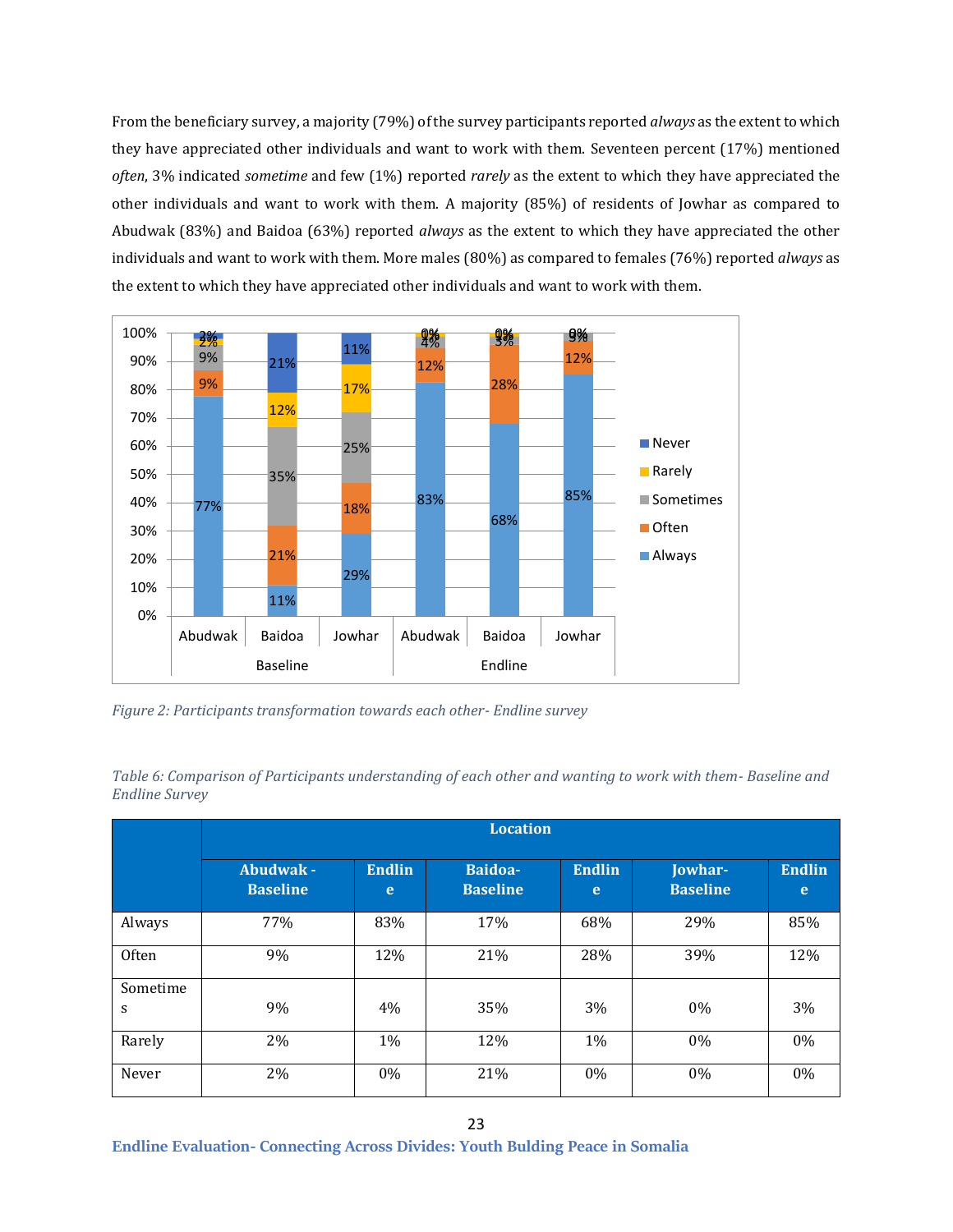From the beneficiary survey, a majority (79%) of the survey participants reported *always* as the extent to which they have appreciated other individuals and want to work with them. Seventeen percent (17%) mentioned *often*, 3% indicated *sometime* and few (1%) reported *rarely* as the extent to which they have appreciated the other individuals and want to work with them. A majority (85%) of residents of Jowhar as compared to Abudwak (83%) and Baidoa (63%) reported *always* as the extent to which they have appreciated the other individuals and want to work with them. More males (80%) as compared to females (76%) reported *always* as the extent to which they have appreciated other individuals and want to work with them.

*Figure 2: Participants transformation towards each other- Endline survey*

*Table 6: Comparison of Participants understanding of each other and wanting to work with them- Baseline and Endline Survey*

| | Location | | | | | |
|---|---|---|---|---|---|---|
| | Abudwak - Baseline | Endline | Baidoa- Baseline | Endline | Jowhar- Baseline | Endline |
| Always | 77% | 83% | 17% | 68% | 29% | 85% |
| Often | 9% | 12% | 21% | 28% | 39% | 12% |
| Sometimes | 9% | 4% | 35% | 3% | 0% | 3% |
| Rarely | 2% | 1% | 12% | 1% | 0% | 0% |
| Never | 2% | 0% | 21% | 0% | 0% | 0% |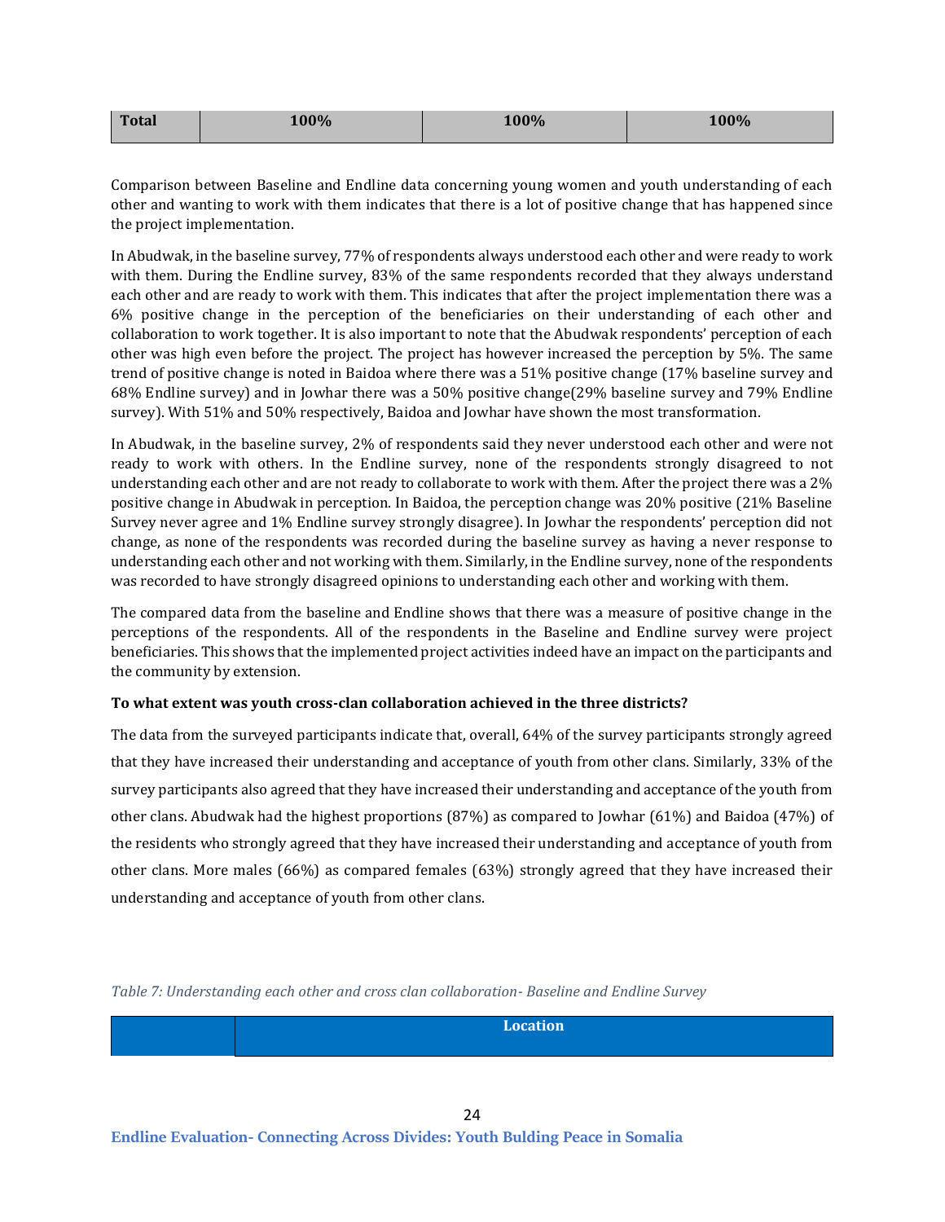| Total | 100% | 100% | 100% |
|---|---|---|---|

Comparison between Baseline and Endline data concerning young women and youth understanding of each other and wanting to work with them indicates that there is a lot of positive change that has happened since the project implementation.

In Abudwak, in the baseline survey, 77% of respondents always understood each other and were ready to work with them. During the Endline survey, 83% of the same respondents recorded that they always understand each other and are ready to work with them. This indicates that after the project implementation there was a 6% positive change in the perception of the beneficiaries on their understanding of each other and collaboration to work together. It is also important to note that the Abudwak respondents' perception of each other was high even before the project. The project has however increased the perception by 5%. The same trend of positive change is noted in Baidoa where there was a 51% positive change (17% baseline survey and 68% Endline survey) and in Jowhar there was a 50% positive change(29% baseline survey and 79% Endline survey). With 51% and 50% respectively, Baidoa and Jowhar have shown the most transformation.

In Abudwak, in the baseline survey, 2% of respondents said they never understood each other and were not ready to work with others. In the Endline survey, none of the respondents strongly disagreed to not understanding each other and are not ready to collaborate to work with them. After the project there was a 2% positive change in Abudwak in perception. In Baidoa, the perception change was 20% positive (21% Baseline Survey never agree and 1% Endline survey strongly disagree). In Jowhar the respondents' perception did not change, as none of the respondents was recorded during the baseline survey as having a never response to understanding each other and not working with them. Similarly, in the Endline survey, none of the respondents was recorded to have strongly disagreed opinions to understanding each other and working with them.

The compared data from the baseline and Endline shows that there was a measure of positive change in the perceptions of the respondents. All of the respondents in the Baseline and Endline survey were project beneficiaries. This shows that the implemented project activities indeed have an impact on the participants and the community by extension.

**To what extent was youth cross-clan collaboration achieved in the three districts?**

The data from the surveyed participants indicate that, overall, 64% of the survey participants strongly agreed that they have increased their understanding and acceptance of youth from other clans. Similarly, 33% of the survey participants also agreed that they have increased their understanding and acceptance of the youth from other clans. Abudwak had the highest proportions (87%) as compared to Jowhar (61%) and Baidoa (47%) of the residents who strongly agreed that they have increased their understanding and acceptance of youth from other clans. More males (66%) as compared females (63%) strongly agreed that they have increased their understanding and acceptance of youth from other clans.

*Table 7: Understanding each other and cross clan collaboration- Baseline and Endline Survey*

| | Location |
|---|---|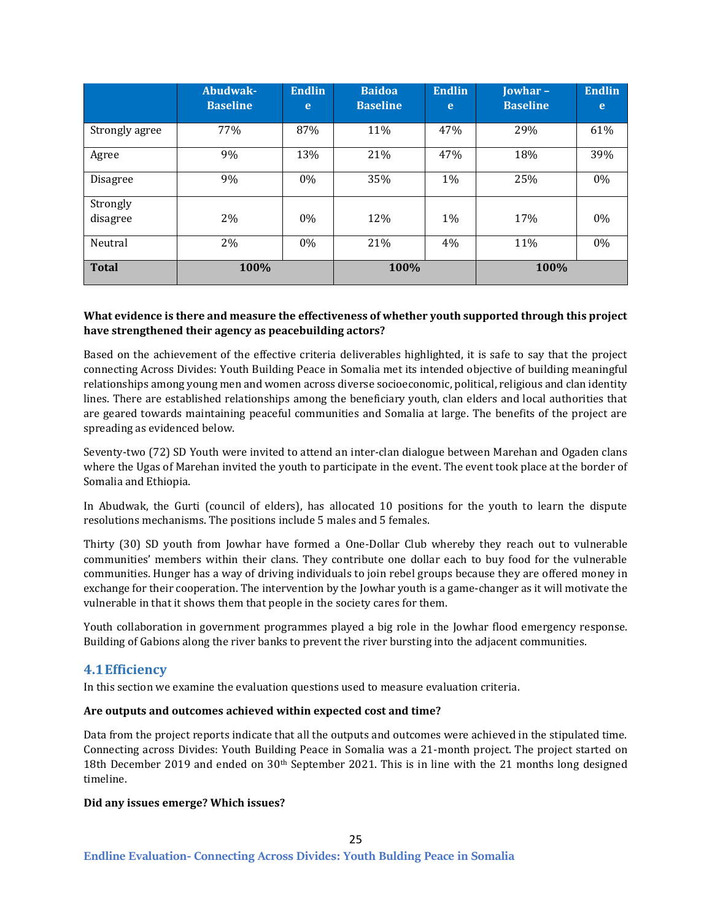| | Abudwak- Baseline | Endline | Baidoa Baseline | Endline | Jowhar – Baseline | Endline |
|---|---|---|---|---|---|---|
| Strongly agree | 77% | 87% | 11% | 47% | 29% | 61% |
| Agree | 9% | 13% | 21% | 47% | 18% | 39% |
| Disagree | 9% | 0% | 35% | 1% | 25% | 0% |
| Strongly disagree | 2% | 0% | 12% | 1% | 17% | 0% |
| Neutral | 2% | 0% | 21% | 4% | 11% | 0% |
| **Total** | **100%** | | **100%** | | **100%** | |

**What evidence is there and measure the effectiveness of whether youth supported through this project have strengthened their agency as peacebuilding actors?**

Based on the achievement of the effective criteria deliverables highlighted, it is safe to say that the project connecting Across Divides: Youth Building Peace in Somalia met its intended objective of building meaningful relationships among young men and women across diverse socioeconomic, political, religious and clan identity lines. There are established relationships among the beneficiary youth, clan elders and local authorities that are geared towards maintaining peaceful communities and Somalia at large. The benefits of the project are spreading as evidenced below.

Seventy-two (72) SD Youth were invited to attend an inter-clan dialogue between Marehan and Ogaden clans where the Ugas of Marehan invited the youth to participate in the event. The event took place at the border of Somalia and Ethiopia.

In Abudwak, the Gurti (council of elders), has allocated 10 positions for the youth to learn the dispute resolutions mechanisms. The positions include 5 males and 5 females.

Thirty (30) SD youth from Jowhar have formed a One-Dollar Club whereby they reach out to vulnerable communities' members within their clans. They contribute one dollar each to buy food for the vulnerable communities. Hunger has a way of driving individuals to join rebel groups because they are offered money in exchange for their cooperation. The intervention by the Jowhar youth is a game-changer as it will motivate the vulnerable in that it shows them that people in the society cares for them.

Youth collaboration in government programmes played a big role in the Jowhar flood emergency response. Building of Gabions along the river banks to prevent the river bursting into the adjacent communities.

## 4.1 Efficiency

In this section we examine the evaluation questions used to measure evaluation criteria.

**Are outputs and outcomes achieved within expected cost and time?**

Data from the project reports indicate that all the outputs and outcomes were achieved in the stipulated time. Connecting across Divides: Youth Building Peace in Somalia was a 21-month project. The project started on 18th December 2019 and ended on 30th September 2021. This is in line with the 21 months long designed timeline.

**Did any issues emerge? Which issues?**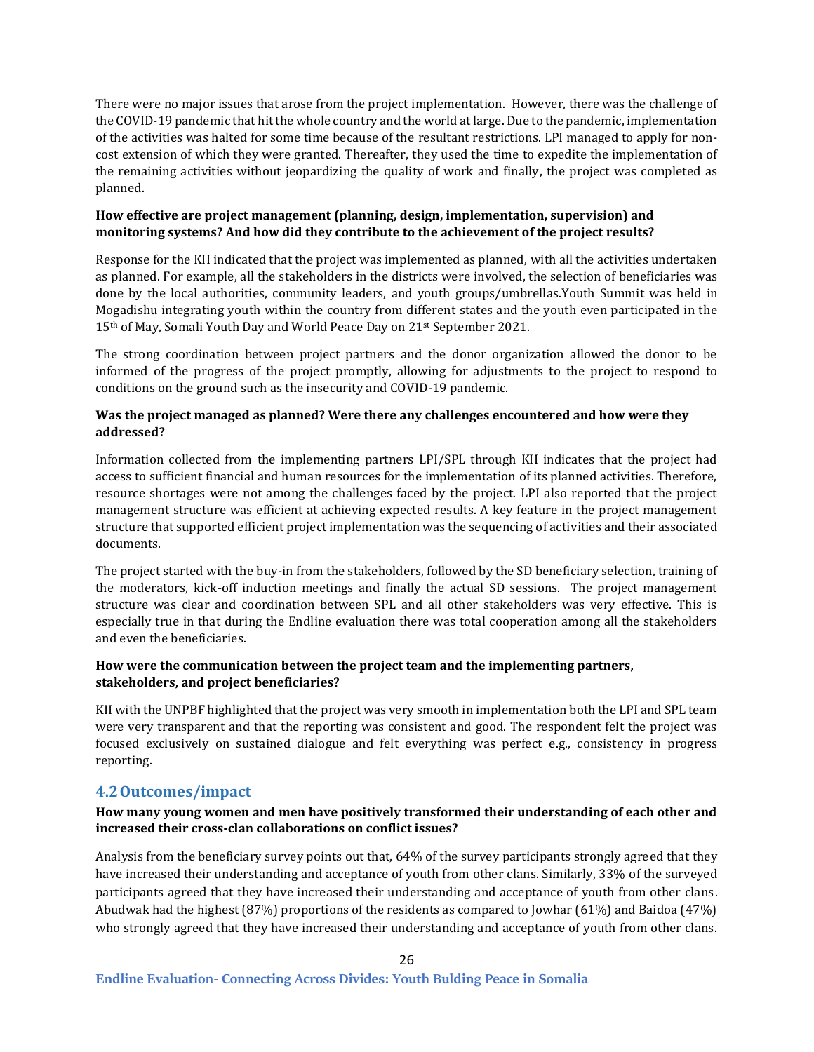There were no major issues that arose from the project implementation. However, there was the challenge of the COVID-19 pandemic that hit the whole country and the world at large. Due to the pandemic, implementation of the activities was halted for some time because of the resultant restrictions. LPI managed to apply for non-cost extension of which they were granted. Thereafter, they used the time to expedite the implementation of the remaining activities without jeopardizing the quality of work and finally, the project was completed as planned.

**How effective are project management (planning, design, implementation, supervision) and monitoring systems? And how did they contribute to the achievement of the project results?**

Response for the KII indicated that the project was implemented as planned, with all the activities undertaken as planned. For example, all the stakeholders in the districts were involved, the selection of beneficiaries was done by the local authorities, community leaders, and youth groups/umbrellas.Youth Summit was held in Mogadishu integrating youth within the country from different states and the youth even participated in the 15th of May, Somali Youth Day and World Peace Day on 21st September 2021.

The strong coordination between project partners and the donor organization allowed the donor to be informed of the progress of the project promptly, allowing for adjustments to the project to respond to conditions on the ground such as the insecurity and COVID-19 pandemic.

**Was the project managed as planned? Were there any challenges encountered and how were they addressed?**

Information collected from the implementing partners LPI/SPL through KII indicates that the project had access to sufficient financial and human resources for the implementation of its planned activities. Therefore, resource shortages were not among the challenges faced by the project. LPI also reported that the project management structure was efficient at achieving expected results. A key feature in the project management structure that supported efficient project implementation was the sequencing of activities and their associated documents.

The project started with the buy-in from the stakeholders, followed by the SD beneficiary selection, training of the moderators, kick-off induction meetings and finally the actual SD sessions. The project management structure was clear and coordination between SPL and all other stakeholders was very effective. This is especially true in that during the Endline evaluation there was total cooperation among all the stakeholders and even the beneficiaries.

**How were the communication between the project team and the implementing partners, stakeholders, and project beneficiaries?**

KII with the UNPBF highlighted that the project was very smooth in implementation both the LPI and SPL team were very transparent and that the reporting was consistent and good. The respondent felt the project was focused exclusively on sustained dialogue and felt everything was perfect e.g., consistency in progress reporting.

## 4.2 Outcomes/impact

**How many young women and men have positively transformed their understanding of each other and increased their cross-clan collaborations on conflict issues?**

Analysis from the beneficiary survey points out that, 64% of the survey participants strongly agreed that they have increased their understanding and acceptance of youth from other clans. Similarly, 33% of the surveyed participants agreed that they have increased their understanding and acceptance of youth from other clans. Abudwak had the highest (87%) proportions of the residents as compared to Jowhar (61%) and Baidoa (47%) who strongly agreed that they have increased their understanding and acceptance of youth from other clans.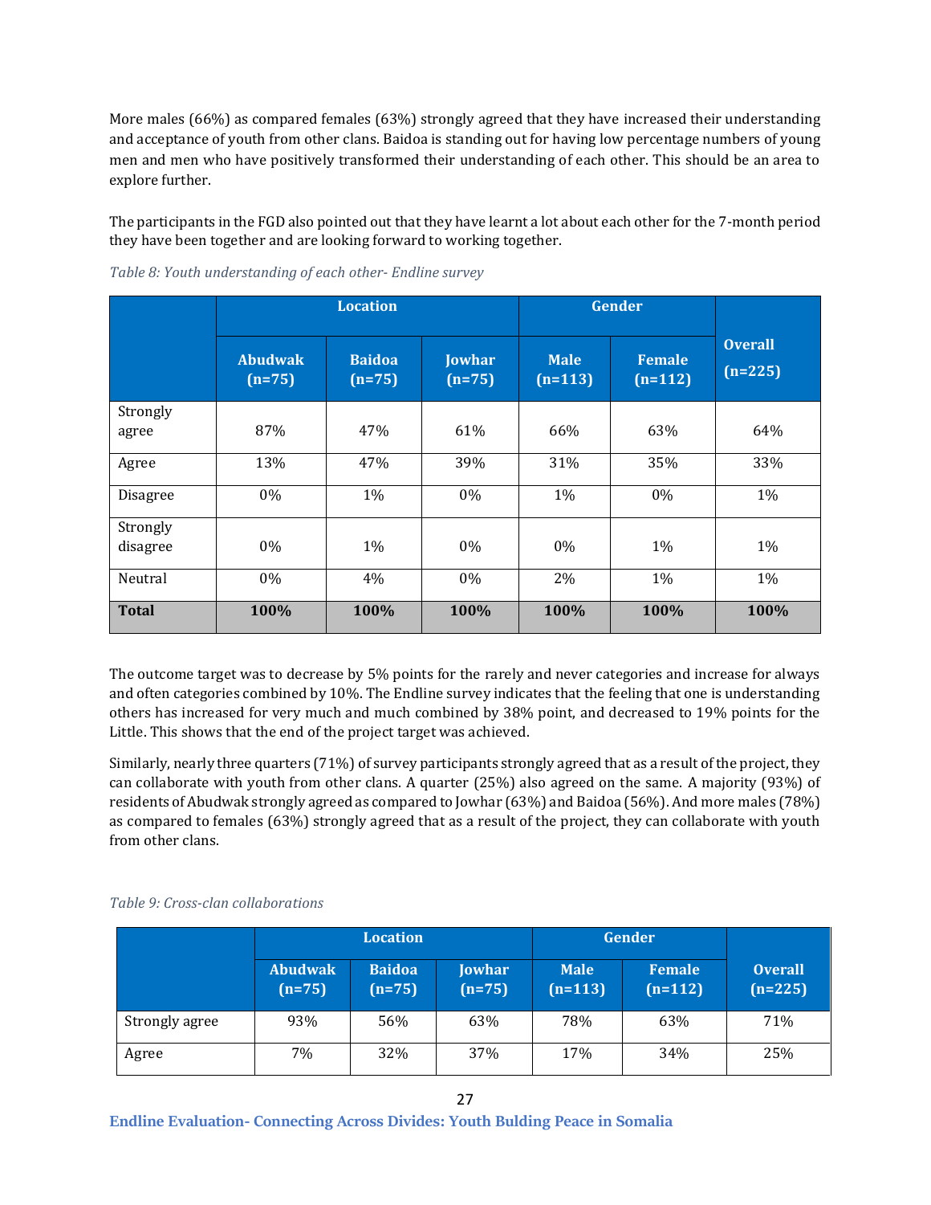More males (66%) as compared females (63%) strongly agreed that they have increased their understanding and acceptance of youth from other clans. Baidoa is standing out for having low percentage numbers of young men and men who have positively transformed their understanding of each other. This should be an area to explore further.

The participants in the FGD also pointed out that they have learnt a lot about each other for the 7-month period they have been together and are looking forward to working together.

*Table 8: Youth understanding of each other- Endline survey*

| | Location | | | Gender | | Overall (n=225) |
|---|---|---|---|---|---|---|
| | Abudwak (n=75) | Baidoa (n=75) | Jowhar (n=75) | Male (n=113) | Female (n=112) | |
| Strongly agree | 87% | 47% | 61% | 66% | 63% | 64% |
| Agree | 13% | 47% | 39% | 31% | 35% | 33% |
| Disagree | 0% | 1% | 0% | 1% | 0% | 1% |
| Strongly disagree | 0% | 1% | 0% | 0% | 1% | 1% |
| Neutral | 0% | 4% | 0% | 2% | 1% | 1% |
| **Total** | **100%** | **100%** | **100%** | **100%** | **100%** | **100%** |

The outcome target was to decrease by 5% points for the rarely and never categories and increase for always and often categories combined by 10%. The Endline survey indicates that the feeling that one is understanding others has increased for very much and much combined by 38% point, and decreased to 19% points for the Little. This shows that the end of the project target was achieved.

Similarly, nearly three quarters (71%) of survey participants strongly agreed that as a result of the project, they can collaborate with youth from other clans. A quarter (25%) also agreed on the same. A majority (93%) of residents of Abudwak strongly agreed as compared to Jowhar (63%) and Baidoa (56%). And more males (78%) as compared to females (63%) strongly agreed that as a result of the project, they can collaborate with youth from other clans.

*Table 9: Cross-clan collaborations*

| | Location | | | Gender | | Overall (n=225) |
|---|---|---|---|---|---|---|
| | Abudwak (n=75) | Baidoa (n=75) | Jowhar (n=75) | Male (n=113) | Female (n=112) | |
| Strongly agree | 93% | 56% | 63% | 78% | 63% | 71% |
| Agree | 7% | 32% | 37% | 17% | 34% | 25% |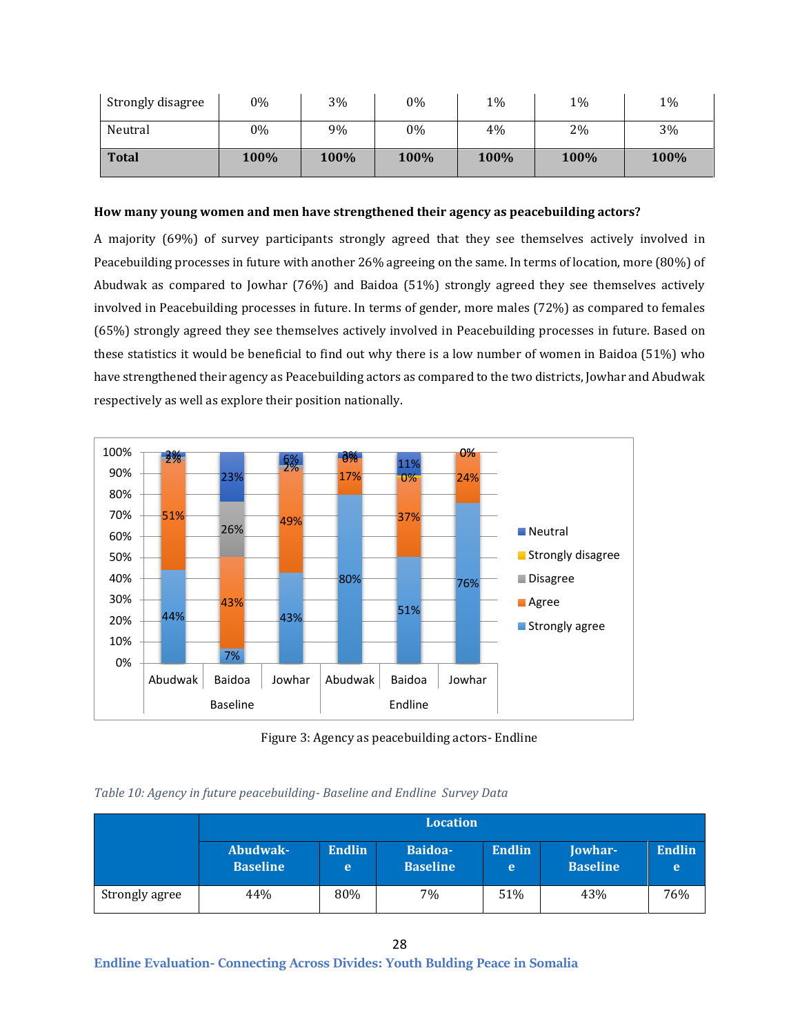| Strongly disagree | 0% | 3% | 0% | 1% | 1% | 1% |
|---|---|---|---|---|---|---|
| Neutral | 0% | 9% | 0% | 4% | 2% | 3% |
| **Total** | **100%** | **100%** | **100%** | **100%** | **100%** | **100%** |

**How many young women and men have strengthened their agency as peacebuilding actors?**

A majority (69%) of survey participants strongly agreed that they see themselves actively involved in Peacebuilding processes in future with another 26% agreeing on the same. In terms of location, more (80%) of Abudwak as compared to Jowhar (76%) and Baidoa (51%) strongly agreed they see themselves actively involved in Peacebuilding processes in future. In terms of gender, more males (72%) as compared to females (65%) strongly agreed they see themselves actively involved in Peacebuilding processes in future. Based on these statistics it would be beneficial to find out why there is a low number of women in Baidoa (51%) who have strengthened their agency as Peacebuilding actors as compared to the two districts, Jowhar and Abudwak respectively as well as explore their position nationally.

| | Baseline | | | Endline | | |
|---|---|---|---|---|---|---|
| | Abudwak | Baidoa | Jowhar | Abudwak | Baidoa | Jowhar |
| Strongly agree | 44% | 7% | 43% | 80% | 51% | 76% |
| Agree | 51% | 43% | 49% | 17% | 37% | 24% |
| Disagree | 2% | 26% | 2% | 0% | | |
| Strongly disagree | | | | | 0% | |
| Neutral | 2% | 23% | 6% | 3% | 11% | 0% |

Figure 3: Agency as peacebuilding actors- Endline

*Table 10: Agency in future peacebuilding- Baseline and Endline Survey Data*

| | Location | | | | | |
|---|---|---|---|---|---|---|
| | Abudwak-Baseline | Endline | Baidoa-Baseline | Endline | Jowhar-Baseline | Endline |
| Strongly agree | 44% | 80% | 7% | 51% | 43% | 76% |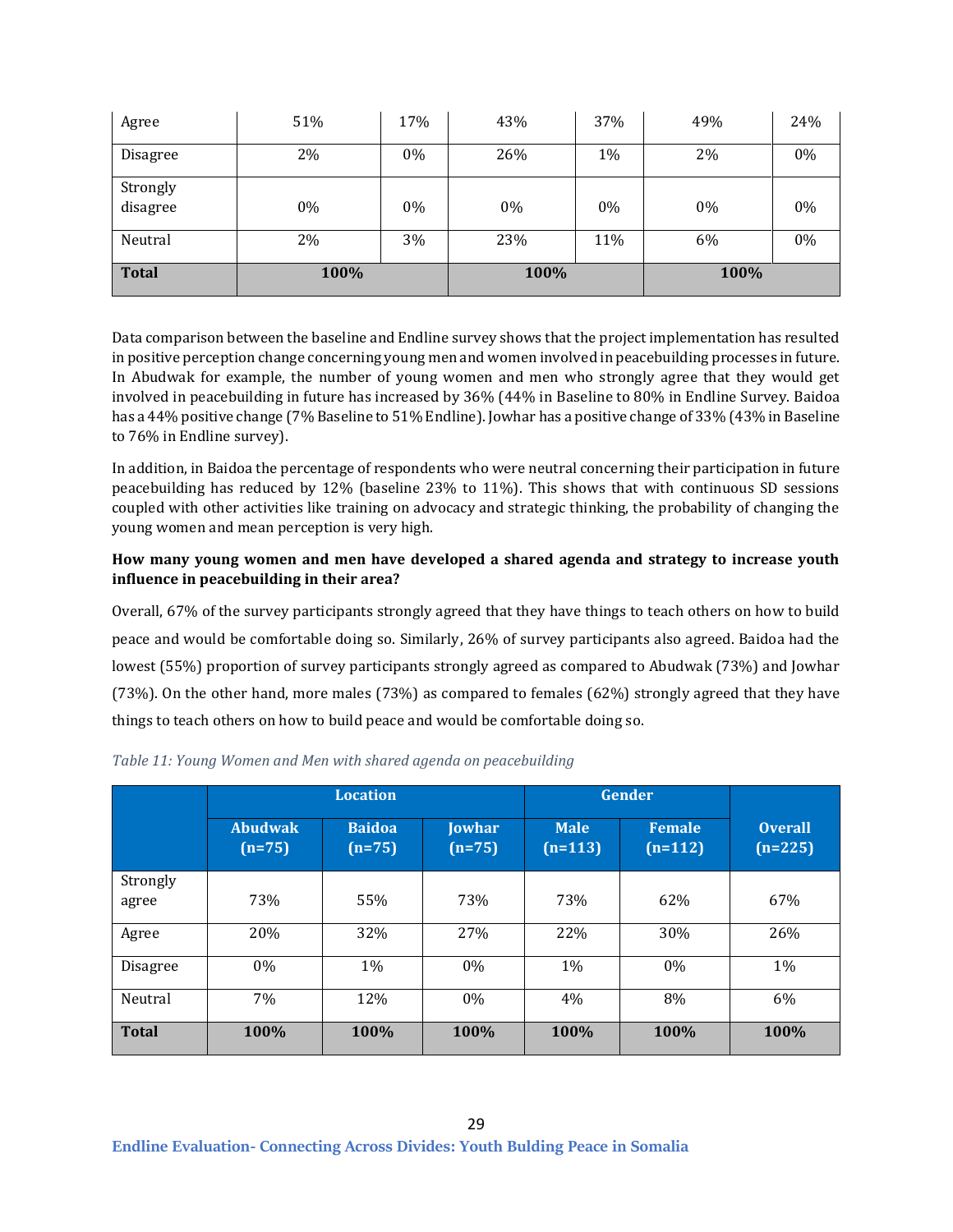| Agree | 51% | 17% | 43% | 37% | 49% | 24% |
|---|---|---|---|---|---|---|
| Disagree | 2% | 0% | 26% | 1% | 2% | 0% |
| Strongly disagree | 0% | 0% | 0% | 0% | 0% | 0% |
| Neutral | 2% | 3% | 23% | 11% | 6% | 0% |
| **Total** | **100%** | | **100%** | | **100%** | |

Data comparison between the baseline and Endline survey shows that the project implementation has resulted in positive perception change concerning young men and women involved in peacebuilding processes in future. In Abudwak for example, the number of young women and men who strongly agree that they would get involved in peacebuilding in future has increased by 36% (44% in Baseline to 80% in Endline Survey. Baidoa has a 44% positive change (7% Baseline to 51% Endline). Jowhar has a positive change of 33% (43% in Baseline to 76% in Endline survey).

In addition, in Baidoa the percentage of respondents who were neutral concerning their participation in future peacebuilding has reduced by 12% (baseline 23% to 11%). This shows that with continuous SD sessions coupled with other activities like training on advocacy and strategic thinking, the probability of changing the young women and mean perception is very high.

**How many young women and men have developed a shared agenda and strategy to increase youth influence in peacebuilding in their area?**

Overall, 67% of the survey participants strongly agreed that they have things to teach others on how to build peace and would be comfortable doing so. Similarly, 26% of survey participants also agreed. Baidoa had the lowest (55%) proportion of survey participants strongly agreed as compared to Abudwak (73%) and Jowhar (73%). On the other hand, more males (73%) as compared to females (62%) strongly agreed that they have things to teach others on how to build peace and would be comfortable doing so.

*Table 11: Young Women and Men with shared agenda on peacebuilding*

| | Location | | | Gender | | |
|---|---|---|---|---|---|---|
| | Abudwak (n=75) | Baidoa (n=75) | Jowhar (n=75) | Male (n=113) | Female (n=112) | Overall (n=225) |
| Strongly agree | 73% | 55% | 73% | 73% | 62% | 67% |
| Agree | 20% | 32% | 27% | 22% | 30% | 26% |
| Disagree | 0% | 1% | 0% | 1% | 0% | 1% |
| Neutral | 7% | 12% | 0% | 4% | 8% | 6% |
| **Total** | **100%** | **100%** | **100%** | **100%** | **100%** | **100%** |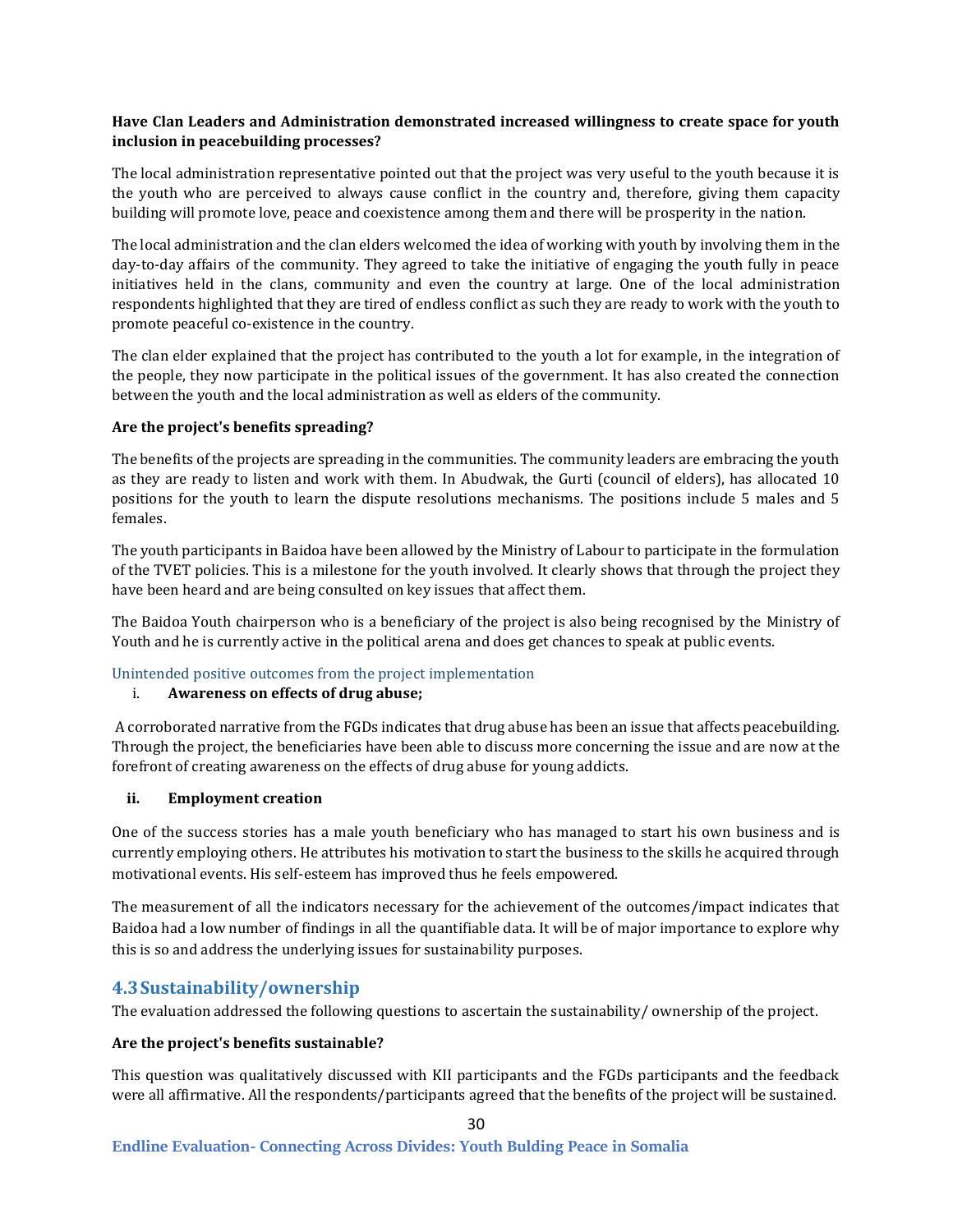**Have Clan Leaders and Administration demonstrated increased willingness to create space for youth inclusion in peacebuilding processes?**

The local administration representative pointed out that the project was very useful to the youth because it is the youth who are perceived to always cause conflict in the country and, therefore, giving them capacity building will promote love, peace and coexistence among them and there will be prosperity in the nation.

The local administration and the clan elders welcomed the idea of working with youth by involving them in the day-to-day affairs of the community. They agreed to take the initiative of engaging the youth fully in peace initiatives held in the clans, community and even the country at large. One of the local administration respondents highlighted that they are tired of endless conflict as such they are ready to work with the youth to promote peaceful co-existence in the country.

The clan elder explained that the project has contributed to the youth a lot for example, in the integration of the people, they now participate in the political issues of the government. It has also created the connection between the youth and the local administration as well as elders of the community.

**Are the project's benefits spreading?**

The benefits of the projects are spreading in the communities. The community leaders are embracing the youth as they are ready to listen and work with them. In Abudwak, the Gurti (council of elders), has allocated 10 positions for the youth to learn the dispute resolutions mechanisms. The positions include 5 males and 5 females.

The youth participants in Baidoa have been allowed by the Ministry of Labour to participate in the formulation of the TVET policies. This is a milestone for the youth involved. It clearly shows that through the project they have been heard and are being consulted on key issues that affect them.

The Baidoa Youth chairperson who is a beneficiary of the project is also being recognised by the Ministry of Youth and he is currently active in the political arena and does get chances to speak at public events.

#### Unintended positive outcomes from the project implementation

i. **Awareness on effects of drug abuse;**

A corroborated narrative from the FGDs indicates that drug abuse has been an issue that affects peacebuilding. Through the project, the beneficiaries have been able to discuss more concerning the issue and are now at the forefront of creating awareness on the effects of drug abuse for young addicts.

ii. **Employment creation**

One of the success stories has a male youth beneficiary who has managed to start his own business and is currently employing others. He attributes his motivation to start the business to the skills he acquired through motivational events. His self-esteem has improved thus he feels empowered.

The measurement of all the indicators necessary for the achievement of the outcomes/impact indicates that Baidoa had a low number of findings in all the quantifiable data. It will be of major importance to explore why this is so and address the underlying issues for sustainability purposes.

## 4.3 Sustainability/ownership

The evaluation addressed the following questions to ascertain the sustainability/ ownership of the project.

**Are the project's benefits sustainable?**

This question was qualitatively discussed with KII participants and the FGDs participants and the feedback were all affirmative. All the respondents/participants agreed that the benefits of the project will be sustained.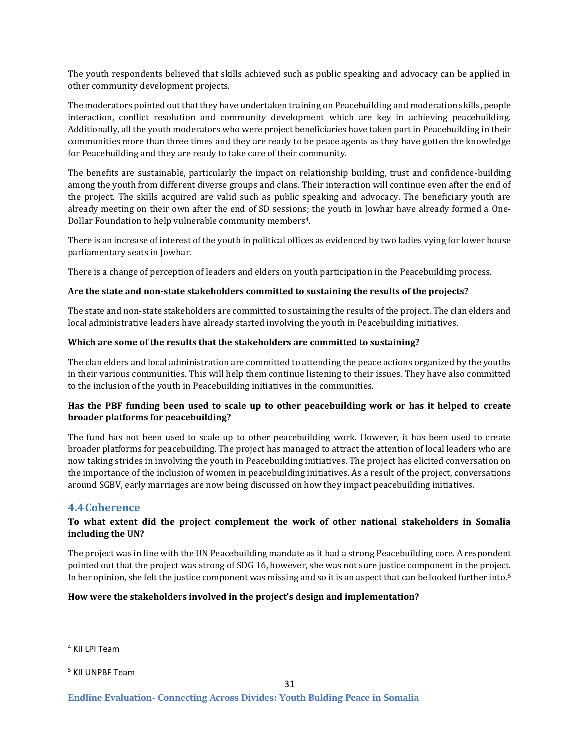The youth respondents believed that skills achieved such as public speaking and advocacy can be applied in other community development projects.

The moderators pointed out that they have undertaken training on Peacebuilding and moderation skills, people interaction, conflict resolution and community development which are key in achieving peacebuilding. Additionally, all the youth moderators who were project beneficiaries have taken part in Peacebuilding in their communities more than three times and they are ready to be peace agents as they have gotten the knowledge for Peacebuilding and they are ready to take care of their community.

The benefits are sustainable, particularly the impact on relationship building, trust and confidence-building among the youth from different diverse groups and clans. Their interaction will continue even after the end of the project. The skills acquired are valid such as public speaking and advocacy. The beneficiary youth are already meeting on their own after the end of SD sessions; the youth in Jowhar have already formed a One-Dollar Foundation to help vulnerable community members[4].

There is an increase of interest of the youth in political offices as evidenced by two ladies vying for lower house parliamentary seats in Jowhar.

There is a change of perception of leaders and elders on youth participation in the Peacebuilding process.

**Are the state and non-state stakeholders committed to sustaining the results of the projects?**

The state and non-state stakeholders are committed to sustaining the results of the project. The clan elders and local administrative leaders have already started involving the youth in Peacebuilding initiatives.

**Which are some of the results that the stakeholders are committed to sustaining?**

The clan elders and local administration are committed to attending the peace actions organized by the youths in their various communities. This will help them continue listening to their issues. They have also committed to the inclusion of the youth in Peacebuilding initiatives in the communities.

**Has the PBF funding been used to scale up to other peacebuilding work or has it helped to create broader platforms for peacebuilding?**

The fund has not been used to scale up to other peacebuilding work. However, it has been used to create broader platforms for peacebuilding. The project has managed to attract the attention of local leaders who are now taking strides in involving the youth in Peacebuilding initiatives. The project has elicited conversation on the importance of the inclusion of women in peacebuilding initiatives. As a result of the project, conversations around SGBV, early marriages are now being discussed on how they impact peacebuilding initiatives.

## 4.4 Coherence

**To what extent did the project complement the work of other national stakeholders in Somalia including the UN?**

The project was in line with the UN Peacebuilding mandate as it had a strong Peacebuilding core. A respondent pointed out that the project was strong of SDG 16, however, she was not sure justice component in the project. In her opinion, she felt the justice component was missing and so it is an aspect that can be looked further into.[5]

**How were the stakeholders involved in the project's design and implementation?**

---

[4] KII LPI Team

[5] KII UNPBF Team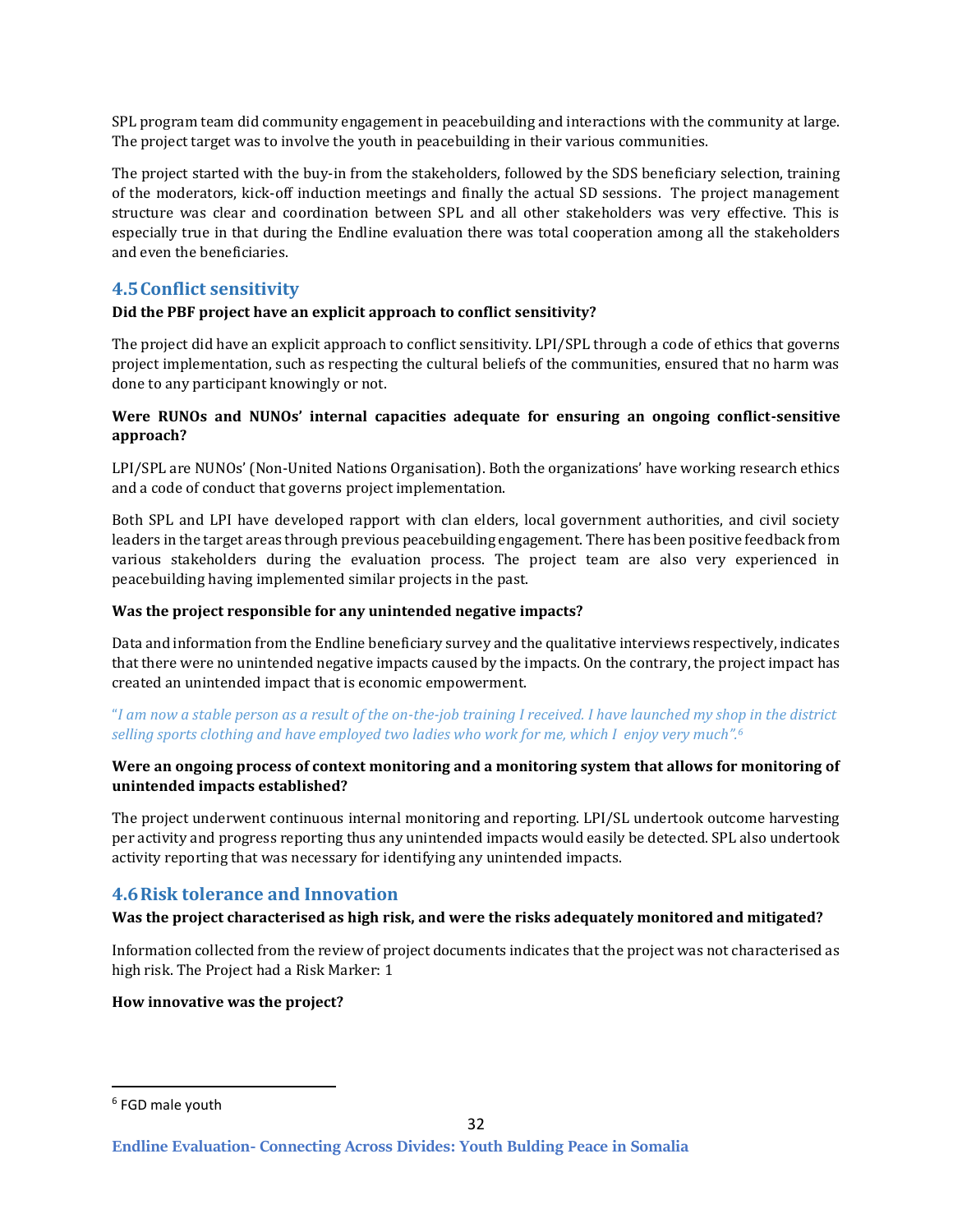SPL program team did community engagement in peacebuilding and interactions with the community at large. The project target was to involve the youth in peacebuilding in their various communities.

The project started with the buy-in from the stakeholders, followed by the SDS beneficiary selection, training of the moderators, kick-off induction meetings and finally the actual SD sessions. The project management structure was clear and coordination between SPL and all other stakeholders was very effective. This is especially true in that during the Endline evaluation there was total cooperation among all the stakeholders and even the beneficiaries.

## 4.5 Conflict sensitivity

**Did the PBF project have an explicit approach to conflict sensitivity?**

The project did have an explicit approach to conflict sensitivity. LPI/SPL through a code of ethics that governs project implementation, such as respecting the cultural beliefs of the communities, ensured that no harm was done to any participant knowingly or not.

**Were RUNOs and NUNOs' internal capacities adequate for ensuring an ongoing conflict-sensitive approach?**

LPI/SPL are NUNOs' (Non-United Nations Organisation). Both the organizations' have working research ethics and a code of conduct that governs project implementation.

Both SPL and LPI have developed rapport with clan elders, local government authorities, and civil society leaders in the target areas through previous peacebuilding engagement. There has been positive feedback from various stakeholders during the evaluation process. The project team are also very experienced in peacebuilding having implemented similar projects in the past.

**Was the project responsible for any unintended negative impacts?**

Data and information from the Endline beneficiary survey and the qualitative interviews respectively, indicates that there were no unintended negative impacts caused by the impacts. On the contrary, the project impact has created an unintended impact that is economic empowerment.

"*I am now a stable person as a result of the on-the-job training I received. I have launched my shop in the district selling sports clothing and have employed two ladies who work for me, which I enjoy very much".*[6]

**Were an ongoing process of context monitoring and a monitoring system that allows for monitoring of unintended impacts established?**

The project underwent continuous internal monitoring and reporting. LPI/SL undertook outcome harvesting per activity and progress reporting thus any unintended impacts would easily be detected. SPL also undertook activity reporting that was necessary for identifying any unintended impacts.

## 4.6 Risk tolerance and Innovation

**Was the project characterised as high risk, and were the risks adequately monitored and mitigated?**

Information collected from the review of project documents indicates that the project was not characterised as high risk. The Project had a Risk Marker: 1

**How innovative was the project?**

[6] FGD male youth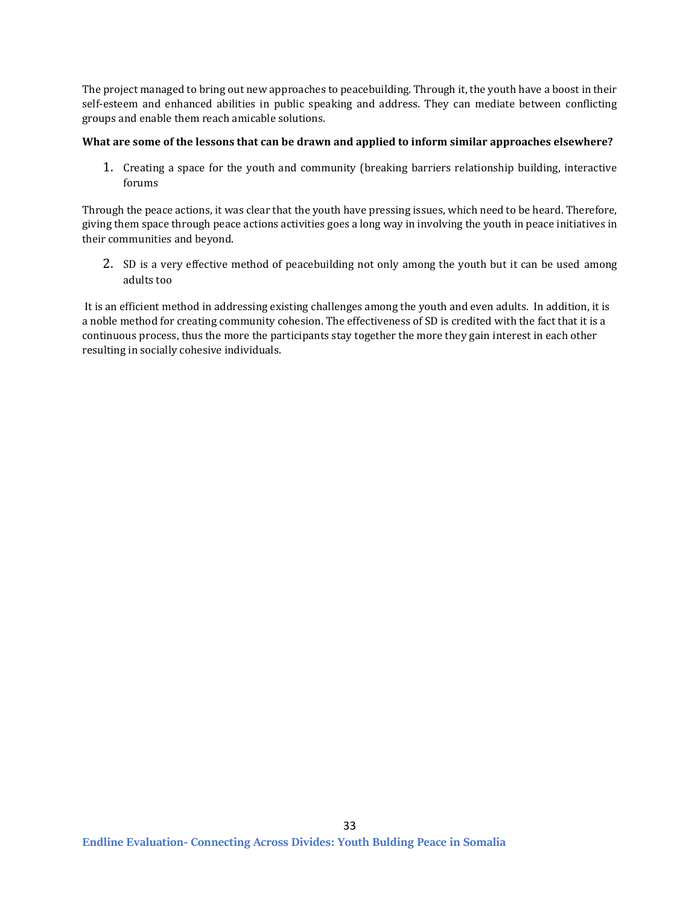The project managed to bring out new approaches to peacebuilding. Through it, the youth have a boost in their self-esteem and enhanced abilities in public speaking and address. They can mediate between conflicting groups and enable them reach amicable solutions.

**What are some of the lessons that can be drawn and applied to inform similar approaches elsewhere?**

1. Creating a space for the youth and community (breaking barriers relationship building, interactive forums

Through the peace actions, it was clear that the youth have pressing issues, which need to be heard. Therefore, giving them space through peace actions activities goes a long way in involving the youth in peace initiatives in their communities and beyond.

2. SD is a very effective method of peacebuilding not only among the youth but it can be used among adults too

It is an efficient method in addressing existing challenges among the youth and even adults. In addition, it is a noble method for creating community cohesion. The effectiveness of SD is credited with the fact that it is a continuous process, thus the more the participants stay together the more they gain interest in each other resulting in socially cohesive individuals.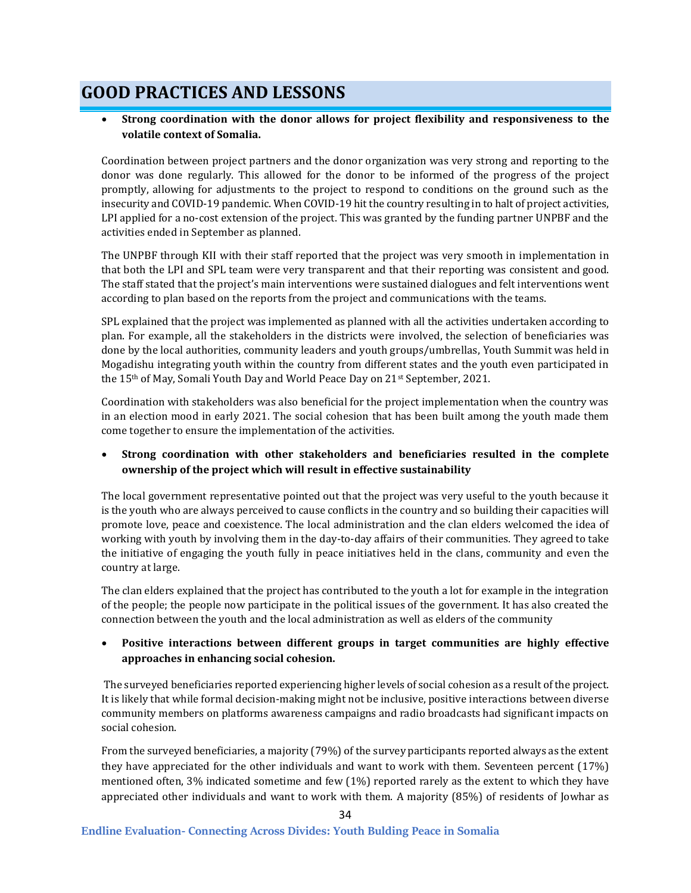# GOOD PRACTICES AND LESSONS

- **Strong coordination with the donor allows for project flexibility and responsiveness to the volatile context of Somalia.**

Coordination between project partners and the donor organization was very strong and reporting to the donor was done regularly. This allowed for the donor to be informed of the progress of the project promptly, allowing for adjustments to the project to respond to conditions on the ground such as the insecurity and COVID-19 pandemic. When COVID-19 hit the country resulting in to halt of project activities, LPI applied for a no-cost extension of the project. This was granted by the funding partner UNPBF and the activities ended in September as planned.

The UNPBF through KII with their staff reported that the project was very smooth in implementation in that both the LPI and SPL team were very transparent and that their reporting was consistent and good. The staff stated that the project's main interventions were sustained dialogues and felt interventions went according to plan based on the reports from the project and communications with the teams.

SPL explained that the project was implemented as planned with all the activities undertaken according to plan. For example, all the stakeholders in the districts were involved, the selection of beneficiaries was done by the local authorities, community leaders and youth groups/umbrellas, Youth Summit was held in Mogadishu integrating youth within the country from different states and the youth even participated in the 15th of May, Somali Youth Day and World Peace Day on 21st September, 2021.

Coordination with stakeholders was also beneficial for the project implementation when the country was in an election mood in early 2021. The social cohesion that has been built among the youth made them come together to ensure the implementation of the activities.

- **Strong coordination with other stakeholders and beneficiaries resulted in the complete ownership of the project which will result in effective sustainability**

The local government representative pointed out that the project was very useful to the youth because it is the youth who are always perceived to cause conflicts in the country and so building their capacities will promote love, peace and coexistence. The local administration and the clan elders welcomed the idea of working with youth by involving them in the day-to-day affairs of their communities. They agreed to take the initiative of engaging the youth fully in peace initiatives held in the clans, community and even the country at large.

The clan elders explained that the project has contributed to the youth a lot for example in the integration of the people; the people now participate in the political issues of the government. It has also created the connection between the youth and the local administration as well as elders of the community

- **Positive interactions between different groups in target communities are highly effective approaches in enhancing social cohesion.**

The surveyed beneficiaries reported experiencing higher levels of social cohesion as a result of the project. It is likely that while formal decision-making might not be inclusive, positive interactions between diverse community members on platforms awareness campaigns and radio broadcasts had significant impacts on social cohesion.

From the surveyed beneficiaries, a majority (79%) of the survey participants reported always as the extent they have appreciated for the other individuals and want to work with them. Seventeen percent (17%) mentioned often, 3% indicated sometime and few (1%) reported rarely as the extent to which they have appreciated other individuals and want to work with them. A majority (85%) of residents of Jowhar as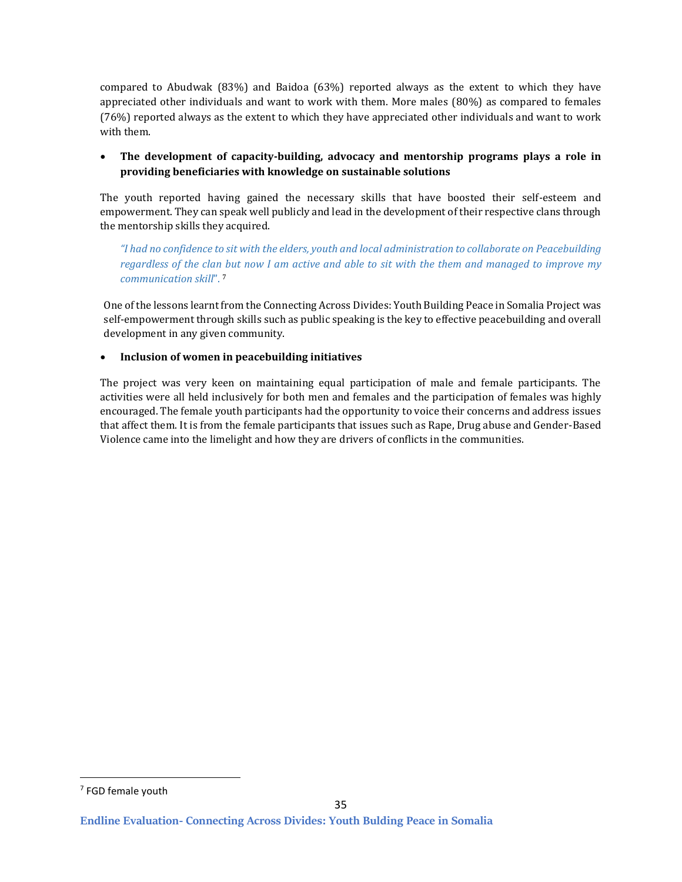compared to Abudwak (83%) and Baidoa (63%) reported always as the extent to which they have appreciated other individuals and want to work with them. More males (80%) as compared to females (76%) reported always as the extent to which they have appreciated other individuals and want to work with them.

- **The development of capacity-building, advocacy and mentorship programs plays a role in providing beneficiaries with knowledge on sustainable solutions**

The youth reported having gained the necessary skills that have boosted their self-esteem and empowerment. They can speak well publicly and lead in the development of their respective clans through the mentorship skills they acquired.

> *"I had no confidence to sit with the elders, youth and local administration to collaborate on Peacebuilding regardless of the clan but now I am active and able to sit with the them and managed to improve my communication skill".* [7]

One of the lessons learnt from the Connecting Across Divides: Youth Building Peace in Somalia Project was self-empowerment through skills such as public speaking is the key to effective peacebuilding and overall development in any given community.

- **Inclusion of women in peacebuilding initiatives**

The project was very keen on maintaining equal participation of male and female participants. The activities were all held inclusively for both men and females and the participation of females was highly encouraged. The female youth participants had the opportunity to voice their concerns and address issues that affect them. It is from the female participants that issues such as Rape, Drug abuse and Gender-Based Violence came into the limelight and how they are drivers of conflicts in the communities.

---

[7] FGD female youth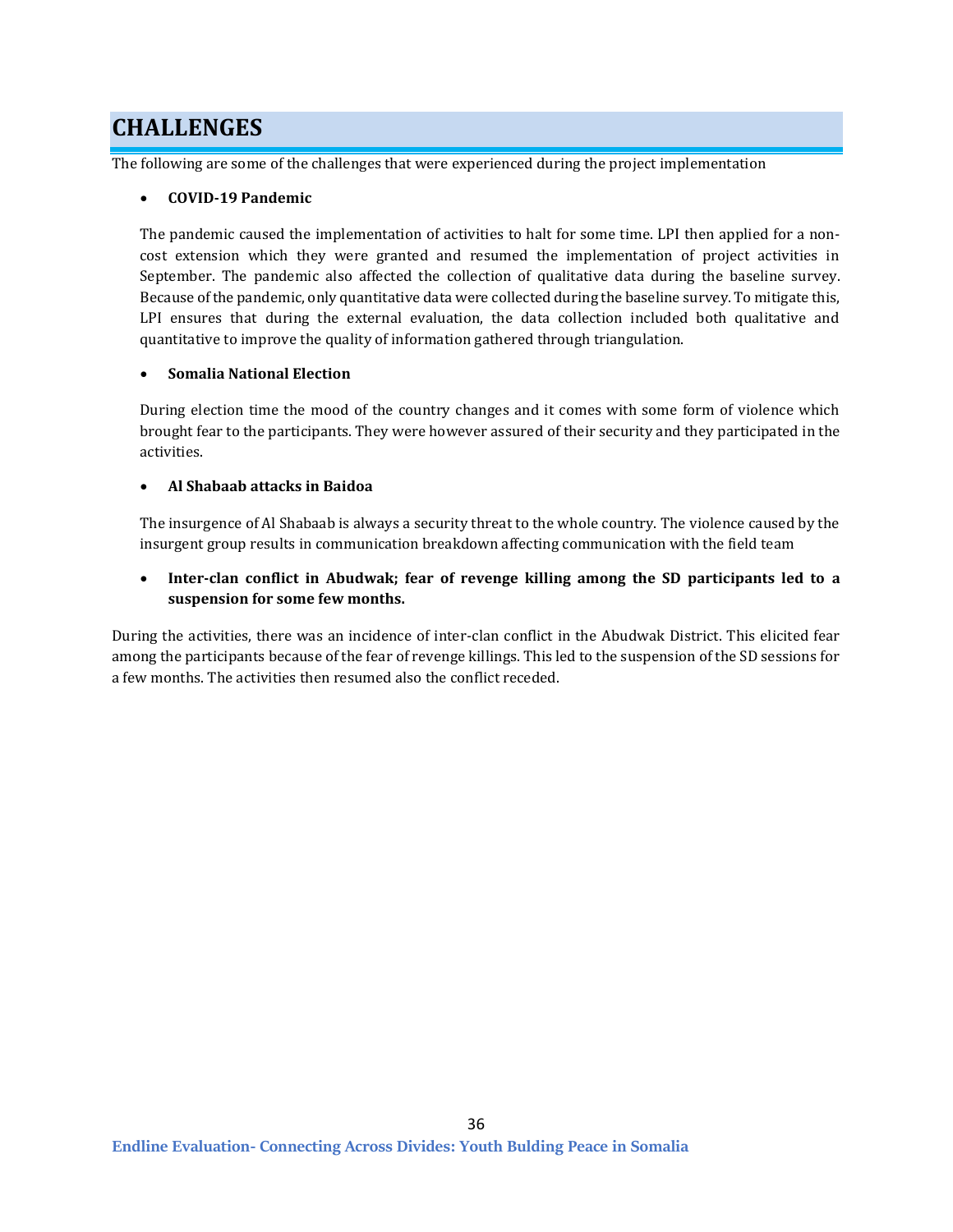# CHALLENGES

The following are some of the challenges that were experienced during the project implementation

- **COVID-19 Pandemic**

  The pandemic caused the implementation of activities to halt for some time. LPI then applied for a non-cost extension which they were granted and resumed the implementation of project activities in September. The pandemic also affected the collection of qualitative data during the baseline survey. Because of the pandemic, only quantitative data were collected during the baseline survey. To mitigate this, LPI ensures that during the external evaluation, the data collection included both qualitative and quantitative to improve the quality of information gathered through triangulation.

- **Somalia National Election**

  During election time the mood of the country changes and it comes with some form of violence which brought fear to the participants. They were however assured of their security and they participated in the activities.

- **Al Shabaab attacks in Baidoa**

  The insurgence of Al Shabaab is always a security threat to the whole country. The violence caused by the insurgent group results in communication breakdown affecting communication with the field team

- **Inter-clan conflict in Abudwak; fear of revenge killing among the SD participants led to a suspension for some few months.**

During the activities, there was an incidence of inter-clan conflict in the Abudwak District. This elicited fear among the participants because of the fear of revenge killings. This led to the suspension of the SD sessions for a few months. The activities then resumed also the conflict receded.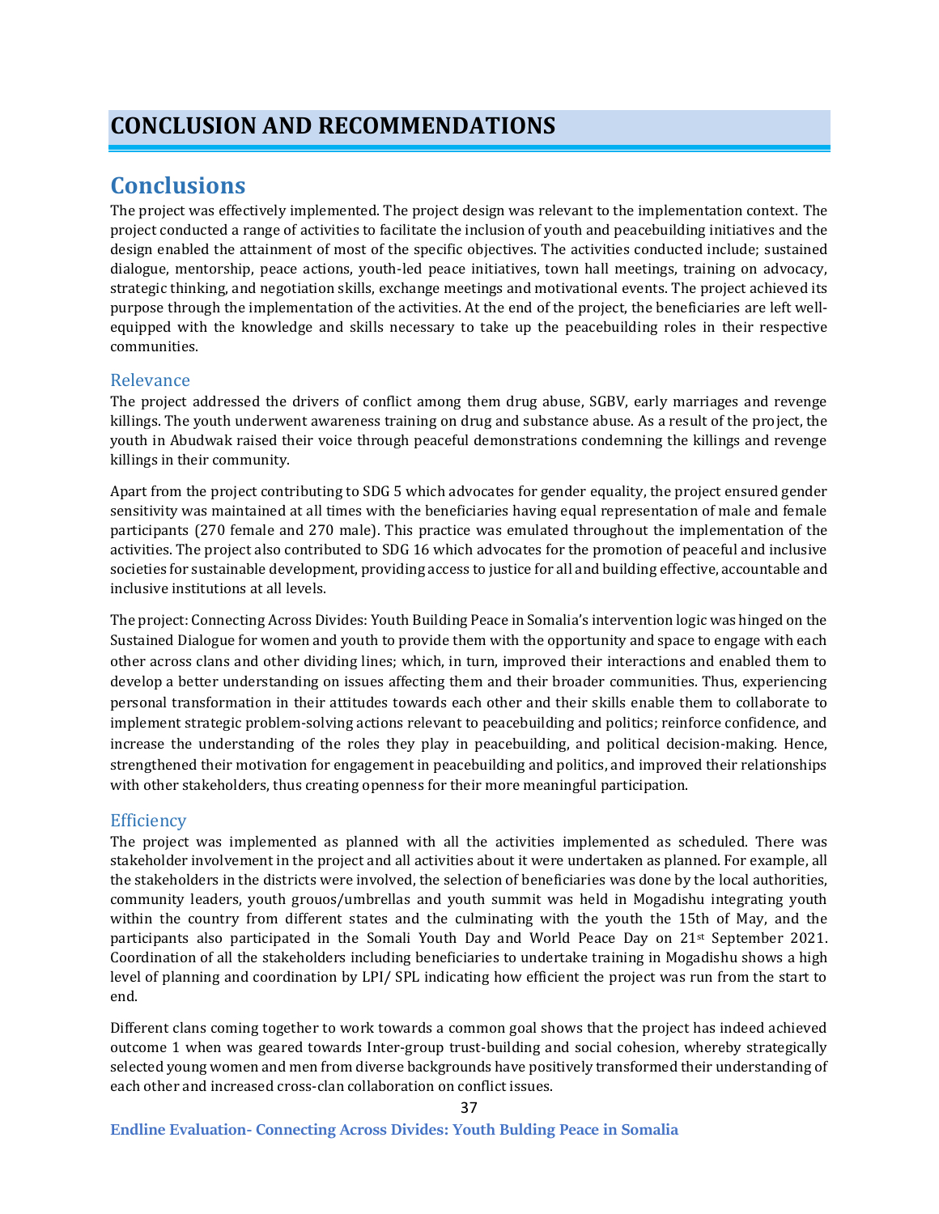# CONCLUSION AND RECOMMENDATIONS

## Conclusions

The project was effectively implemented. The project design was relevant to the implementation context. The project conducted a range of activities to facilitate the inclusion of youth and peacebuilding initiatives and the design enabled the attainment of most of the specific objectives. The activities conducted include; sustained dialogue, mentorship, peace actions, youth-led peace initiatives, town hall meetings, training on advocacy, strategic thinking, and negotiation skills, exchange meetings and motivational events. The project achieved its purpose through the implementation of the activities. At the end of the project, the beneficiaries are left well-equipped with the knowledge and skills necessary to take up the peacebuilding roles in their respective communities.

### Relevance

The project addressed the drivers of conflict among them drug abuse, SGBV, early marriages and revenge killings. The youth underwent awareness training on drug and substance abuse. As a result of the project, the youth in Abudwak raised their voice through peaceful demonstrations condemning the killings and revenge killings in their community.

Apart from the project contributing to SDG 5 which advocates for gender equality, the project ensured gender sensitivity was maintained at all times with the beneficiaries having equal representation of male and female participants (270 female and 270 male). This practice was emulated throughout the implementation of the activities. The project also contributed to SDG 16 which advocates for the promotion of peaceful and inclusive societies for sustainable development, providing access to justice for all and building effective, accountable and inclusive institutions at all levels.

The project: Connecting Across Divides: Youth Building Peace in Somalia's intervention logic was hinged on the Sustained Dialogue for women and youth to provide them with the opportunity and space to engage with each other across clans and other dividing lines; which, in turn, improved their interactions and enabled them to develop a better understanding on issues affecting them and their broader communities. Thus, experiencing personal transformation in their attitudes towards each other and their skills enable them to collaborate to implement strategic problem-solving actions relevant to peacebuilding and politics; reinforce confidence, and increase the understanding of the roles they play in peacebuilding, and political decision-making. Hence, strengthened their motivation for engagement in peacebuilding and politics, and improved their relationships with other stakeholders, thus creating openness for their more meaningful participation.

### Efficiency

The project was implemented as planned with all the activities implemented as scheduled. There was stakeholder involvement in the project and all activities about it were undertaken as planned. For example, all the stakeholders in the districts were involved, the selection of beneficiaries was done by the local authorities, community leaders, youth grouos/umbrellas and youth summit was held in Mogadishu integrating youth within the country from different states and the culminating with the youth the 15th of May, and the participants also participated in the Somali Youth Day and World Peace Day on 21st September 2021. Coordination of all the stakeholders including beneficiaries to undertake training in Mogadishu shows a high level of planning and coordination by LPI/ SPL indicating how efficient the project was run from the start to end.

Different clans coming together to work towards a common goal shows that the project has indeed achieved outcome 1 when was geared towards Inter-group trust-building and social cohesion, whereby strategically selected young women and men from diverse backgrounds have positively transformed their understanding of each other and increased cross-clan collaboration on conflict issues.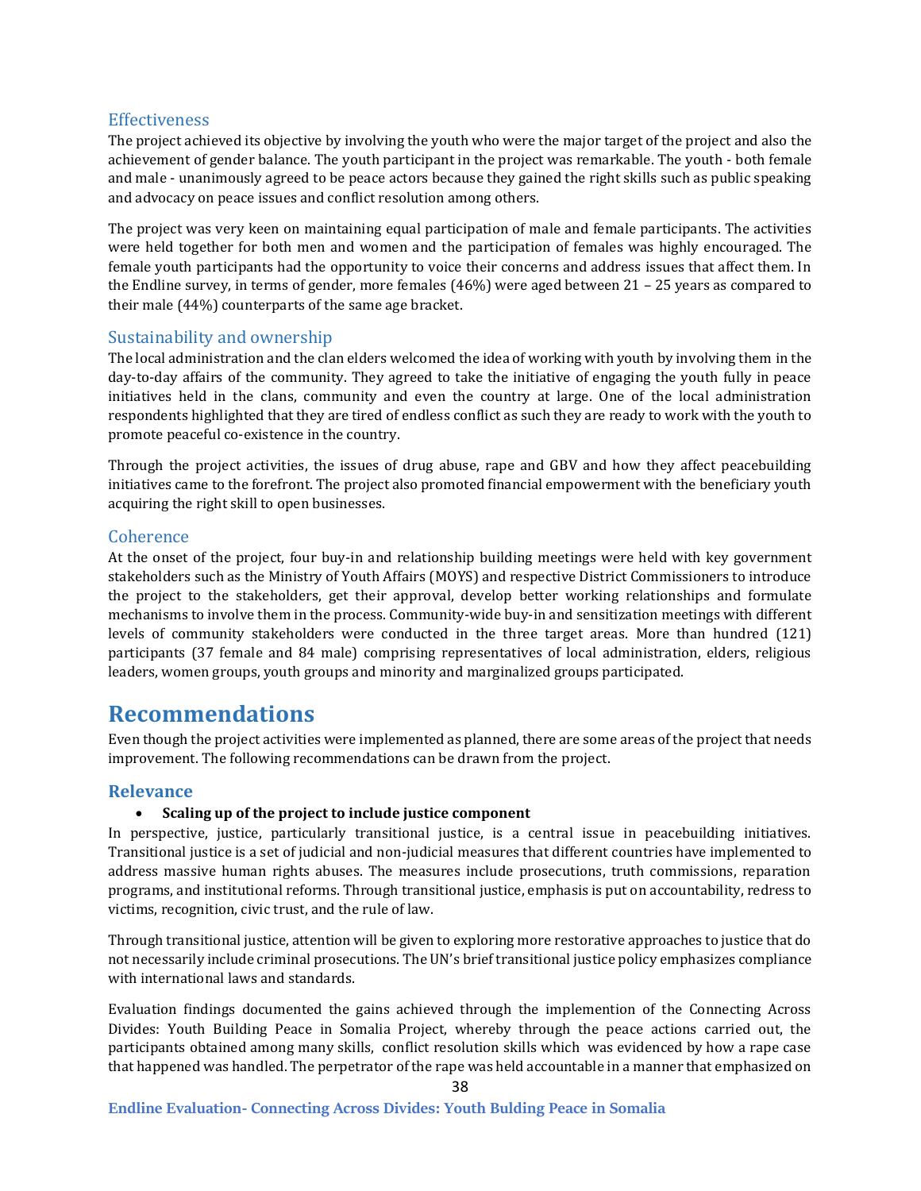## Effectiveness

The project achieved its objective by involving the youth who were the major target of the project and also the achievement of gender balance. The youth participant in the project was remarkable. The youth - both female and male - unanimously agreed to be peace actors because they gained the right skills such as public speaking and advocacy on peace issues and conflict resolution among others.

The project was very keen on maintaining equal participation of male and female participants. The activities were held together for both men and women and the participation of females was highly encouraged. The female youth participants had the opportunity to voice their concerns and address issues that affect them. In the Endline survey, in terms of gender, more females (46%) were aged between 21 – 25 years as compared to their male (44%) counterparts of the same age bracket.

## Sustainability and ownership

The local administration and the clan elders welcomed the idea of working with youth by involving them in the day-to-day affairs of the community. They agreed to take the initiative of engaging the youth fully in peace initiatives held in the clans, community and even the country at large. One of the local administration respondents highlighted that they are tired of endless conflict as such they are ready to work with the youth to promote peaceful co-existence in the country.

Through the project activities, the issues of drug abuse, rape and GBV and how they affect peacebuilding initiatives came to the forefront. The project also promoted financial empowerment with the beneficiary youth acquiring the right skill to open businesses.

## Coherence

At the onset of the project, four buy-in and relationship building meetings were held with key government stakeholders such as the Ministry of Youth Affairs (MOYS) and respective District Commissioners to introduce the project to the stakeholders, get their approval, develop better working relationships and formulate mechanisms to involve them in the process. Community-wide buy-in and sensitization meetings with different levels of community stakeholders were conducted in the three target areas. More than hundred (121) participants (37 female and 84 male) comprising representatives of local administration, elders, religious leaders, women groups, youth groups and minority and marginalized groups participated.

# Recommendations

Even though the project activities were implemented as planned, there are some areas of the project that needs improvement. The following recommendations can be drawn from the project.

## Relevance

- **Scaling up of the project to include justice component**

In perspective, justice, particularly transitional justice, is a central issue in peacebuilding initiatives. Transitional justice is a set of judicial and non-judicial measures that different countries have implemented to address massive human rights abuses. The measures include prosecutions, truth commissions, reparation programs, and institutional reforms. Through transitional justice, emphasis is put on accountability, redress to victims, recognition, civic trust, and the rule of law.

Through transitional justice, attention will be given to exploring more restorative approaches to justice that do not necessarily include criminal prosecutions. The UN's brief transitional justice policy emphasizes compliance with international laws and standards.

Evaluation findings documented the gains achieved through the implemention of the Connecting Across Divides: Youth Building Peace in Somalia Project, whereby through the peace actions carried out, the participants obtained among many skills, conflict resolution skills which was evidenced by how a rape case that happened was handled. The perpetrator of the rape was held accountable in a manner that emphasized on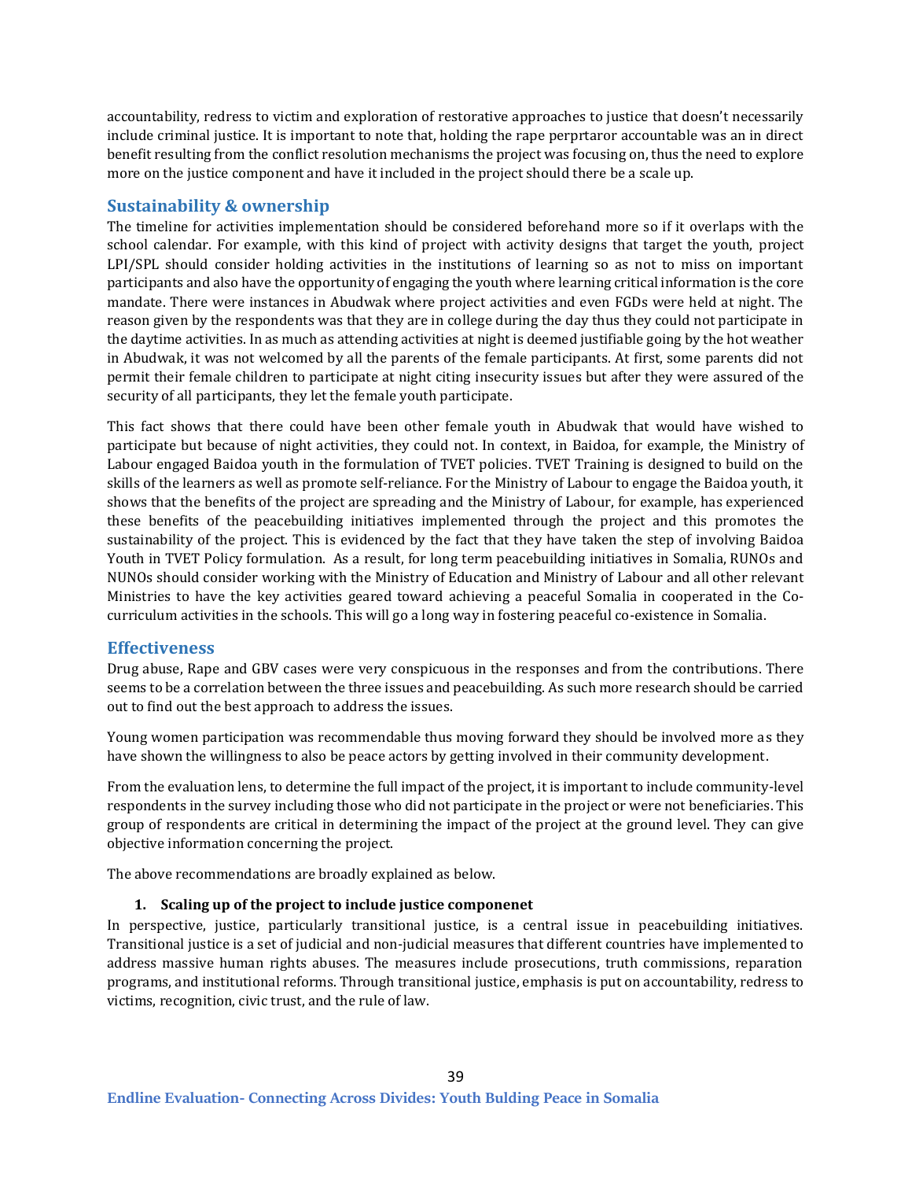accountability, redress to victim and exploration of restorative approaches to justice that doesn't necessarily include criminal justice. It is important to note that, holding the rape perprtaror accountable was an in direct benefit resulting from the conflict resolution mechanisms the project was focusing on, thus the need to explore more on the justice component and have it included in the project should there be a scale up.

## Sustainability & ownership

The timeline for activities implementation should be considered beforehand more so if it overlaps with the school calendar. For example, with this kind of project with activity designs that target the youth, project LPI/SPL should consider holding activities in the institutions of learning so as not to miss on important participants and also have the opportunity of engaging the youth where learning critical information is the core mandate. There were instances in Abudwak where project activities and even FGDs were held at night. The reason given by the respondents was that they are in college during the day thus they could not participate in the daytime activities. In as much as attending activities at night is deemed justifiable going by the hot weather in Abudwak, it was not welcomed by all the parents of the female participants. At first, some parents did not permit their female children to participate at night citing insecurity issues but after they were assured of the security of all participants, they let the female youth participate.

This fact shows that there could have been other female youth in Abudwak that would have wished to participate but because of night activities, they could not. In context, in Baidoa, for example, the Ministry of Labour engaged Baidoa youth in the formulation of TVET policies. TVET Training is designed to build on the skills of the learners as well as promote self-reliance. For the Ministry of Labour to engage the Baidoa youth, it shows that the benefits of the project are spreading and the Ministry of Labour, for example, has experienced these benefits of the peacebuilding initiatives implemented through the project and this promotes the sustainability of the project. This is evidenced by the fact that they have taken the step of involving Baidoa Youth in TVET Policy formulation. As a result, for long term peacebuilding initiatives in Somalia, RUNOs and NUNOs should consider working with the Ministry of Education and Ministry of Labour and all other relevant Ministries to have the key activities geared toward achieving a peaceful Somalia in cooperated in the Co-curriculum activities in the schools. This will go a long way in fostering peaceful co-existence in Somalia.

## Effectiveness

Drug abuse, Rape and GBV cases were very conspicuous in the responses and from the contributions. There seems to be a correlation between the three issues and peacebuilding. As such more research should be carried out to find out the best approach to address the issues.

Young women participation was recommendable thus moving forward they should be involved more as they have shown the willingness to also be peace actors by getting involved in their community development.

From the evaluation lens, to determine the full impact of the project, it is important to include community-level respondents in the survey including those who did not participate in the project or were not beneficiaries. This group of respondents are critical in determining the impact of the project at the ground level. They can give objective information concerning the project.

The above recommendations are broadly explained as below.

### 1. Scaling up of the project to include justice componenet

In perspective, justice, particularly transitional justice, is a central issue in peacebuilding initiatives. Transitional justice is a set of judicial and non-judicial measures that different countries have implemented to address massive human rights abuses. The measures include prosecutions, truth commissions, reparation programs, and institutional reforms. Through transitional justice, emphasis is put on accountability, redress to victims, recognition, civic trust, and the rule of law.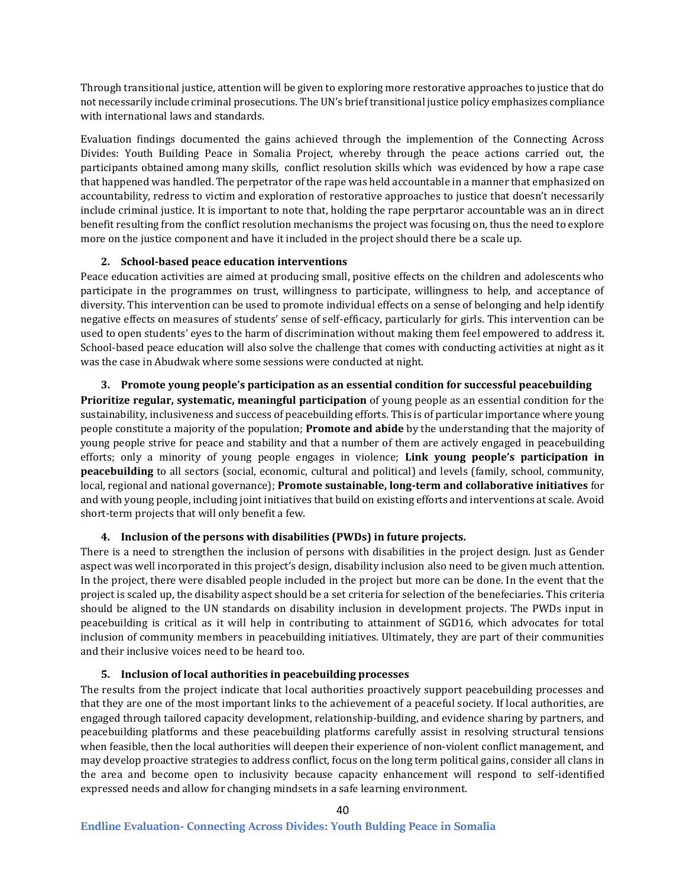Through transitional justice, attention will be given to exploring more restorative approaches to justice that do not necessarily include criminal prosecutions. The UN's brief transitional justice policy emphasizes compliance with international laws and standards.

Evaluation findings documented the gains achieved through the implemention of the Connecting Across Divides: Youth Building Peace in Somalia Project, whereby through the peace actions carried out, the participants obtained among many skills, conflict resolution skills which was evidenced by how a rape case that happened was handled. The perpetrator of the rape was held accountable in a manner that emphasized on accountability, redress to victim and exploration of restorative approaches to justice that doesn't necessarily include criminal justice. It is important to note that, holding the rape perprtaror accountable was an in direct benefit resulting from the conflict resolution mechanisms the project was focusing on, thus the need to explore more on the justice component and have it included in the project should there be a scale up.

**2. School-based peace education interventions**

Peace education activities are aimed at producing small, positive effects on the children and adolescents who participate in the programmes on trust, willingness to participate, willingness to help, and acceptance of diversity. This intervention can be used to promote individual effects on a sense of belonging and help identify negative effects on measures of students' sense of self-efficacy, particularly for girls. This intervention can be used to open students' eyes to the harm of discrimination without making them feel empowered to address it. School-based peace education will also solve the challenge that comes with conducting activities at night as it was the case in Abudwak where some sessions were conducted at night.

**3. Promote young people's participation as an essential condition for successful peacebuilding**

**Prioritize regular, systematic, meaningful participation** of young people as an essential condition for the sustainability, inclusiveness and success of peacebuilding efforts. This is of particular importance where young people constitute a majority of the population; **Promote and abide** by the understanding that the majority of young people strive for peace and stability and that a number of them are actively engaged in peacebuilding efforts; only a minority of young people engages in violence; **Link young people's participation in peacebuilding** to all sectors (social, economic, cultural and political) and levels (family, school, community, local, regional and national governance); **Promote sustainable, long-term and collaborative initiatives** for and with young people, including joint initiatives that build on existing efforts and interventions at scale. Avoid short-term projects that will only benefit a few.

**4. Inclusion of the persons with disabilities (PWDs) in future projects.**

There is a need to strengthen the inclusion of persons with disabilities in the project design. Just as Gender aspect was well incorporated in this project's design, disability inclusion also need to be given much attention. In the project, there were disabled people included in the project but more can be done. In the event that the project is scaled up, the disability aspect should be a set criteria for selection of the benefeciaries. This criteria should be aligned to the UN standards on disability inclusion in development projects. The PWDs input in peacebuilding is critical as it will help in contributing to attainment of SGD16, which advocates for total inclusion of community members in peacebuilding initiatives. Ultimately, they are part of their communities and their inclusive voices need to be heard too.

**5. Inclusion of local authorities in peacebuilding processes**

The results from the project indicate that local authorities proactively support peacebuilding processes and that they are one of the most important links to the achievement of a peaceful society. If local authorities, are engaged through tailored capacity development, relationship-building, and evidence sharing by partners, and peacebuilding platforms and these peacebuilding platforms carefully assist in resolving structural tensions when feasible, then the local authorities will deepen their experience of non-violent conflict management, and may develop proactive strategies to address conflict, focus on the long term political gains, consider all clans in the area and become open to inclusivity because capacity enhancement will respond to self-identified expressed needs and allow for changing mindsets in a safe learning environment.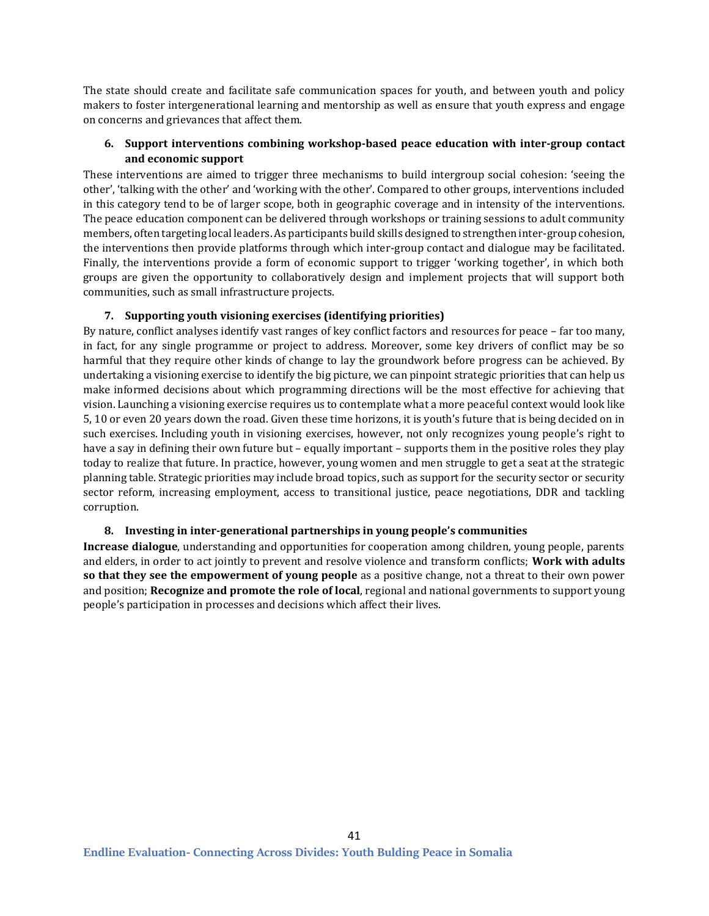The state should create and facilitate safe communication spaces for youth, and between youth and policy makers to foster intergenerational learning and mentorship as well as ensure that youth express and engage on concerns and grievances that affect them.

6. **Support interventions combining workshop-based peace education with inter-group contact and economic support**

These interventions are aimed to trigger three mechanisms to build intergroup social cohesion: 'seeing the other', 'talking with the other' and 'working with the other'. Compared to other groups, interventions included in this category tend to be of larger scope, both in geographic coverage and in intensity of the interventions. The peace education component can be delivered through workshops or training sessions to adult community members, often targeting local leaders. As participants build skills designed to strengthen inter-group cohesion, the interventions then provide platforms through which inter-group contact and dialogue may be facilitated. Finally, the interventions provide a form of economic support to trigger 'working together', in which both groups are given the opportunity to collaboratively design and implement projects that will support both communities, such as small infrastructure projects.

7. **Supporting youth visioning exercises (identifying priorities)**

By nature, conflict analyses identify vast ranges of key conflict factors and resources for peace – far too many, in fact, for any single programme or project to address. Moreover, some key drivers of conflict may be so harmful that they require other kinds of change to lay the groundwork before progress can be achieved. By undertaking a visioning exercise to identify the big picture, we can pinpoint strategic priorities that can help us make informed decisions about which programming directions will be the most effective for achieving that vision. Launching a visioning exercise requires us to contemplate what a more peaceful context would look like 5, 10 or even 20 years down the road. Given these time horizons, it is youth's future that is being decided on in such exercises. Including youth in visioning exercises, however, not only recognizes young people's right to have a say in defining their own future but – equally important – supports them in the positive roles they play today to realize that future. In practice, however, young women and men struggle to get a seat at the strategic planning table. Strategic priorities may include broad topics, such as support for the security sector or security sector reform, increasing employment, access to transitional justice, peace negotiations, DDR and tackling corruption.

8. **Investing in inter-generational partnerships in young people's communities**

**Increase dialogue**, understanding and opportunities for cooperation among children, young people, parents and elders, in order to act jointly to prevent and resolve violence and transform conflicts; **Work with adults so that they see the empowerment of young people** as a positive change, not a threat to their own power and position; **Recognize and promote the role of local**, regional and national governments to support young people's participation in processes and decisions which affect their lives.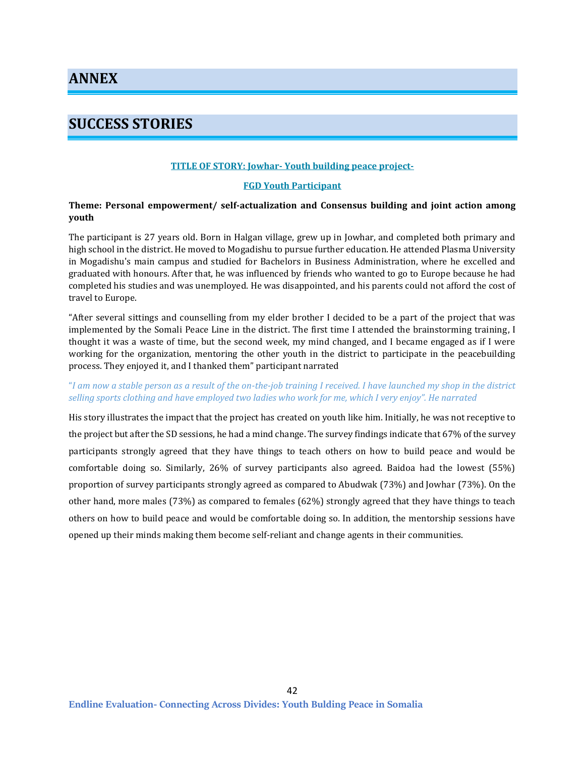# ANNEX

# SUCCESS STORIES

**TITLE OF STORY: Jowhar- Youth building peace project-**

**FGD Youth Participant**

**Theme: Personal empowerment/ self-actualization and Consensus building and joint action among youth**

The participant is 27 years old. Born in Halgan village, grew up in Jowhar, and completed both primary and high school in the district. He moved to Mogadishu to pursue further education. He attended Plasma University in Mogadishu's main campus and studied for Bachelors in Business Administration, where he excelled and graduated with honours. After that, he was influenced by friends who wanted to go to Europe because he had completed his studies and was unemployed. He was disappointed, and his parents could not afford the cost of travel to Europe.

"After several sittings and counselling from my elder brother I decided to be a part of the project that was implemented by the Somali Peace Line in the district. The first time I attended the brainstorming training, I thought it was a waste of time, but the second week, my mind changed, and I became engaged as if I were working for the organization, mentoring the other youth in the district to participate in the peacebuilding process. They enjoyed it, and I thanked them" participant narrated

"*I am now a stable person as a result of the on-the-job training I received. I have launched my shop in the district selling sports clothing and have employed two ladies who work for me, which I very enjoy". He narrated*

His story illustrates the impact that the project has created on youth like him. Initially, he was not receptive to the project but after the SD sessions, he had a mind change. The survey findings indicate that 67% of the survey participants strongly agreed that they have things to teach others on how to build peace and would be comfortable doing so. Similarly, 26% of survey participants also agreed. Baidoa had the lowest (55%) proportion of survey participants strongly agreed as compared to Abudwak (73%) and Jowhar (73%). On the other hand, more males (73%) as compared to females (62%) strongly agreed that they have things to teach others on how to build peace and would be comfortable doing so. In addition, the mentorship sessions have opened up their minds making them become self-reliant and change agents in their communities.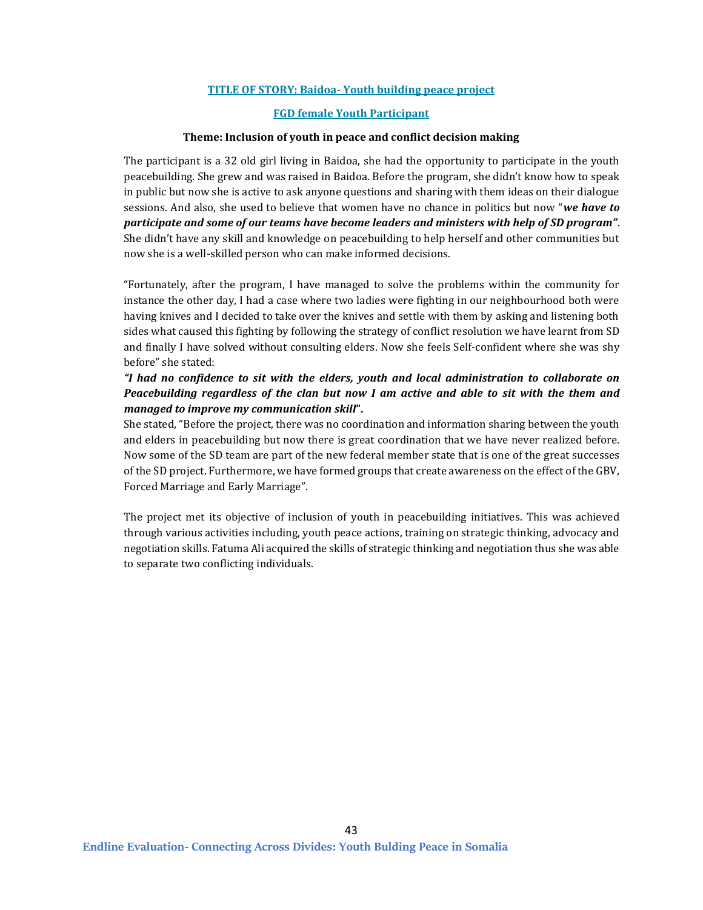**TITLE OF STORY: Baidoa- Youth building peace project**

**FGD female Youth Participant**

**Theme: Inclusion of youth in peace and conflict decision making**

The participant is a 32 old girl living in Baidoa, she had the opportunity to participate in the youth peacebuilding. She grew and was raised in Baidoa. Before the program, she didn't know how to speak in public but now she is active to ask anyone questions and sharing with them ideas on their dialogue sessions. And also, she used to believe that women have no chance in politics but now "***we have to participate and some of our teams have become leaders and ministers with help of SD program"***. She didn't have any skill and knowledge on peacebuilding to help herself and other communities but now she is a well-skilled person who can make informed decisions.

"Fortunately, after the program, I have managed to solve the problems within the community for instance the other day, I had a case where two ladies were fighting in our neighbourhood both were having knives and I decided to take over the knives and settle with them by asking and listening both sides what caused this fighting by following the strategy of conflict resolution we have learnt from SD and finally I have solved without consulting elders. Now she feels Self-confident where she was shy before" she stated:

***"I had no confidence to sit with the elders, youth and local administration to collaborate on Peacebuilding regardless of the clan but now I am active and able to sit with the them and managed to improve my communication skill*".**

She stated, "Before the project, there was no coordination and information sharing between the youth and elders in peacebuilding but now there is great coordination that we have never realized before. Now some of the SD team are part of the new federal member state that is one of the great successes of the SD project. Furthermore, we have formed groups that create awareness on the effect of the GBV, Forced Marriage and Early Marriage".

The project met its objective of inclusion of youth in peacebuilding initiatives. This was achieved through various activities including, youth peace actions, training on strategic thinking, advocacy and negotiation skills. Fatuma Ali acquired the skills of strategic thinking and negotiation thus she was able to separate two conflicting individuals.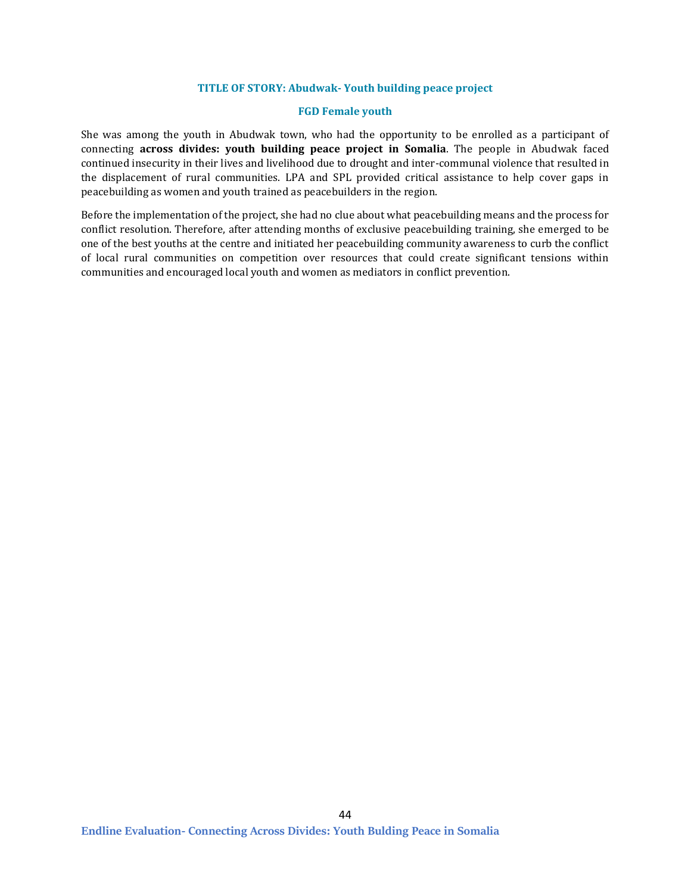### TITLE OF STORY: Abudwak- Youth building peace project

#### FGD Female youth

She was among the youth in Abudwak town, who had the opportunity to be enrolled as a participant of connecting **across divides: youth building peace project in Somalia**. The people in Abudwak faced continued insecurity in their lives and livelihood due to drought and inter-communal violence that resulted in the displacement of rural communities. LPA and SPL provided critical assistance to help cover gaps in peacebuilding as women and youth trained as peacebuilders in the region.

Before the implementation of the project, she had no clue about what peacebuilding means and the process for conflict resolution. Therefore, after attending months of exclusive peacebuilding training, she emerged to be one of the best youths at the centre and initiated her peacebuilding community awareness to curb the conflict of local rural communities on competition over resources that could create significant tensions within communities and encouraged local youth and women as mediators in conflict prevention.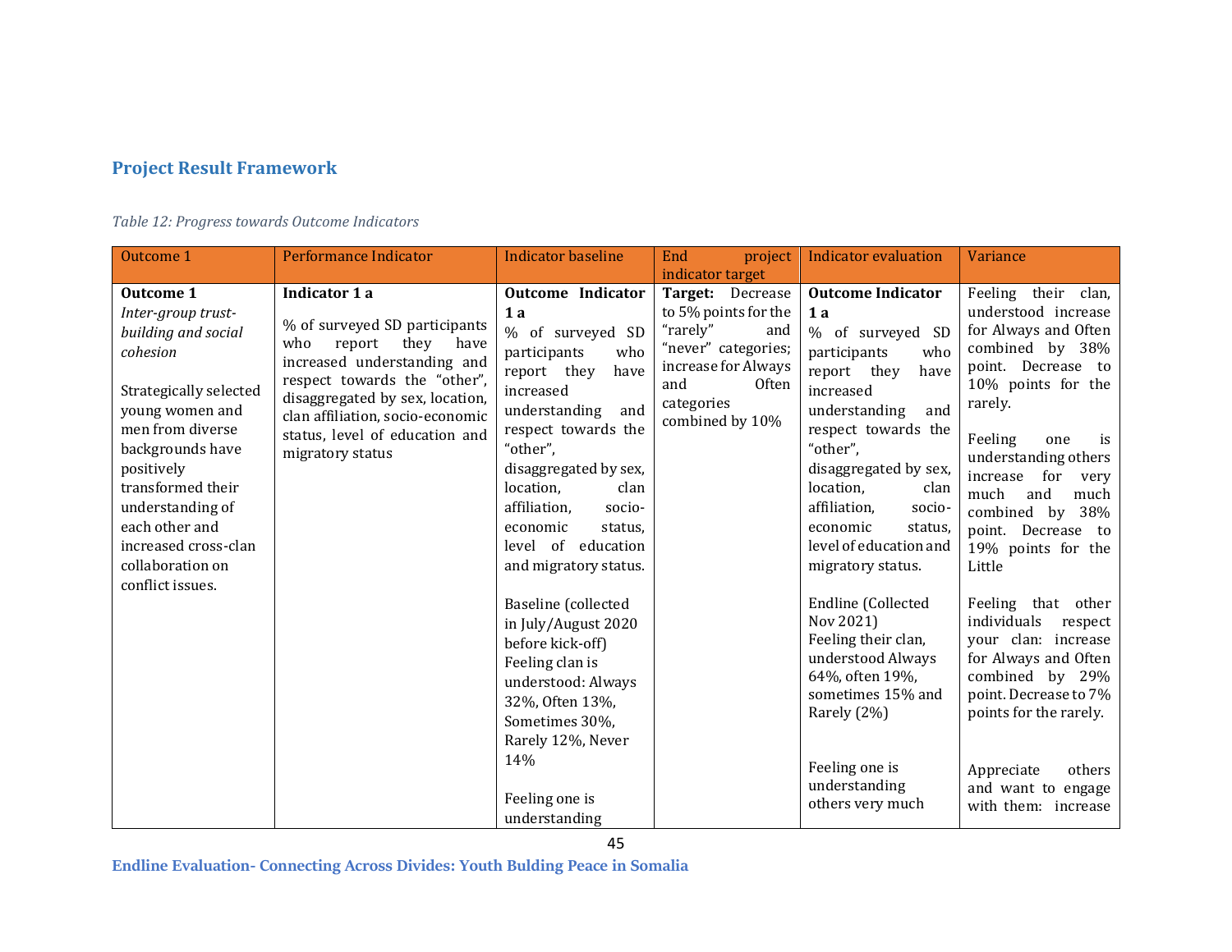## Project Result Framework

*Table 12: Progress towards Outcome Indicators*

| Outcome 1 | Performance Indicator | Indicator baseline | End project indicator target | Indicator evaluation | Variance |
|---|---|---|---|---|---|
| **Outcome 1** *Inter-group trust-building and social cohesion*<br><br>Strategically selected young women and men from diverse backgrounds have positively transformed their understanding of each other and increased cross-clan collaboration on conflict issues. | **Indicator 1 a**<br><br>% of surveyed SD participants who report they have increased understanding and respect towards the "other", disaggregated by sex, location, clan affiliation, socio-economic status, level of education and migratory status | **Outcome Indicator 1 a**<br>% of surveyed SD participants who report they have increased understanding and respect towards the "other", disaggregated by sex, location, clan affiliation, socio-economic status, level of education and migratory status.<br><br>Baseline (collected in July/August 2020 before kick-off)<br>Feeling clan is understood: Always 32%, Often 13%, Sometimes 30%, Rarely 12%, Never 14%<br><br>Feeling one is understanding | **Target:** Decrease to 5% points for the "rarely" and "never" categories; increase for Always and Often categories combined by 10% | **Outcome Indicator 1 a**<br>% of surveyed SD participants who report they have increased understanding and respect towards the "other", disaggregated by sex, location, clan affiliation, socio-economic status, level of education and migratory status.<br><br>Endline (Collected Nov 2021)<br>Feeling their clan, understood Always 64%, often 19%, sometimes 15% and Rarely (2%)<br><br>Feeling one is understanding others very much | Feeling their clan, understood increase for Always and Often combined by 38% point. Decrease to 10% points for the rarely.<br><br>Feeling one is understanding others increase for very much and much combined by 38% point. Decrease to 19% points for the Little<br><br>Feeling that other individuals respect your clan: increase for Always and Often combined by 29% point. Decrease to 7% points for the rarely.<br><br>Appreciate others and want to engage with them: increase |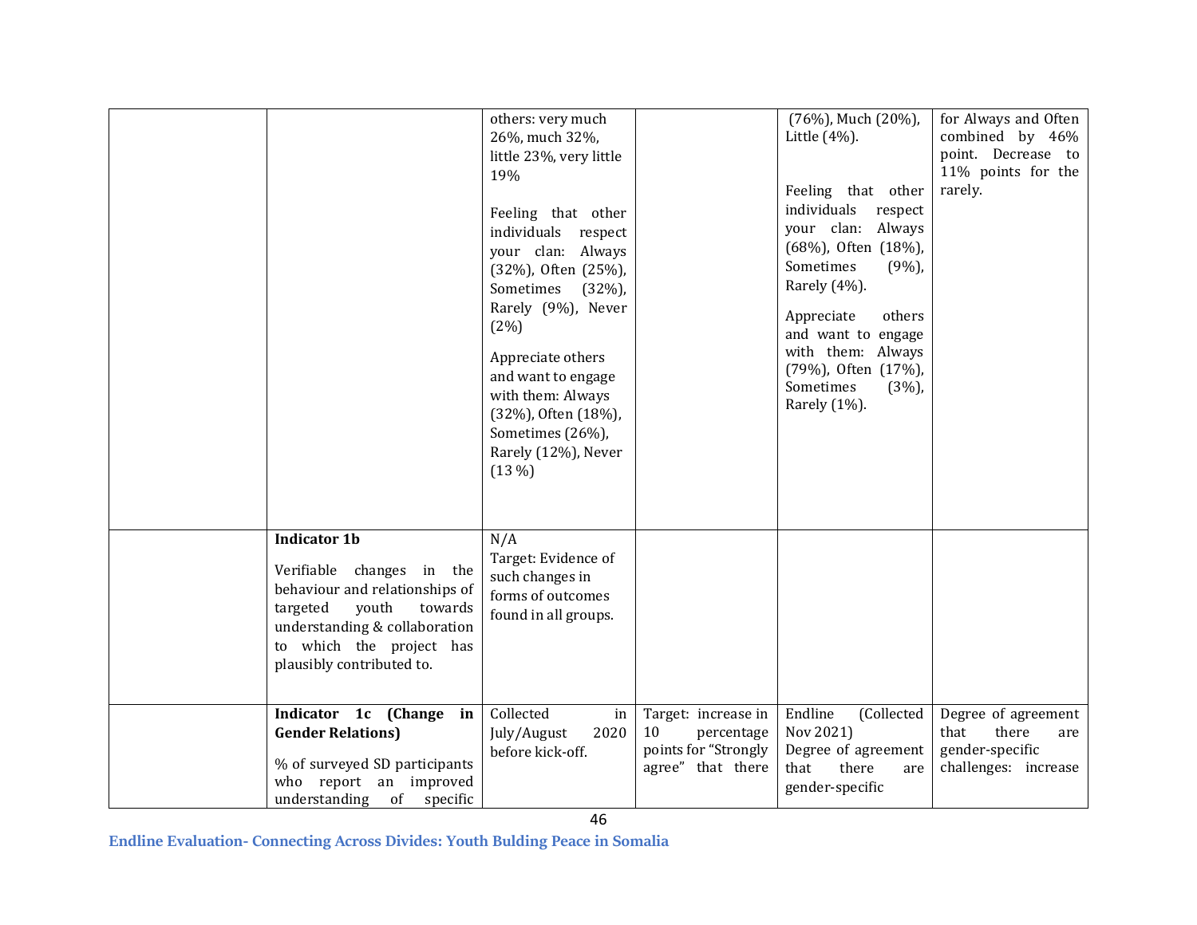| | | | | | |
|---|---|---|---|---|---|
| | | others: very much 26%, much 32%, little 23%, very little 19%<br><br>Feeling that other individuals respect your clan: Always (32%), Often (25%), Sometimes (32%), Rarely (9%), Never (2%)<br><br>Appreciate others and want to engage with them: Always (32%), Often (18%), Sometimes (26%), Rarely (12%), Never (13 %) | | (76%), Much (20%), Little (4%).<br><br>Feeling that other individuals respect your clan: Always (68%), Often (18%), Sometimes (9%), Rarely (4%).<br><br>Appreciate others and want to engage with them: Always (79%), Often (17%), Sometimes (3%), Rarely (1%). | for Always and Often combined by 46% point. Decrease to 11% points for the rarely. |
| | **Indicator 1b**<br><br>Verifiable changes in the behaviour and relationships of targeted youth towards understanding & collaboration to which the project has plausibly contributed to. | N/A<br>Target: Evidence of such changes in forms of outcomes found in all groups. | | | |
| | **Indicator 1c (Change in Gender Relations)**<br><br>% of surveyed SD participants who report an improved understanding of specific | Collected in July/August 2020 before kick-off. | Target: increase in 10 percentage points for "Strongly agree" that there | Endline (Collected Nov 2021)<br>Degree of agreement that there are gender-specific | Degree of agreement that there are gender-specific challenges: increase |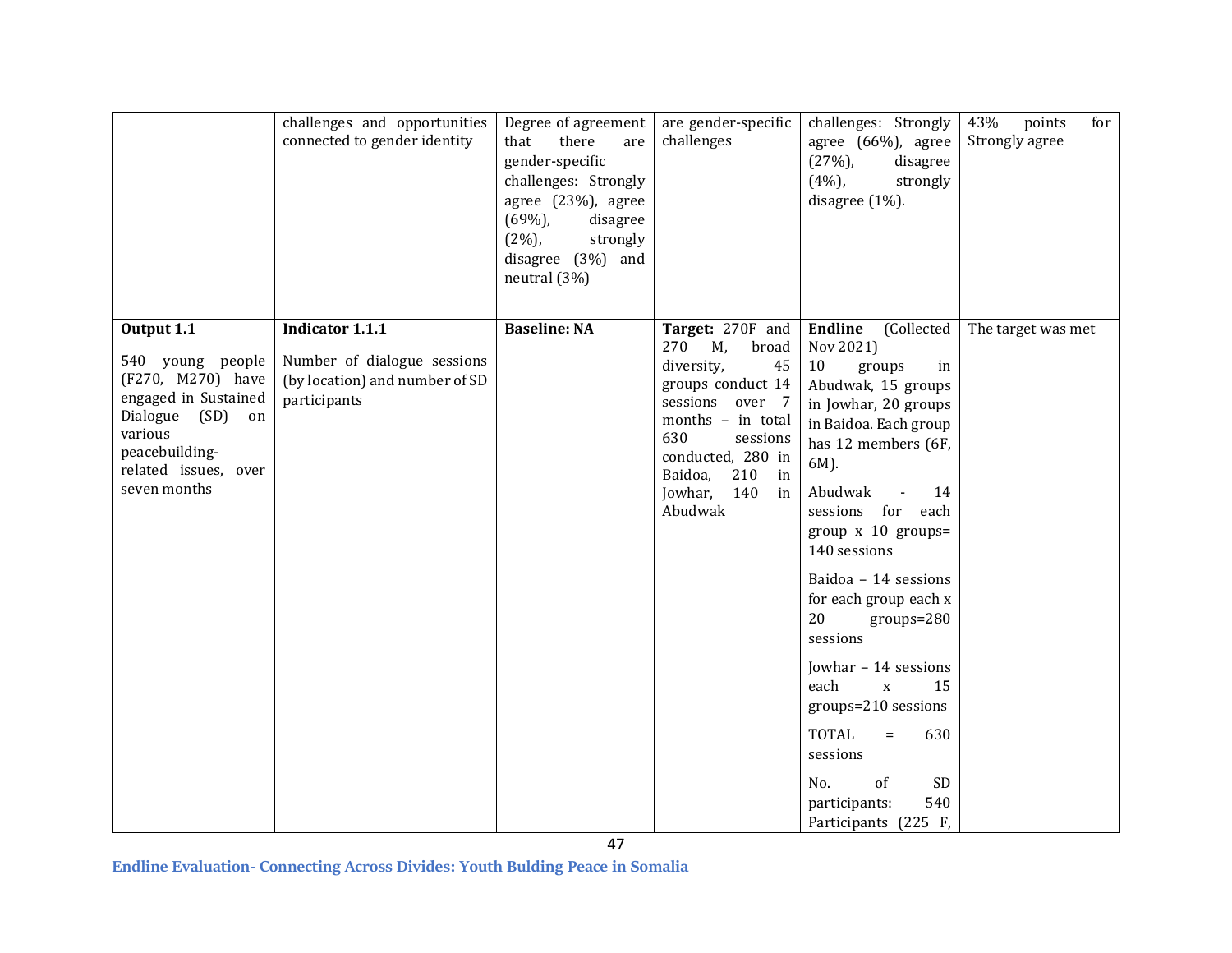| | | | | | |
|---|---|---|---|---|---|
| | challenges and opportunities connected to gender identity | Degree of agreement that there are gender-specific challenges: Strongly agree (23%), agree (69%), disagree (2%), strongly disagree (3%) and neutral (3%) | are gender-specific challenges | challenges: Strongly agree (66%), agree (27%), disagree (4%), strongly disagree (1%). | 43% points for Strongly agree |
| **Output 1.1**<br><br>540 young people (F270, M270) have engaged in Sustained Dialogue (SD) on various peacebuilding-related issues, over seven months | **Indicator 1.1.1**<br><br>Number of dialogue sessions (by location) and number of SD participants | **Baseline: NA** | **Target:** 270F and 270 M, broad diversity, 45 groups conduct 14 sessions over 7 months – in total 630 sessions conducted, 280 in Baidoa, 210 in Jowhar, 140 in Abudwak | **Endline** (Collected Nov 2021)<br>10 groups in Abudwak, 15 groups in Jowhar, 20 groups in Baidoa. Each group has 12 members (6F, 6M).<br><br>Abudwak - 14 sessions for each group x 10 groups= 140 sessions<br><br>Baidoa – 14 sessions for each group each x 20 groups=280 sessions<br><br>Jowhar – 14 sessions each x 15 groups=210 sessions<br><br>TOTAL = 630 sessions<br><br>No. of SD participants: 540 Participants (225 F, | The target was met |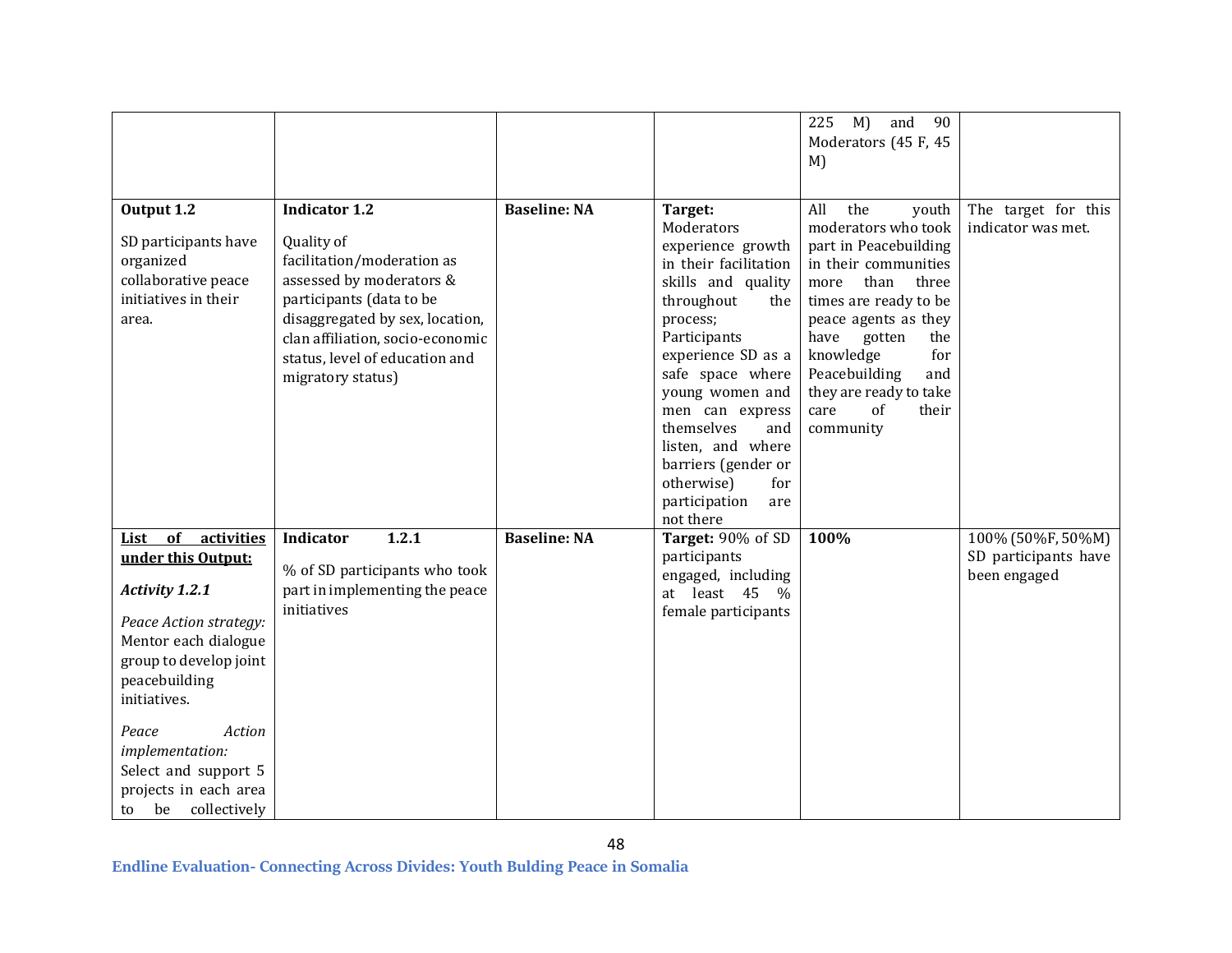| | | | | | |
|---|---|---|---|---|---|
| | | | | 225 M) and 90 Moderators (45 F, 45 M) | |
| **Output 1.2**<br><br>SD participants have organized collaborative peace initiatives in their area. | **Indicator 1.2**<br><br>Quality of facilitation/moderation as assessed by moderators & participants (data to be disaggregated by sex, location, clan affiliation, socio-economic status, level of education and migratory status) | **Baseline: NA** | **Target:** Moderators experience growth in their facilitation skills and quality throughout the process; Participants experience SD as a safe space where young women and men can express themselves and listen, and where barriers (gender or otherwise) for participation are not there | All the youth moderators who took part in Peacebuilding in their communities more than three times are ready to be peace agents as they have gotten the knowledge for Peacebuilding and they are ready to take care of their community | The target for this indicator was met. |
| **<u>List of activities under this Output:</u>**<br><br>***Activity 1.2.1***<br><br>*Peace Action strategy:* Mentor each dialogue group to develop joint peacebuilding initiatives.<br><br>*Peace Action implementation:* Select and support 5 projects in each area to be collectively | **Indicator 1.2.1**<br><br>% of SD participants who took part in implementing the peace initiatives | **Baseline: NA** | **Target:** 90% of SD participants engaged, including at least 45 % female participants | **100%** | 100% (50%F, 50%M) SD participants have been engaged |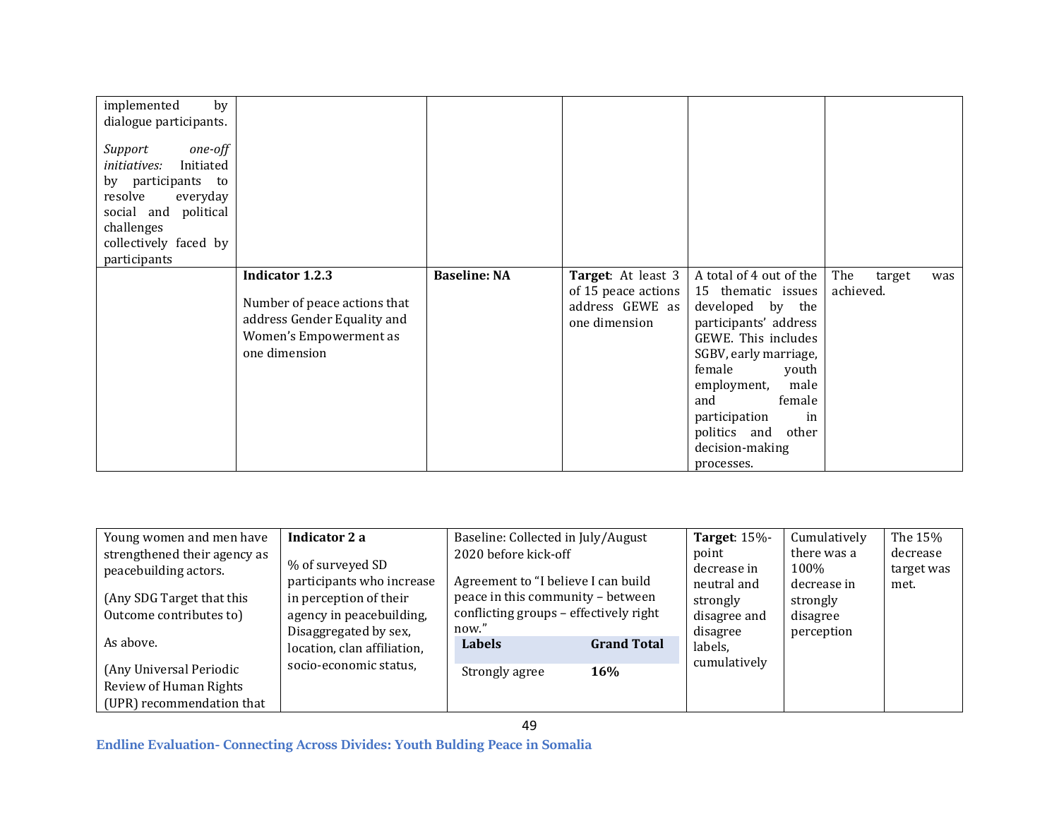| | | | | | |
|---|---|---|---|---|---|
| implemented by dialogue participants.<br><br>*Support one-off initiatives:* Initiated by participants to resolve everyday social and political challenges collectively faced by participants | | | | | |
| | **Indicator 1.2.3**<br><br>Number of peace actions that address Gender Equality and Women's Empowerment as one dimension | **Baseline: NA** | **Target**: At least 3 of 15 peace actions address GEWE as one dimension | A total of 4 out of the 15 thematic issues developed by the participants' address GEWE. This includes SGBV, early marriage, female youth employment, male and female participation in politics and other decision-making processes. | The target was achieved. |

| | | | | | |
|---|---|---|---|---|---|
| Young women and men have strengthened their agency as peacebuilding actors.<br><br>(Any SDG Target that this Outcome contributes to)<br><br>As above.<br><br>(Any Universal Periodic Review of Human Rights (UPR) recommendation that | **Indicator 2 a**<br><br>% of surveyed SD participants who increase in perception of their agency in peacebuilding, Disaggregated by sex, location, clan affiliation, socio-economic status, | Baseline: Collected in July/August 2020 before kick-off<br><br>Agreement to "I believe I can build peace in this community – between conflicting groups – effectively right now."<br><br>**Labels** / **Grand Total**<br>Strongly agree / **16%** | **Target**: 15%-point decrease in neutral and strongly disagree and disagree labels, cumulatively | Cumulatively there was a 100% decrease in strongly disagree perception | The 15% decrease target was met. |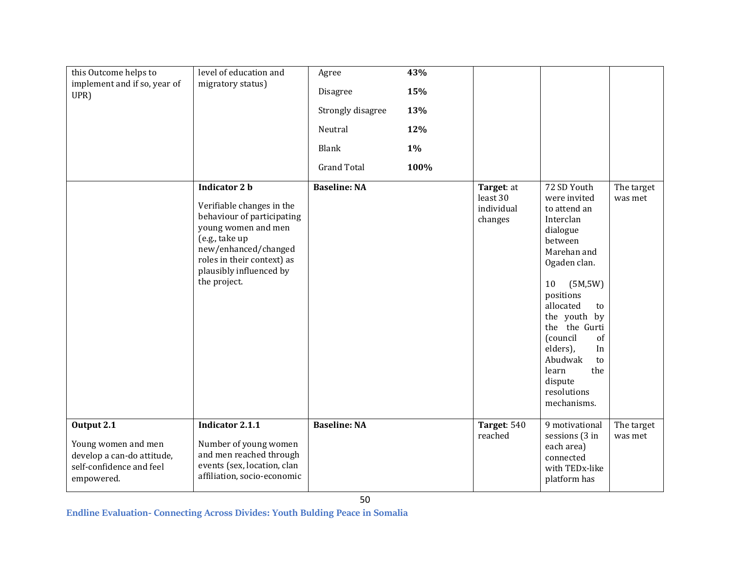| | | | | | |
|---|---|---|---|---|---|
| this Outcome helps to implement and if so, year of UPR) | level of education and migratory status) | Agree **43%**<br>Disagree **15%**<br>Strongly disagree **13%**<br>Neutral **12%**<br>Blank **1%**<br>Grand Total **100%** | | | |
| | **Indicator 2 b**<br><br>Verifiable changes in the behaviour of participating young women and men (e.g., take up new/enhanced/changed roles in their context) as plausibly influenced by the project. | **Baseline: NA** | **Target**: at least 30 individual changes | 72 SD Youth were invited to attend an Interclan dialogue between Marehan and Ogaden clan.<br><br>10 (5M,5W) positions allocated to the youth by the the Gurti (council of elders), In Abudwak to learn the dispute resolutions mechanisms. | The target was met |
| **Output 2.1**<br><br>Young women and men develop a can-do attitude, self-confidence and feel empowered. | **Indicator 2.1.1**<br><br>Number of young women and men reached through events (sex, location, clan affiliation, socio-economic | **Baseline: NA** | **Target**: 540 reached | 9 motivational sessions (3 in each area) connected with TEDx-like platform has | The target was met |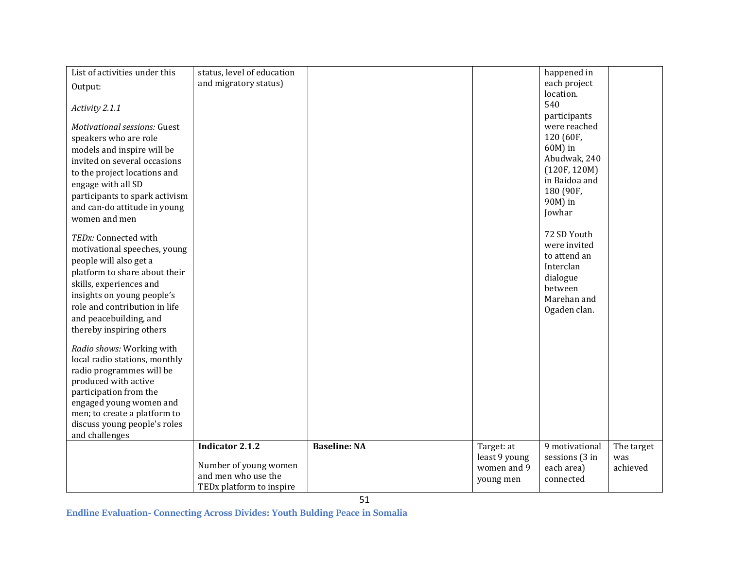| | | | | | |
|---|---|---|---|---|---|
| List of activities under this Output:<br><br>*Activity 2.1.1*<br><br>*Motivational sessions:* Guest speakers who are role models and inspire will be invited on several occasions to the project locations and engage with all SD participants to spark activism and can-do attitude in young women and men<br><br>*TEDx:* Connected with motivational speeches, young people will also get a platform to share about their skills, experiences and insights on young people's role and contribution in life and peacebuilding, and thereby inspiring others<br><br>*Radio shows:* Working with local radio stations, monthly radio programmes will be produced with active participation from the engaged young women and men; to create a platform to discuss young people's roles and challenges | status, level of education and migratory status) | | | happened in each project location.<br>540 participants were reached 120 (60F, 60M) in Abudwak, 240 (120F, 120M) in Baidoa and 180 (90F, 90M) in Jowhar<br><br>72 SD Youth were invited to attend an Interclan dialogue between Marehan and Ogaden clan. | |
| | **Indicator 2.1.2**<br><br>Number of young women and men who use the TEDx platform to inspire | **Baseline: NA** | Target: at least 9 young women and 9 young men | 9 motivational sessions (3 in each area) connected | The target was achieved |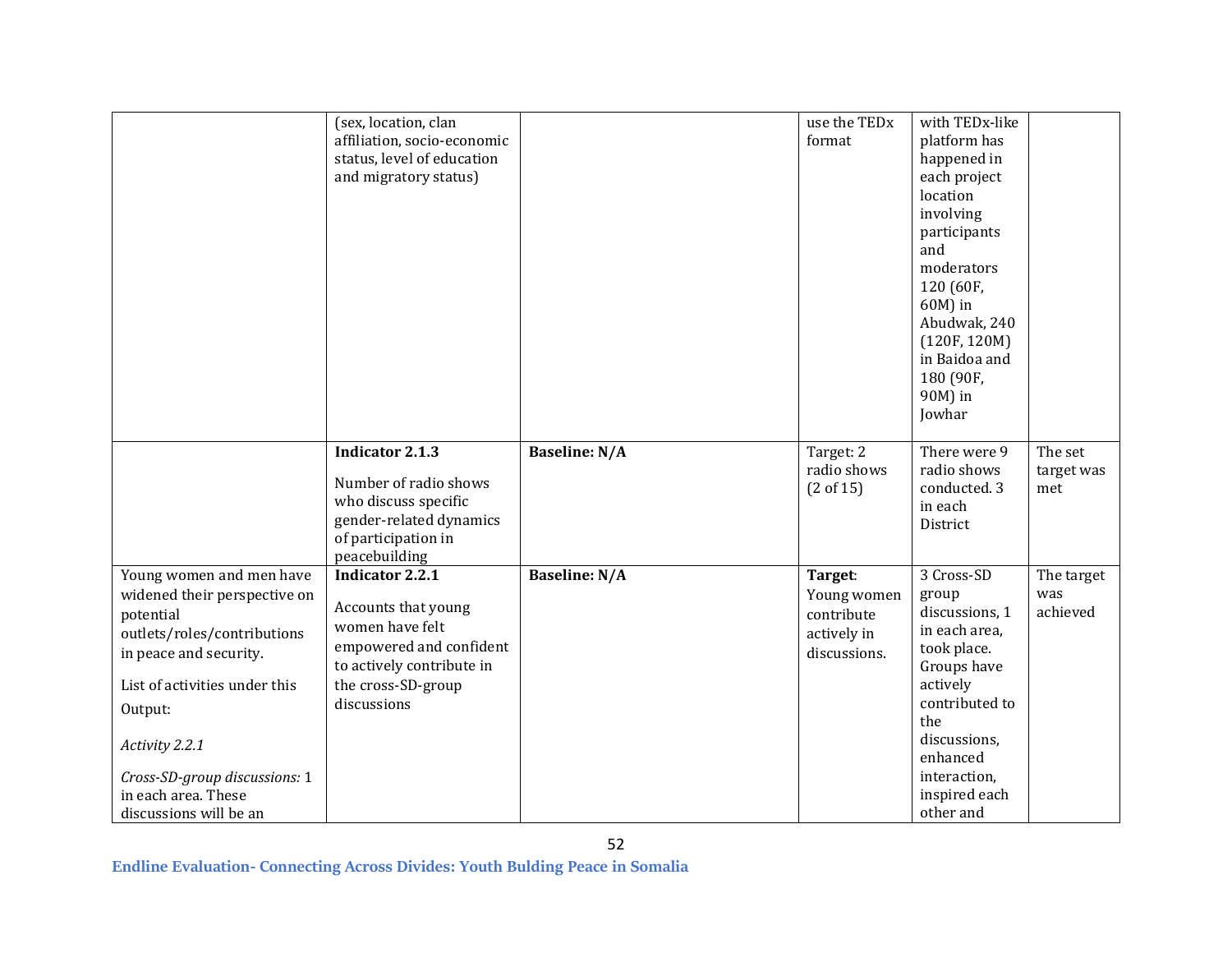| | | | | | |
|---|---|---|---|---|---|
| | (sex, location, clan affiliation, socio-economic status, level of education and migratory status) | | use the TEDx format | with TEDx-like platform has happened in each project location involving participants and moderators 120 (60F, 60M) in Abudwak, 240 (120F, 120M) in Baidoa and 180 (90F, 90M) in Jowhar | |
| | **Indicator 2.1.3**<br><br>Number of radio shows who discuss specific gender-related dynamics of participation in peacebuilding | **Baseline: N/A** | Target: 2 radio shows (2 of 15) | There were 9 radio shows conducted. 3 in each District | The set target was met |
| Young women and men have widened their perspective on potential outlets/roles/contributions in peace and security.<br><br>List of activities under this Output:<br><br>*Activity 2.2.1*<br><br>*Cross-SD-group discussions:* 1 in each area. These discussions will be an | **Indicator 2.2.1**<br><br>Accounts that young women have felt empowered and confident to actively contribute in the cross-SD-group discussions | **Baseline: N/A** | **Target**: Young women contribute actively in discussions. | 3 Cross-SD group discussions, 1 in each area, took place. Groups have actively contributed to the discussions, enhanced interaction, inspired each other and | The target was achieved |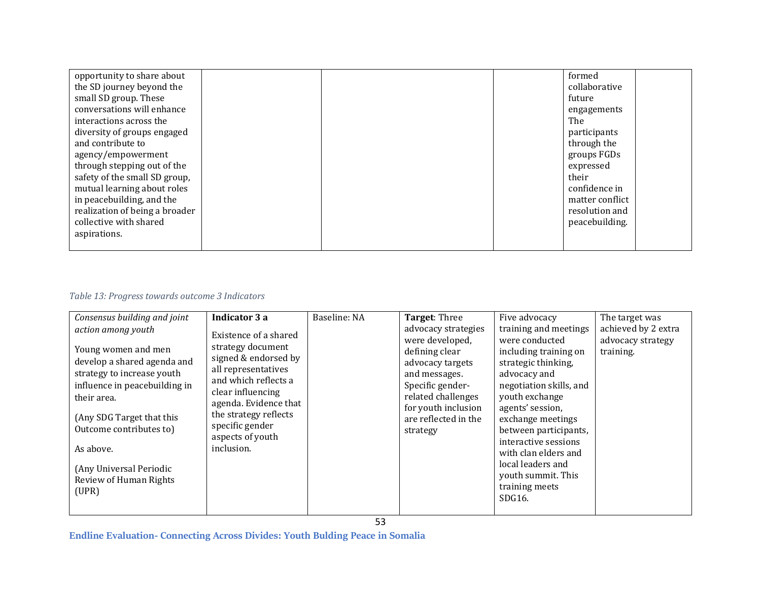| opportunity to share about the SD journey beyond the small SD group. These conversations will enhance interactions across the diversity of groups engaged and contribute to agency/empowerment through stepping out of the safety of the small SD group, mutual learning about roles in peacebuilding, and the realization of being a broader collective with shared aspirations. | | | | formed collaborative future engagements The participants through the groups FGDs expressed their confidence in matter conflict resolution and peacebuilding. | |
|---|---|---|---|---|---|

*Table 13: Progress towards outcome 3 Indicators*

| *Consensus building and joint action among youth*<br><br>Young women and men develop a shared agenda and strategy to increase youth influence in peacebuilding in their area.<br><br>(Any SDG Target that this Outcome contributes to)<br><br>As above.<br><br>(Any Universal Periodic Review of Human Rights (UPR) | **Indicator 3 a**<br><br>Existence of a shared strategy document signed & endorsed by all representatives and which reflects a clear influencing agenda. Evidence that the strategy reflects specific gender aspects of youth inclusion. | Baseline: NA | **Target**: Three advocacy strategies were developed, defining clear advocacy targets and messages. Specific gender-related challenges for youth inclusion are reflected in the strategy | Five advocacy training and meetings were conducted including training on strategic thinking, advocacy and negotiation skills, and youth exchange agents' session, exchange meetings between participants, interactive sessions with clan elders and local leaders and youth summit. This training meets SDG16. | The target was achieved by 2 extra advocacy strategy training. |
|---|---|---|---|---|---|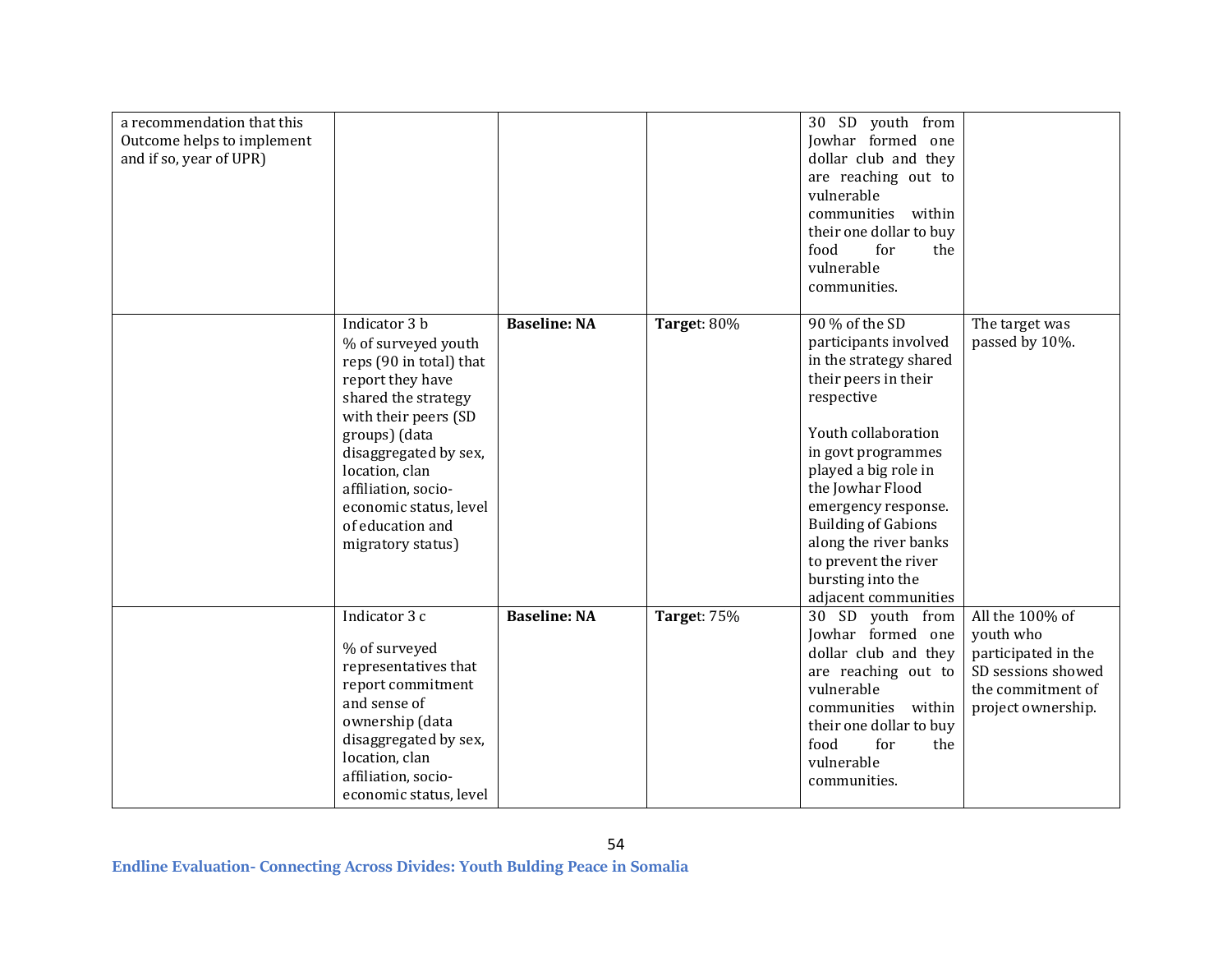| | | | | | |
|---|---|---|---|---|---|
| a recommendation that this Outcome helps to implement and if so, year of UPR) | | | | 30 SD youth from Jowhar formed one dollar club and they are reaching out to vulnerable communities within their one dollar to buy food for the vulnerable communities. | |
| | Indicator 3 b<br>% of surveyed youth reps (90 in total) that report they have shared the strategy with their peers (SD groups) (data disaggregated by sex, location, clan affiliation, socio-economic status, level of education and migratory status) | **Baseline: NA** | **Targe**t: 80% | 90 % of the SD participants involved in the strategy shared their peers in their respective<br><br>Youth collaboration in govt programmes played a big role in the Jowhar Flood emergency response. Building of Gabions along the river banks to prevent the river bursting into the adjacent communities | The target was passed by 10%. |
| | Indicator 3 c<br><br>% of surveyed representatives that report commitment and sense of ownership (data disaggregated by sex, location, clan affiliation, socio-economic status, level | **Baseline: NA** | **Targe**t: 75% | 30 SD youth from Jowhar formed one dollar club and they are reaching out to vulnerable communities within their one dollar to buy food for the vulnerable communities. | All the 100% of youth who participated in the SD sessions showed the commitment of project ownership. |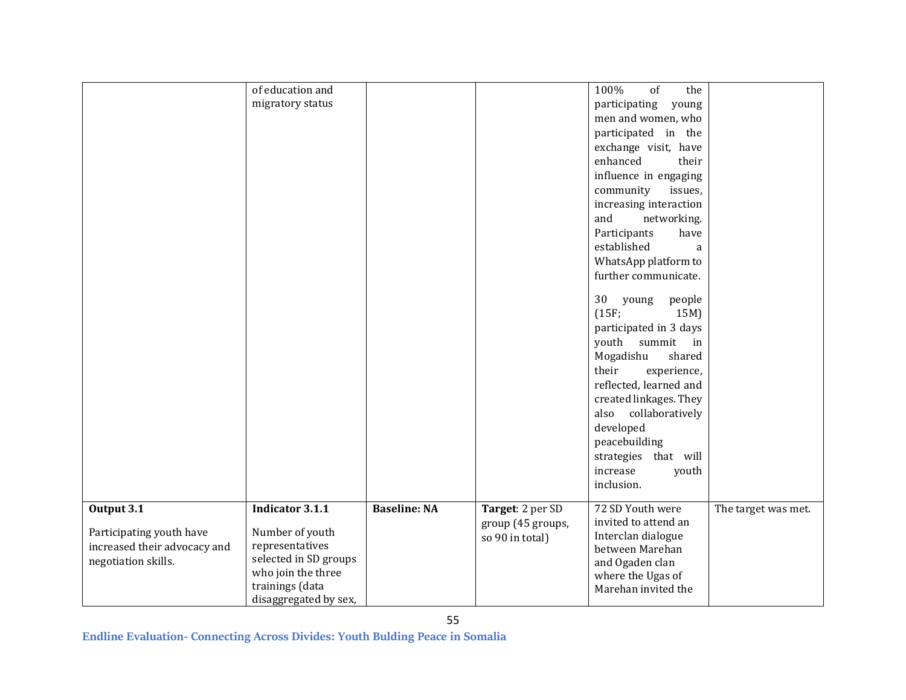| | | | | | |
|---|---|---|---|---|---|
| | of education and migratory status | | | 100% of the participating young men and women, who participated in the exchange visit, have enhanced their influence in engaging community issues, increasing interaction and networking. Participants have established a WhatsApp platform to further communicate.<br><br>30 young people (15F; 15M) participated in 3 days youth summit in Mogadishu shared their experience, reflected, learned and created linkages. They also collaboratively developed peacebuilding strategies that will increase youth inclusion. | |
| **Output 3.1**<br><br>Participating youth have increased their advocacy and negotiation skills. | **Indicator 3.1.1**<br><br>Number of youth representatives selected in SD groups who join the three trainings (data disaggregated by sex, | **Baseline: NA** | **Target**: 2 per SD group (45 groups, so 90 in total) | 72 SD Youth were invited to attend an Interclan dialogue between Marehan and Ogaden clan where the Ugas of Marehan invited the | The target was met. |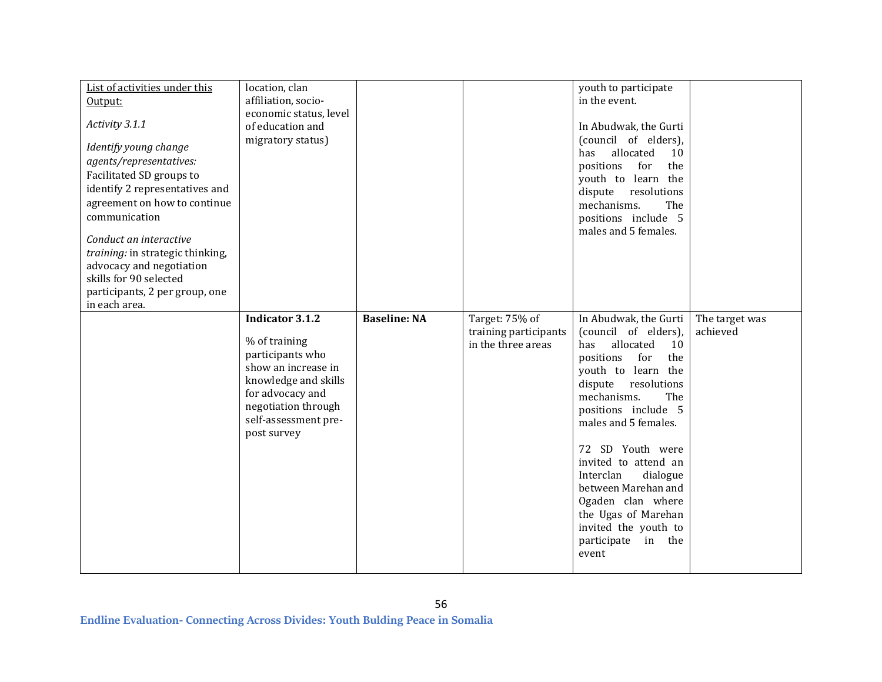| List of activities under this Output:<br><br>*Activity 3.1.1*<br><br>*Identify young change agents/representatives:* Facilitated SD groups to identify 2 representatives and agreement on how to continue communication<br><br>*Conduct an interactive training:* in strategic thinking, advocacy and negotiation skills for 90 selected participants, 2 per group, one in each area. | location, clan affiliation, socio-economic status, level of education and migratory status) | | | youth to participate in the event.<br><br>In Abudwak, the Gurti (council of elders), has allocated 10 positions for the youth to learn the dispute resolutions mechanisms. The positions include 5 males and 5 females. | |
|---|---|---|---|---|---|
| | **Indicator 3.1.2**<br><br>% of training participants who show an increase in knowledge and skills for advocacy and negotiation through self-assessment pre-post survey | **Baseline: NA** | Target: 75% of training participants in the three areas | In Abudwak, the Gurti (council of elders), has allocated 10 positions for the youth to learn the dispute resolutions mechanisms. The positions include 5 males and 5 females.<br><br>72 SD Youth were invited to attend an Interclan dialogue between Marehan and Ogaden clan where the Ugas of Marehan invited the youth to participate in the event | The target was achieved |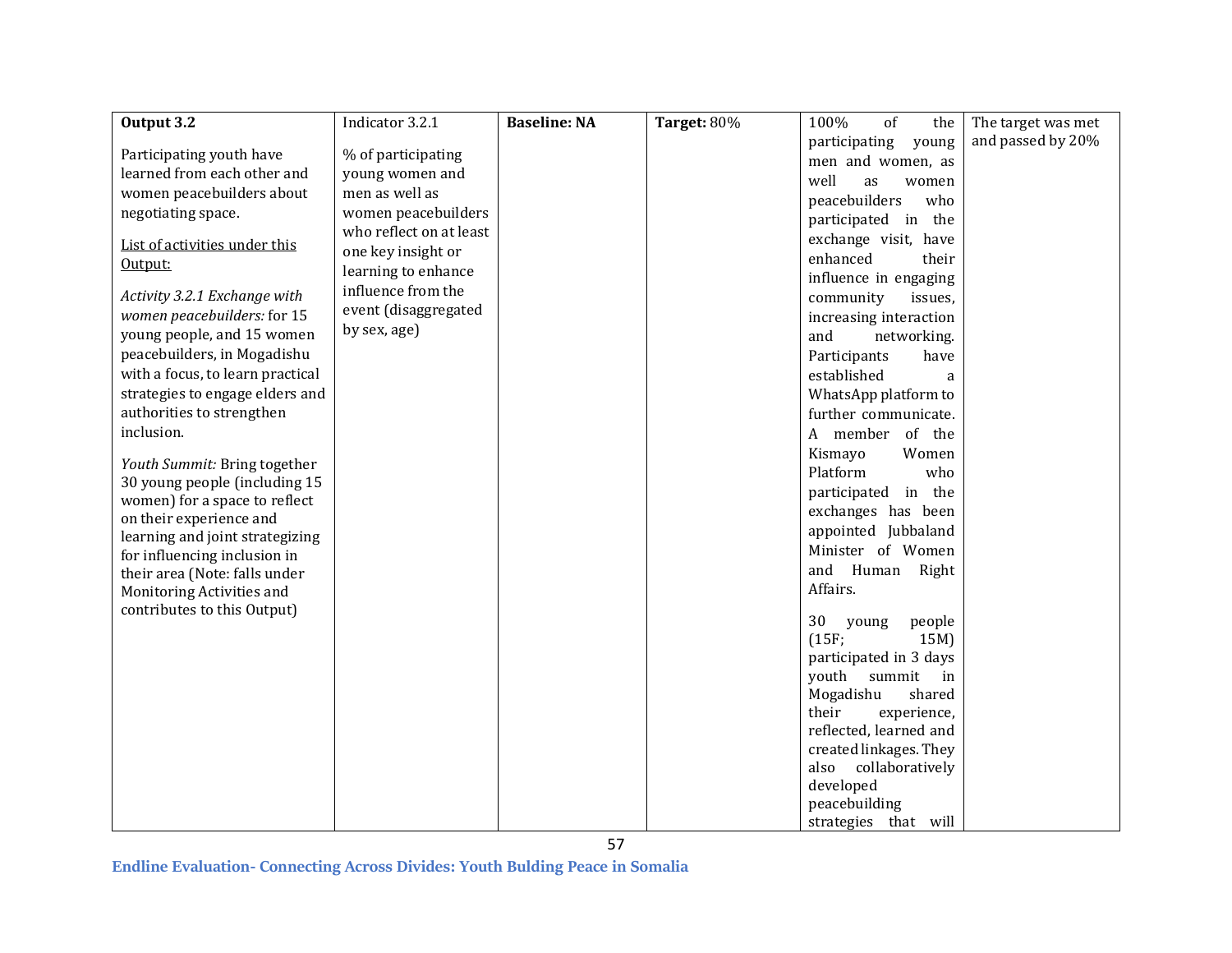| **Output 3.2**<br><br>Participating youth have learned from each other and women peacebuilders about negotiating space.<br><br>List of activities under this Output:<br><br>*Activity 3.2.1 Exchange with women peacebuilders:* for 15 young people, and 15 women peacebuilders, in Mogadishu with a focus, to learn practical strategies to engage elders and authorities to strengthen inclusion.<br><br>*Youth Summit:* Bring together 30 young people (including 15 women) for a space to reflect on their experience and learning and joint strategizing for influencing inclusion in their area (Note: falls under Monitoring Activities and contributes to this Output) | Indicator 3.2.1<br><br>% of participating young women and men as well as women peacebuilders who reflect on at least one key insight or learning to enhance influence from the event (disaggregated by sex, age) | **Baseline: NA** | **Target:** 80% | 100% of the participating young men and women, as well as women peacebuilders who participated in the exchange visit, have enhanced their influence in engaging community issues, increasing interaction and networking. Participants have established a WhatsApp platform to further communicate. A member of the Kismayo Women Platform who participated in the exchanges has been appointed Jubbaland Minister of Women and Human Right Affairs.<br><br>30 young people (15F; 15M) participated in 3 days youth summit in Mogadishu shared their experience, reflected, learned and created linkages. They also collaboratively developed peacebuilding strategies that will | The target was met and passed by 20% |
|---|---|---|---|---|---|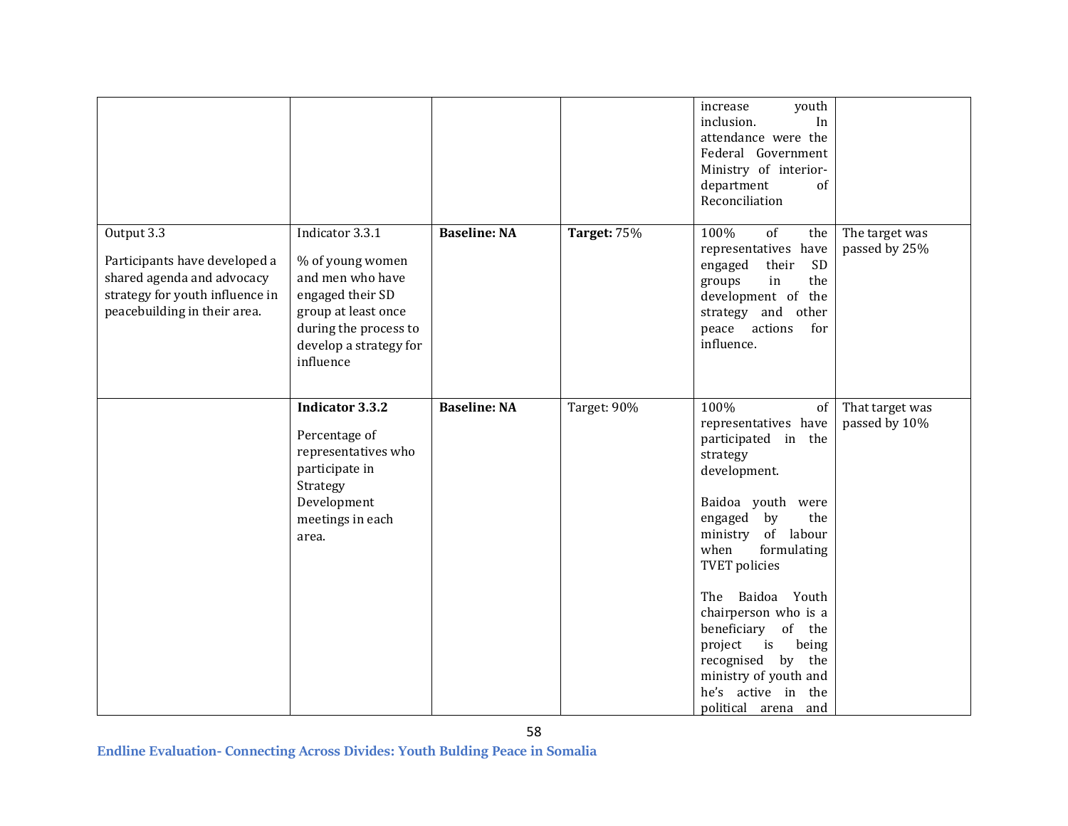| | | | | | |
|---|---|---|---|---|---|
| | | | | increase youth inclusion. In attendance were the Federal Government Ministry of interior- department of Reconciliation | |
| Output 3.3<br><br>Participants have developed a shared agenda and advocacy strategy for youth influence in peacebuilding in their area. | Indicator 3.3.1<br><br>% of young women and men who have engaged their SD group at least once during the process to develop a strategy for influence | **Baseline: NA** | **Target:** 75% | 100% of the representatives have engaged their SD groups in the development of the strategy and other peace actions for influence. | The target was passed by 25% |
| | **Indicator 3.3.2**<br><br>Percentage of representatives who participate in Strategy Development meetings in each area. | **Baseline: NA** | Target: 90% | 100% of representatives have participated in the strategy development.<br><br>Baidoa youth were engaged by the ministry of labour when formulating TVET policies<br><br>The Baidoa Youth chairperson who is a beneficiary of the project is being recognised by the ministry of youth and he's active in the political arena and | That target was passed by 10% |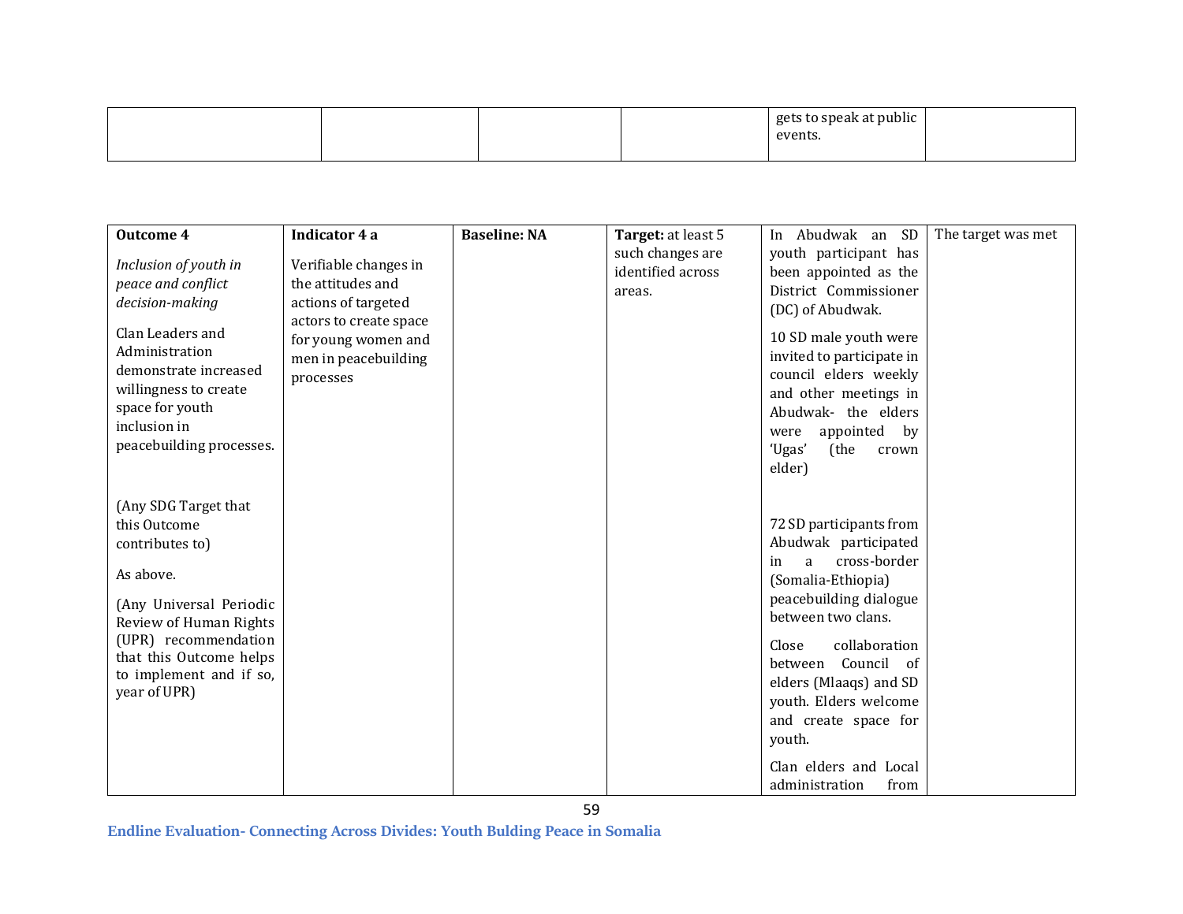| | | | | gets to speak at public events. | |
|---|---|---|---|---|---|

| **Outcome 4** <br> *Inclusion of youth in peace and conflict decision-making* <br> Clan Leaders and Administration demonstrate increased willingness to create space for youth inclusion in peacebuilding processes. <br><br> (Any SDG Target that this Outcome contributes to) <br> As above. <br> (Any Universal Periodic Review of Human Rights (UPR) recommendation that this Outcome helps to implement and if so, year of UPR) | **Indicator 4 a** <br> Verifiable changes in the attitudes and actions of targeted actors to create space for young women and men in peacebuilding processes | **Baseline: NA** | **Target:** at least 5 such changes are identified across areas. | In Abudwak an SD youth participant has been appointed as the District Commissioner (DC) of Abudwak. <br> 10 SD male youth were invited to participate in council elders weekly and other meetings in Abudwak- the elders were appointed by 'Ugas' (the crown elder) <br><br> 72 SD participants from Abudwak participated in a cross-border (Somalia-Ethiopia) peacebuilding dialogue between two clans. <br> Close collaboration between Council of elders (Mlaaqs) and SD youth. Elders welcome and create space for youth. <br> Clan elders and Local administration from | The target was met |
|---|---|---|---|---|---|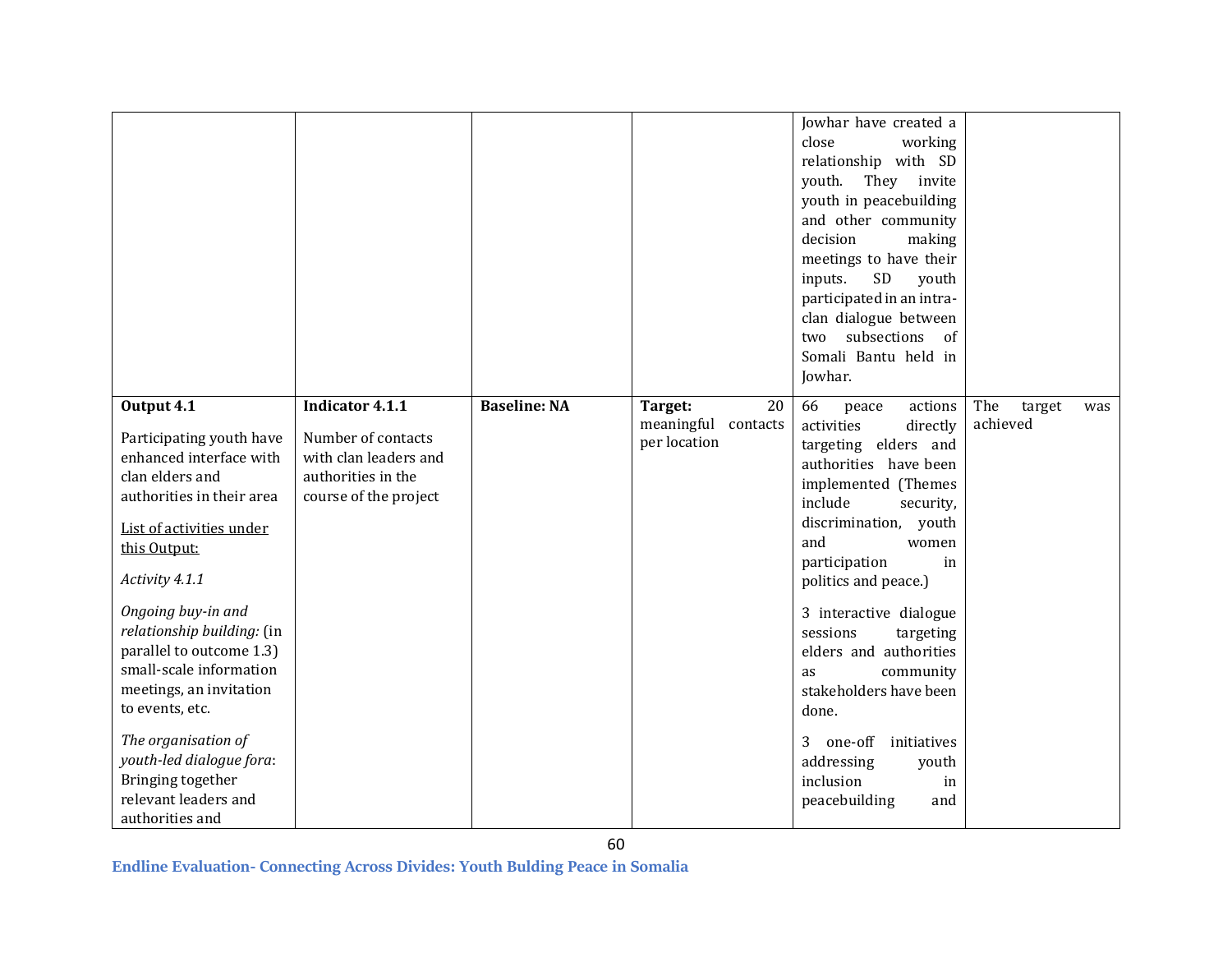| | | | | | |
|---|---|---|---|---|---|
| | | | | Jowhar have created a close working relationship with SD youth. They invite youth in peacebuilding and other community decision making meetings to have their inputs. SD youth participated in an intra-clan dialogue between two subsections of Somali Bantu held in Jowhar. | |
| **Output 4.1**<br><br>Participating youth have enhanced interface with clan elders and authorities in their area<br><br><u>List of activities under this Output:</u><br><br>*Activity 4.1.1*<br><br>*Ongoing buy-in and relationship building:* (in parallel to outcome 1.3) small-scale information meetings, an invitation to events, etc.<br><br>*The organisation of youth-led dialogue fora*: Bringing together relevant leaders and authorities and | **Indicator 4.1.1**<br><br>Number of contacts with clan leaders and authorities in the course of the project | **Baseline: NA** | **Target:** 20 meaningful contacts per location | 66 peace actions activities directly targeting elders and authorities have been implemented (Themes include security, discrimination, youth and women participation in politics and peace.)<br><br>3 interactive dialogue sessions targeting elders and authorities as community stakeholders have been done.<br><br>3 one-off initiatives addressing youth inclusion in peacebuilding and | The target was achieved |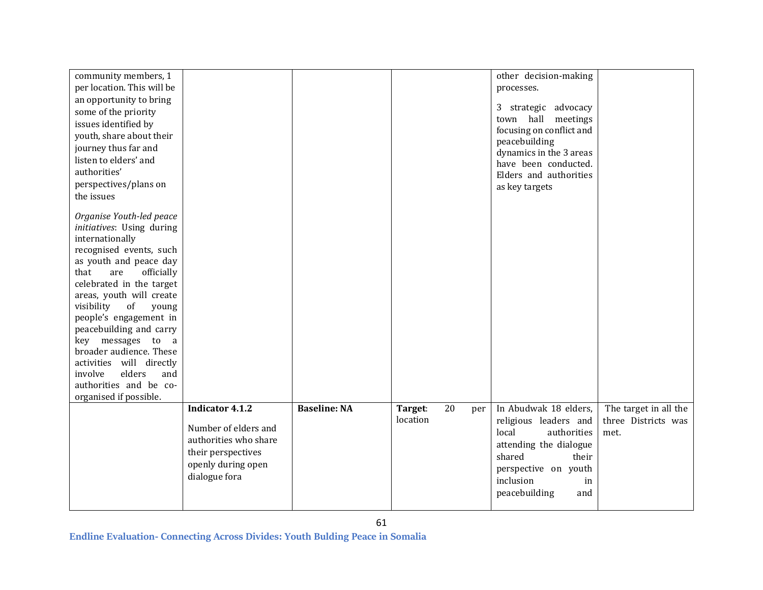| | | | | | |
|---|---|---|---|---|---|
| community members, 1 per location. This will be an opportunity to bring some of the priority issues identified by youth, share about their journey thus far and listen to elders' and authorities' perspectives/plans on the issues<br><br>*Organise Youth-led peace initiatives*: Using during internationally recognised events, such as youth and peace day that are officially celebrated in the target areas, youth will create visibility of young people's engagement in peacebuilding and carry key messages to a broader audience. These activities will directly involve elders and authorities and be co-organised if possible. | | | | other decision-making processes.<br><br>3 strategic advocacy town hall meetings focusing on conflict and peacebuilding dynamics in the 3 areas have been conducted. Elders and authorities as key targets | |
| | **Indicator 4.1.2**<br><br>Number of elders and authorities who share their perspectives openly during open dialogue fora | **Baseline: NA** | **Target**: 20 per location | In Abudwak 18 elders, religious leaders and local authorities attending the dialogue shared their perspective on youth inclusion in peacebuilding and | The target in all the three Districts was met. |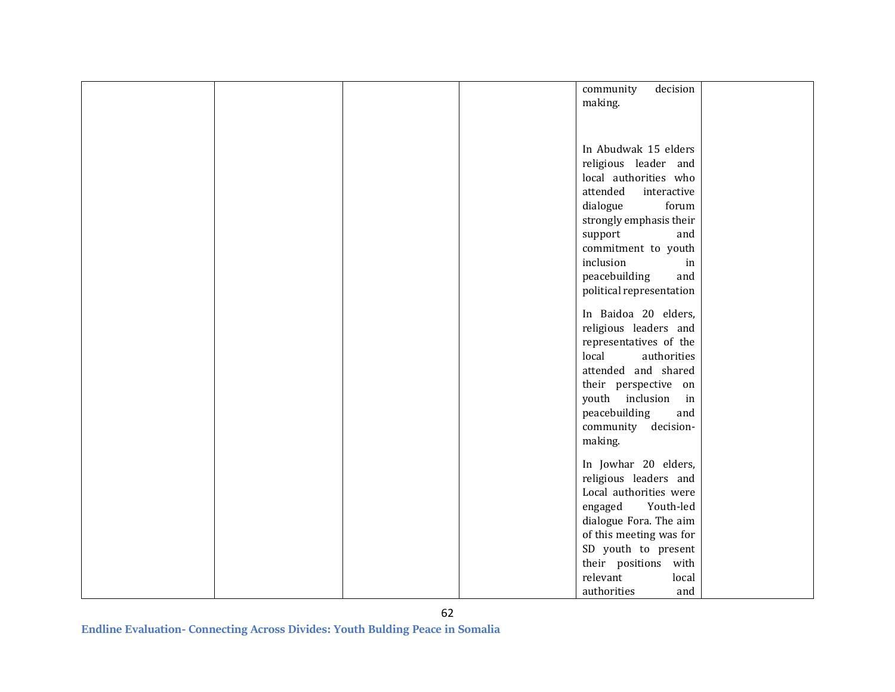|  |  |  |  |  |  |
|---|---|---|---|---|---|
|  |  |  |  | community decision making.<br><br>In Abudwak 15 elders religious leader and local authorities who attended interactive dialogue forum strongly emphasis their support and commitment to youth inclusion in peacebuilding and political representation<br><br>In Baidoa 20 elders, religious leaders and representatives of the local authorities attended and shared their perspective on youth inclusion in peacebuilding and community decision-making.<br><br>In Jowhar 20 elders, religious leaders and Local authorities were engaged Youth-led dialogue Fora. The aim of this meeting was for SD youth to present their positions with relevant local authorities and |  |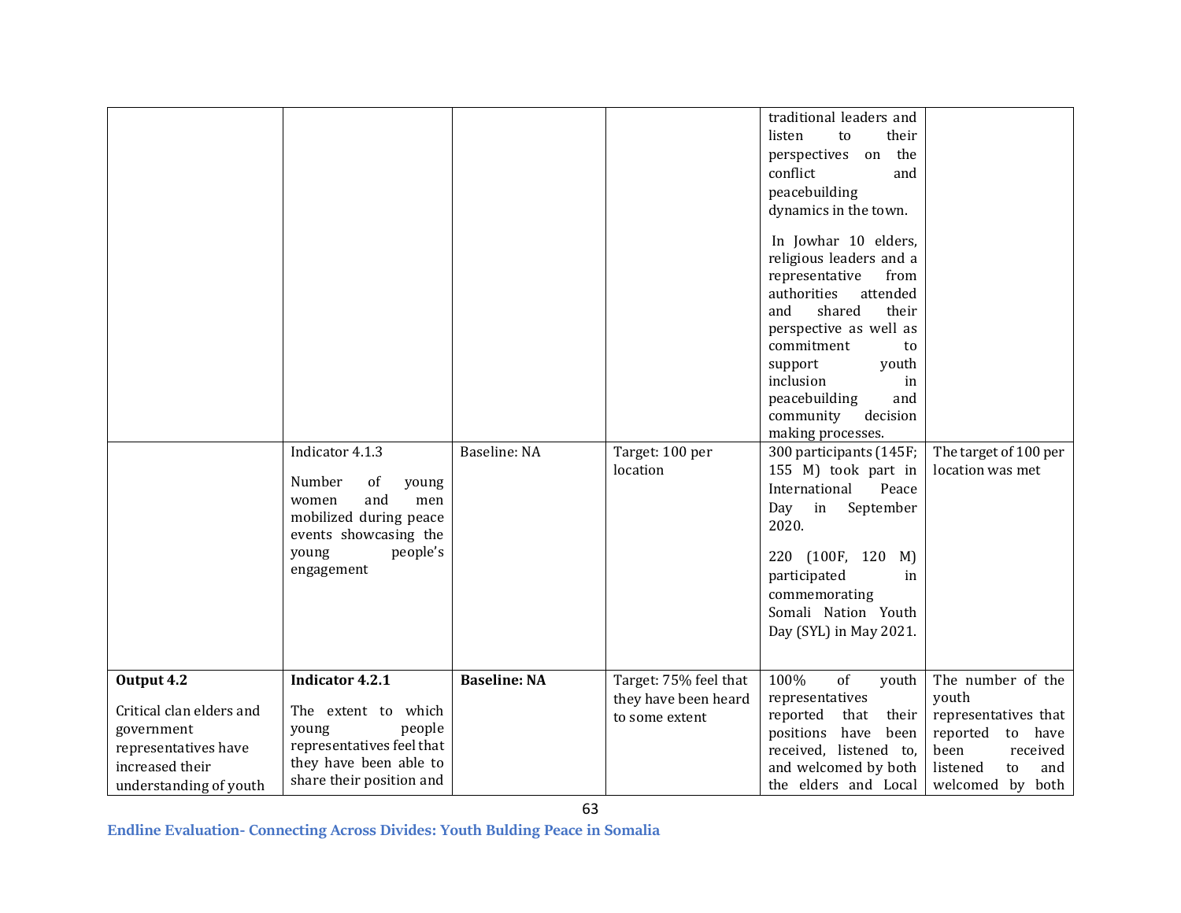| | | | | | |
|---|---|---|---|---|---|
| | | | | traditional leaders and listen to their perspectives on the conflict and peacebuilding dynamics in the town.<br><br>In Jowhar 10 elders, religious leaders and a representative from authorities attended and shared their perspective as well as commitment to support youth inclusion in peacebuilding and community decision making processes. | |
| | Indicator 4.1.3<br><br>Number of young women and men mobilized during peace events showcasing the young people's engagement | Baseline: NA | Target: 100 per location | 300 participants (145F; 155 M) took part in International Peace Day in September 2020.<br><br>220 (100F, 120 M) participated in commemorating Somali Nation Youth Day (SYL) in May 2021. | The target of 100 per location was met |
| **Output 4.2**<br><br>Critical clan elders and government representatives have increased their understanding of youth | **Indicator 4.2.1**<br><br>The extent to which young people representatives feel that they have been able to share their position and | **Baseline: NA** | Target: 75% feel that they have been heard to some extent | 100% of youth representatives reported that their positions have been received, listened to, and welcomed by both the elders and Local | The number of the youth representatives that reported to have been received listened to and welcomed by both |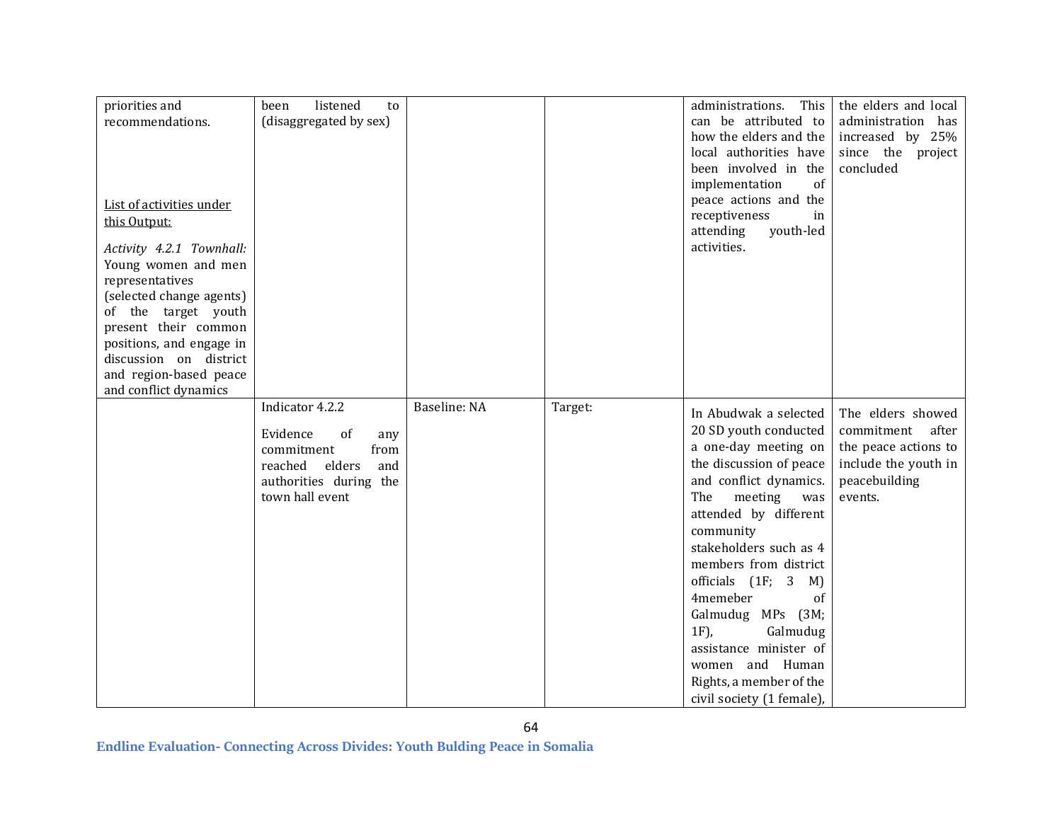| | | | | | |
|---|---|---|---|---|---|
| priorities and recommendations.<br><br>List of activities under this Output:<br><br>*Activity 4.2.1 Townhall:* Young women and men representatives (selected change agents) of the target youth present their common positions, and engage in discussion on district and region-based peace and conflict dynamics | been listened to (disaggregated by sex) | | | administrations. This can be attributed to how the elders and the local authorities have been involved in the implementation of peace actions and the receptiveness in attending youth-led activities. | the elders and local administration has increased by 25% since the project concluded |
| | Indicator 4.2.2<br><br>Evidence of any commitment from reached elders and authorities during the town hall event | Baseline: NA | Target: | In Abudwak a selected 20 SD youth conducted a one-day meeting on the discussion of peace and conflict dynamics. The meeting was attended by different community stakeholders such as 4 members from district officials (1F; 3 M) 4memeber of Galmudug MPs (3M; 1F), Galmudug assistance minister of women and Human Rights, a member of the civil society (1 female), | The elders showed commitment after the peace actions to include the youth in peacebuilding events. |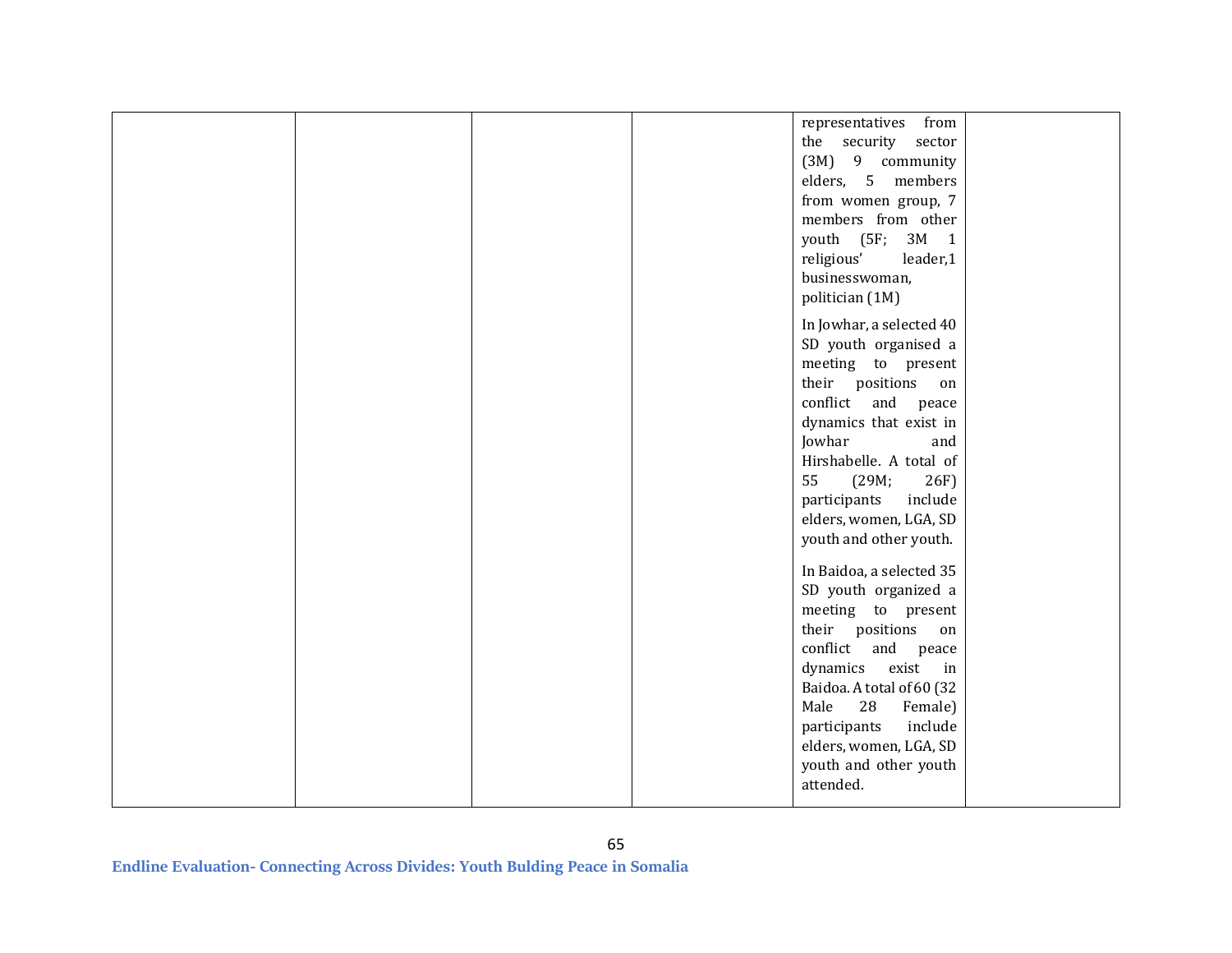| | | | | | |
|---|---|---|---|---|---|
| | | | | representatives from the security sector (3M) 9 community elders, 5 members from women group, 7 members from other youth (5F; 3M 1 religious' leader,1 businesswoman, politician (1M)<br><br>In Jowhar, a selected 40 SD youth organised a meeting to present their positions on conflict and peace dynamics that exist in Jowhar and Hirshabelle. A total of 55 (29M; 26F) participants include elders, women, LGA, SD youth and other youth.<br><br>In Baidoa, a selected 35 SD youth organized a meeting to present their positions on conflict and peace dynamics exist in Baidoa. A total of 60 (32 Male 28 Female) participants include elders, women, LGA, SD youth and other youth attended. | |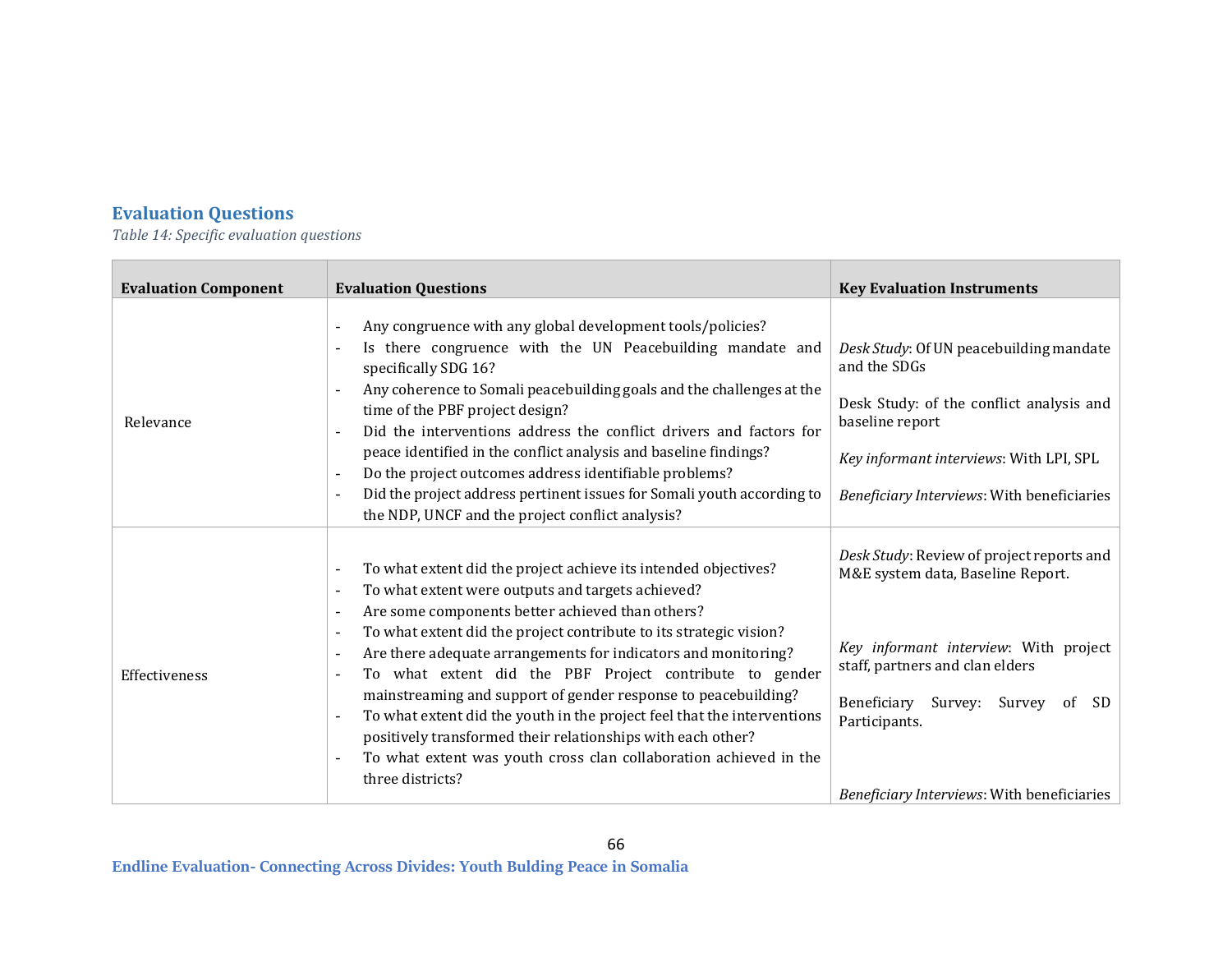## Evaluation Questions

*Table 14: Specific evaluation questions*

| Evaluation Component | Evaluation Questions | Key Evaluation Instruments |
|---|---|---|
| Relevance | - Any congruence with any global development tools/policies?<br>- Is there congruence with the UN Peacebuilding mandate and specifically SDG 16?<br>- Any coherence to Somali peacebuilding goals and the challenges at the time of the PBF project design?<br>- Did the interventions address the conflict drivers and factors for peace identified in the conflict analysis and baseline findings?<br>- Do the project outcomes address identifiable problems?<br>- Did the project address pertinent issues for Somali youth according to the NDP, UNCF and the project conflict analysis? | *Desk Study*: Of UN peacebuilding mandate and the SDGs<br><br>Desk Study: of the conflict analysis and baseline report<br><br>*Key informant interviews*: With LPI, SPL<br><br>*Beneficiary Interviews*: With beneficiaries |
| Effectiveness | - To what extent did the project achieve its intended objectives?<br>- To what extent were outputs and targets achieved?<br>- Are some components better achieved than others?<br>- To what extent did the project contribute to its strategic vision?<br>- Are there adequate arrangements for indicators and monitoring?<br>- To what extent did the PBF Project contribute to gender mainstreaming and support of gender response to peacebuilding?<br>- To what extent did the youth in the project feel that the interventions positively transformed their relationships with each other?<br>- To what extent was youth cross clan collaboration achieved in the three districts? | *Desk Study*: Review of project reports and M&E system data, Baseline Report.<br><br>*Key informant interview*: With project staff, partners and clan elders<br><br>Beneficiary Survey: Survey of SD Participants.<br><br>*Beneficiary Interviews*: With beneficiaries |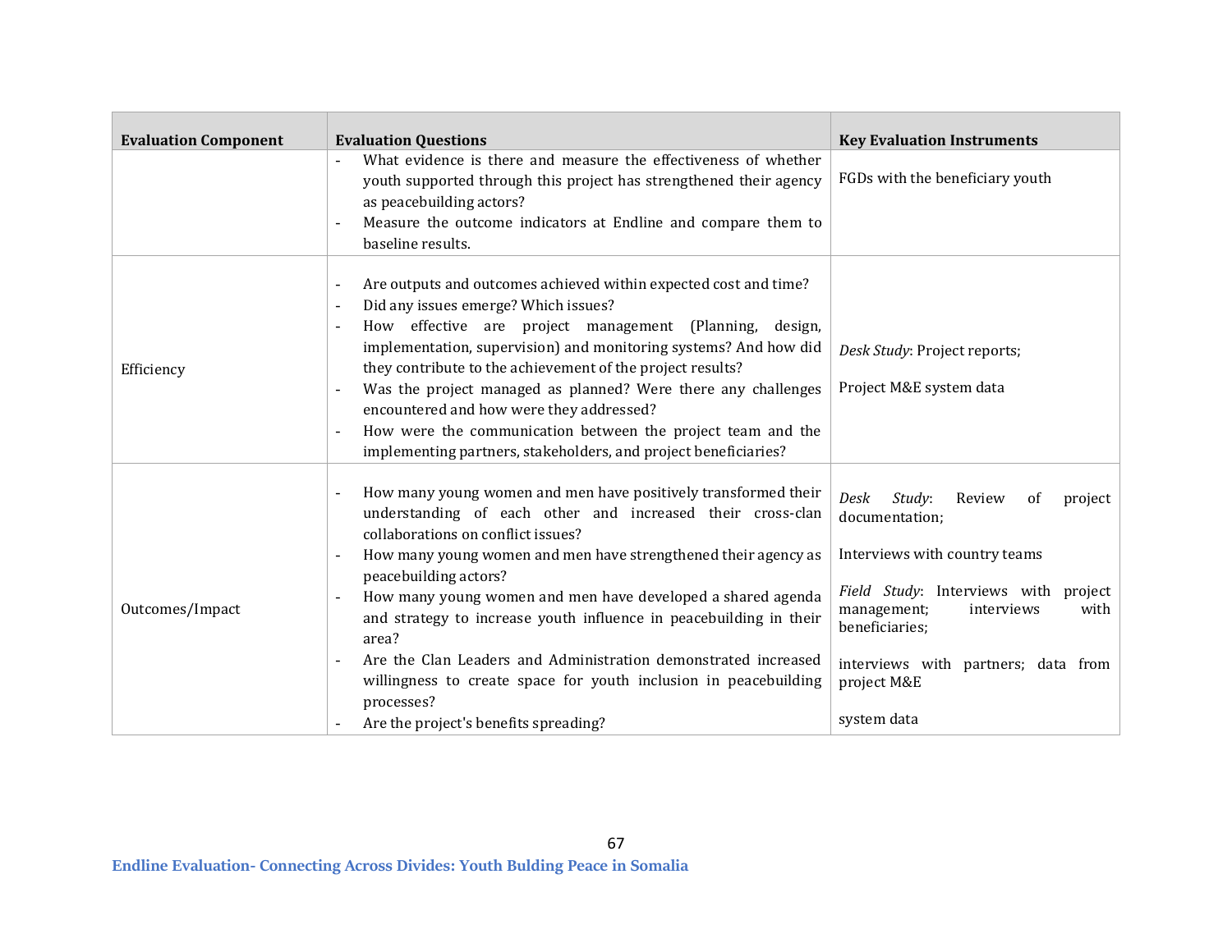| Evaluation Component | Evaluation Questions | Key Evaluation Instruments |
|---|---|---|
| | - What evidence is there and measure the effectiveness of whether youth supported through this project has strengthened their agency as peacebuilding actors?<br>- Measure the outcome indicators at Endline and compare them to baseline results. | FGDs with the beneficiary youth |
| Efficiency | - Are outputs and outcomes achieved within expected cost and time?<br>- Did any issues emerge? Which issues?<br>- How effective are project management (Planning, design, implementation, supervision) and monitoring systems? And how did they contribute to the achievement of the project results?<br>- Was the project managed as planned? Were there any challenges encountered and how were they addressed?<br>- How were the communication between the project team and the implementing partners, stakeholders, and project beneficiaries? | *Desk Study*: Project reports;<br><br>Project M&E system data |
| Outcomes/Impact | - How many young women and men have positively transformed their understanding of each other and increased their cross-clan collaborations on conflict issues?<br>- How many young women and men have strengthened their agency as peacebuilding actors?<br>- How many young women and men have developed a shared agenda and strategy to increase youth influence in peacebuilding in their area?<br>- Are the Clan Leaders and Administration demonstrated increased willingness to create space for youth inclusion in peacebuilding processes?<br>- Are the project's benefits spreading? | *Desk Study*: Review of project documentation;<br><br>Interviews with country teams<br><br>*Field Study*: Interviews with project management; interviews with beneficiaries;<br><br>interviews with partners; data from project M&E<br><br>system data |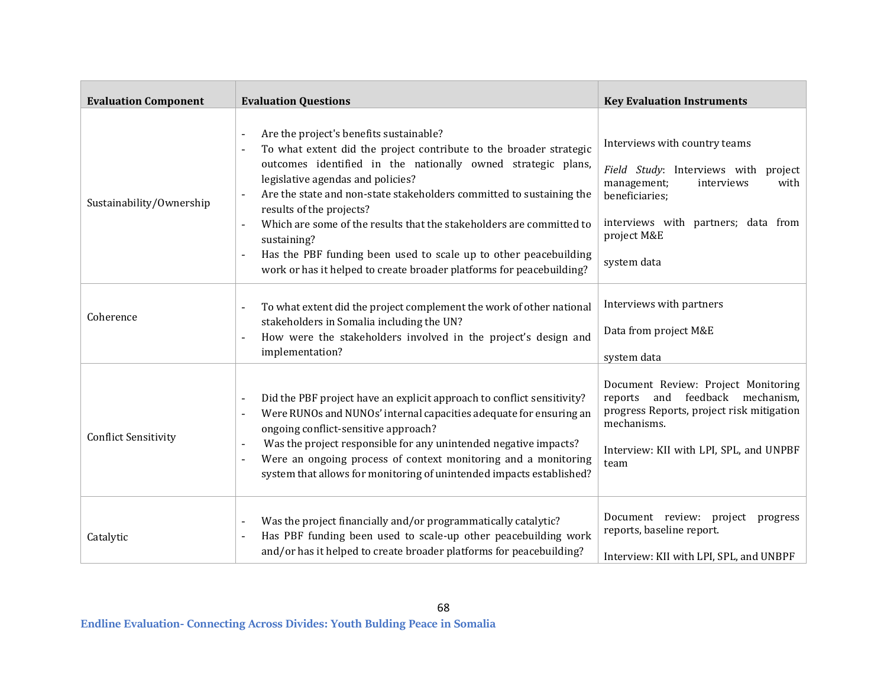| Evaluation Component | Evaluation Questions | Key Evaluation Instruments |
|---|---|---|
| Sustainability/Ownership | - Are the project's benefits sustainable?<br>- To what extent did the project contribute to the broader strategic outcomes identified in the nationally owned strategic plans, legislative agendas and policies?<br>- Are the state and non-state stakeholders committed to sustaining the results of the projects?<br>- Which are some of the results that the stakeholders are committed to sustaining?<br>- Has the PBF funding been used to scale up to other peacebuilding work or has it helped to create broader platforms for peacebuilding? | Interviews with country teams<br><br>*Field Study*: Interviews with project management; interviews with beneficiaries;<br><br>interviews with partners; data from project M&E<br><br>system data |
| Coherence | - To what extent did the project complement the work of other national stakeholders in Somalia including the UN?<br>- How were the stakeholders involved in the project's design and implementation? | Interviews with partners<br><br>Data from project M&E<br><br>system data |
| Conflict Sensitivity | - Did the PBF project have an explicit approach to conflict sensitivity?<br>- Were RUNOs and NUNOs' internal capacities adequate for ensuring an ongoing conflict-sensitive approach?<br>- Was the project responsible for any unintended negative impacts?<br>- Were an ongoing process of context monitoring and a monitoring system that allows for monitoring of unintended impacts established? | Document Review: Project Monitoring reports and feedback mechanism, progress Reports, project risk mitigation mechanisms.<br><br>Interview: KII with LPI, SPL, and UNPBF team |
| Catalytic | - Was the project financially and/or programmatically catalytic?<br>- Has PBF funding been used to scale-up other peacebuilding work and/or has it helped to create broader platforms for peacebuilding? | Document review: project progress reports, baseline report.<br><br>Interview: KII with LPI, SPL, and UNBPF |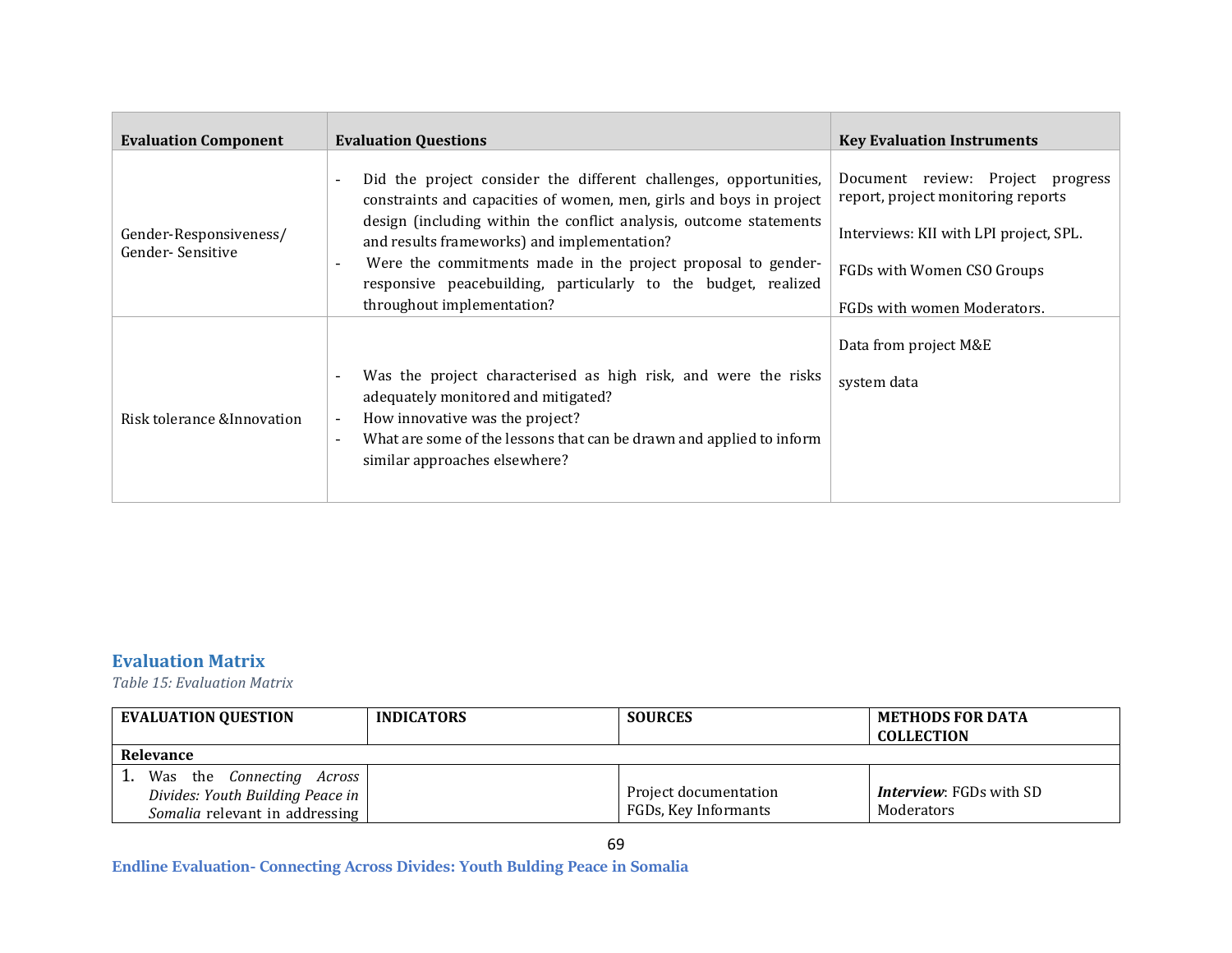| Evaluation Component | Evaluation Questions | Key Evaluation Instruments |
|---|---|---|
| Gender-Responsiveness/ Gender- Sensitive | - Did the project consider the different challenges, opportunities, constraints and capacities of women, men, girls and boys in project design (including within the conflict analysis, outcome statements and results frameworks) and implementation?<br>- Were the commitments made in the project proposal to gender-responsive peacebuilding, particularly to the budget, realized throughout implementation? | Document review: Project progress report, project monitoring reports<br><br>Interviews: KII with LPI project, SPL.<br><br>FGDs with Women CSO Groups<br><br>FGDs with women Moderators. |
| Risk tolerance &Innovation | - Was the project characterised as high risk, and were the risks adequately monitored and mitigated?<br>- How innovative was the project?<br>- What are some of the lessons that can be drawn and applied to inform similar approaches elsewhere? | Data from project M&E<br><br>system data |

## Evaluation Matrix

*Table 15: Evaluation Matrix*

| EVALUATION QUESTION | INDICATORS | SOURCES | METHODS FOR DATA COLLECTION |
|---|---|---|---|
| **Relevance** | | | |
| 1. Was the *Connecting Across Divides: Youth Building Peace in Somalia* relevant in addressing | | Project documentation<br>FGDs, Key Informants | ***Interview***: FGDs with SD Moderators |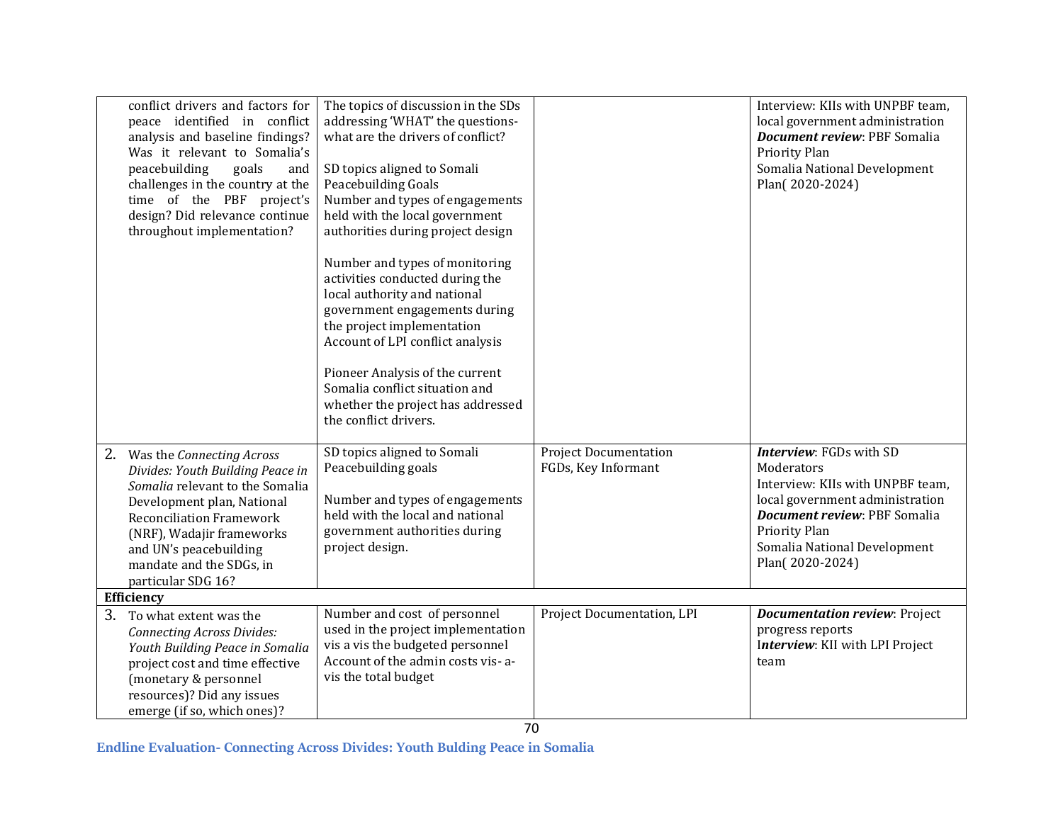| | | | |
|---|---|---|---|
| conflict drivers and factors for peace identified in conflict analysis and baseline findings? Was it relevant to Somalia's peacebuilding goals and challenges in the country at the time of the PBF project's design? Did relevance continue throughout implementation? | The topics of discussion in the SDs addressing 'WHAT' the questions- what are the drivers of conflict?<br><br>SD topics aligned to Somali Peacebuilding Goals<br>Number and types of engagements held with the local government authorities during project design<br><br>Number and types of monitoring activities conducted during the local authority and national government engagements during the project implementation<br>Account of LPI conflict analysis<br><br>Pioneer Analysis of the current Somalia conflict situation and whether the project has addressed the conflict drivers. | | Interview: KIIs with UNPBF team, local government administration<br>***Document review***: PBF Somalia Priority Plan<br>Somalia National Development Plan( 2020-2024) |
| 2. Was the *Connecting Across Divides: Youth Building Peace in Somalia* relevant to the Somalia Development plan, National Reconciliation Framework (NRF), Wadajir frameworks and UN's peacebuilding mandate and the SDGs, in particular SDG 16? | SD topics aligned to Somali Peacebuilding goals<br><br>Number and types of engagements held with the local and national government authorities during project design. | Project Documentation<br>FGDs, Key Informant | ***Interview***: FGDs with SD Moderators<br>Interview: KIIs with UNPBF team, local government administration<br>***Document review***: PBF Somalia Priority Plan<br>Somalia National Development Plan( 2020-2024) |
| **Efficiency** | | | |
| 3. To what extent was the *Connecting Across Divides: Youth Building Peace in Somalia* project cost and time effective (monetary & personnel resources)? Did any issues emerge (if so, which ones)? | Number and cost of personnel used in the project implementation vis a vis the budgeted personnel<br>Account of the admin costs vis- a-vis the total budget | Project Documentation, LPI | ***Documentation review***: Project progress reports<br>I***nterview***: KII with LPI Project team |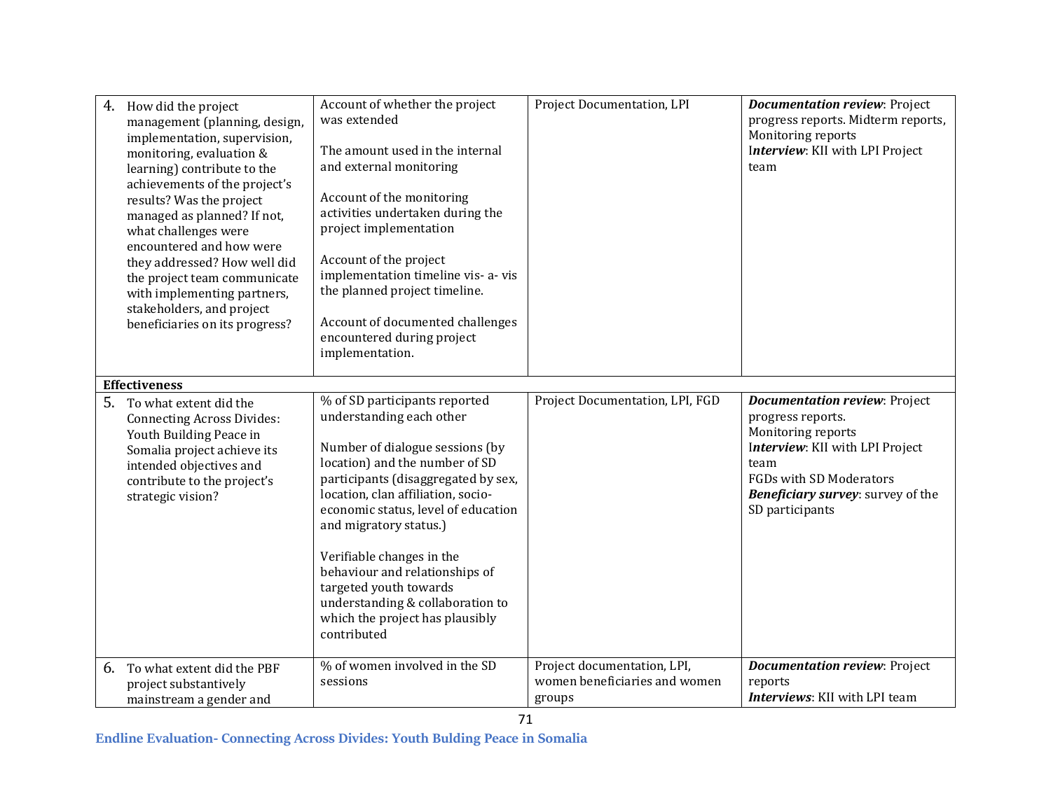| | | | |
|---|---|---|---|
| 4. How did the project management (planning, design, implementation, supervision, monitoring, evaluation & learning) contribute to the achievements of the project's results? Was the project managed as planned? If not, what challenges were encountered and how were they addressed? How well did the project team communicate with implementing partners, stakeholders, and project beneficiaries on its progress? | Account of whether the project was extended<br><br>The amount used in the internal and external monitoring<br><br>Account of the monitoring activities undertaken during the project implementation<br><br>Account of the project implementation timeline vis- a- vis the planned project timeline.<br><br>Account of documented challenges encountered during project implementation. | Project Documentation, LPI | ***Documentation review***: Project progress reports. Midterm reports, Monitoring reports<br>I***nterview***: KII with LPI Project team |
| **Effectiveness** | | | |
| 5. To what extent did the Connecting Across Divides: Youth Building Peace in Somalia project achieve its intended objectives and contribute to the project's strategic vision? | % of SD participants reported understanding each other<br><br>Number of dialogue sessions (by location) and the number of SD participants (disaggregated by sex, location, clan affiliation, socio-economic status, level of education and migratory status.)<br><br>Verifiable changes in the behaviour and relationships of targeted youth towards understanding & collaboration to which the project has plausibly contributed | Project Documentation, LPI, FGD | ***Documentation review***: Project progress reports.<br>Monitoring reports<br>I***nterview***: KII with LPI Project team<br>FGDs with SD Moderators<br>***Beneficiary survey***: survey of the SD participants |
| 6. To what extent did the PBF project substantively mainstream a gender and | % of women involved in the SD sessions | Project documentation, LPI, women beneficiaries and women groups | ***Documentation review***: Project reports<br>***Interviews***: KII with LPI team |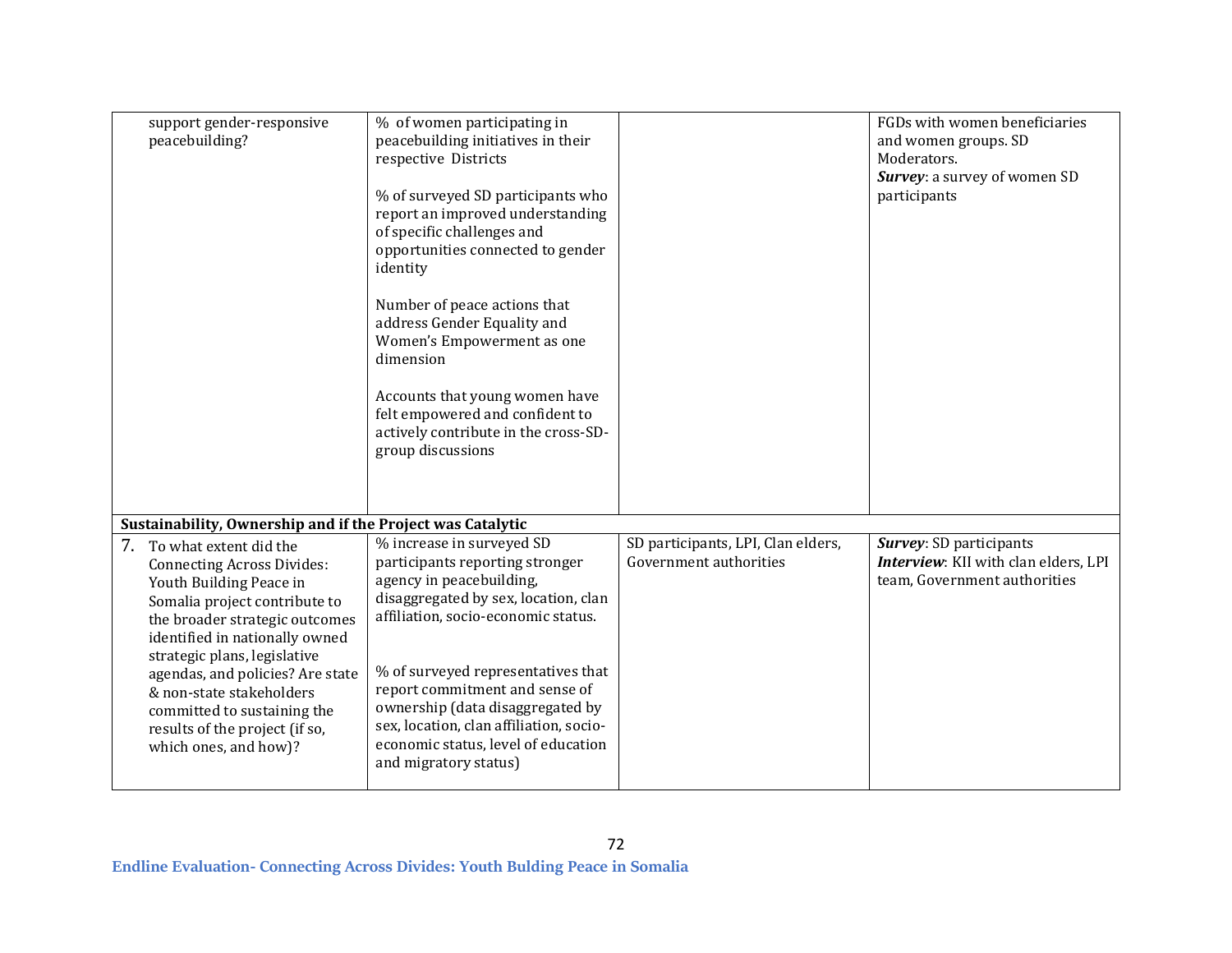| | | | |
|---|---|---|---|
| support gender-responsive peacebuilding? | % of women participating in peacebuilding initiatives in their respective Districts<br><br>% of surveyed SD participants who report an improved understanding of specific challenges and opportunities connected to gender identity<br><br>Number of peace actions that address Gender Equality and Women's Empowerment as one dimension<br><br>Accounts that young women have felt empowered and confident to actively contribute in the cross-SD-group discussions | | FGDs with women beneficiaries and women groups. SD Moderators.<br>***Survey***: a survey of women SD participants |
| **Sustainability, Ownership and if the Project was Catalytic** | | | |
| 7. To what extent did the Connecting Across Divides: Youth Building Peace in Somalia project contribute to the broader strategic outcomes identified in nationally owned strategic plans, legislative agendas, and policies? Are state & non-state stakeholders committed to sustaining the results of the project (if so, which ones, and how)? | % increase in surveyed SD participants reporting stronger agency in peacebuilding, disaggregated by sex, location, clan affiliation, socio-economic status.<br><br>% of surveyed representatives that report commitment and sense of ownership (data disaggregated by sex, location, clan affiliation, socio-economic status, level of education and migratory status) | SD participants, LPI, Clan elders, Government authorities | ***Survey***: SD participants<br>***Interview***: KII with clan elders, LPI team, Government authorities |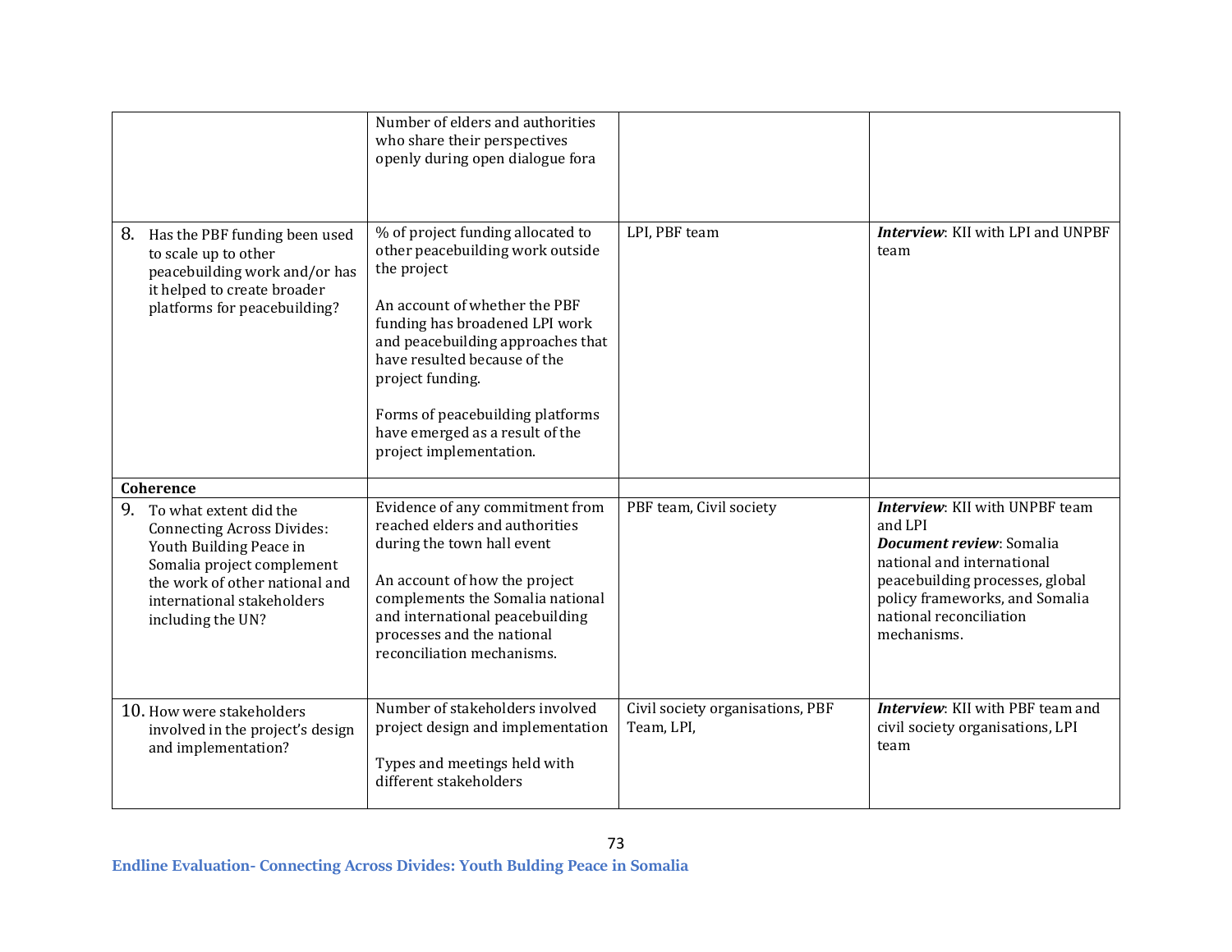| | | | |
|---|---|---|---|
| | Number of elders and authorities who share their perspectives openly during open dialogue fora | | |
| 8. Has the PBF funding been used to scale up to other peacebuilding work and/or has it helped to create broader platforms for peacebuilding? | % of project funding allocated to other peacebuilding work outside the project<br><br>An account of whether the PBF funding has broadened LPI work and peacebuilding approaches that have resulted because of the project funding.<br><br>Forms of peacebuilding platforms have emerged as a result of the project implementation. | LPI, PBF team | ***Interview***: KII with LPI and UNPBF team |
| **Coherence** | | | |
| 9. To what extent did the Connecting Across Divides: Youth Building Peace in Somalia project complement the work of other national and international stakeholders including the UN? | Evidence of any commitment from reached elders and authorities during the town hall event<br><br>An account of how the project complements the Somalia national and international peacebuilding processes and the national reconciliation mechanisms. | PBF team, Civil society | ***Interview***: KII with UNPBF team and LPI<br>***Document review***: Somalia national and international peacebuilding processes, global policy frameworks, and Somalia national reconciliation mechanisms. |
| 10. How were stakeholders involved in the project's design and implementation? | Number of stakeholders involved project design and implementation<br><br>Types and meetings held with different stakeholders | Civil society organisations, PBF Team, LPI, | ***Interview***: KII with PBF team and civil society organisations, LPI team |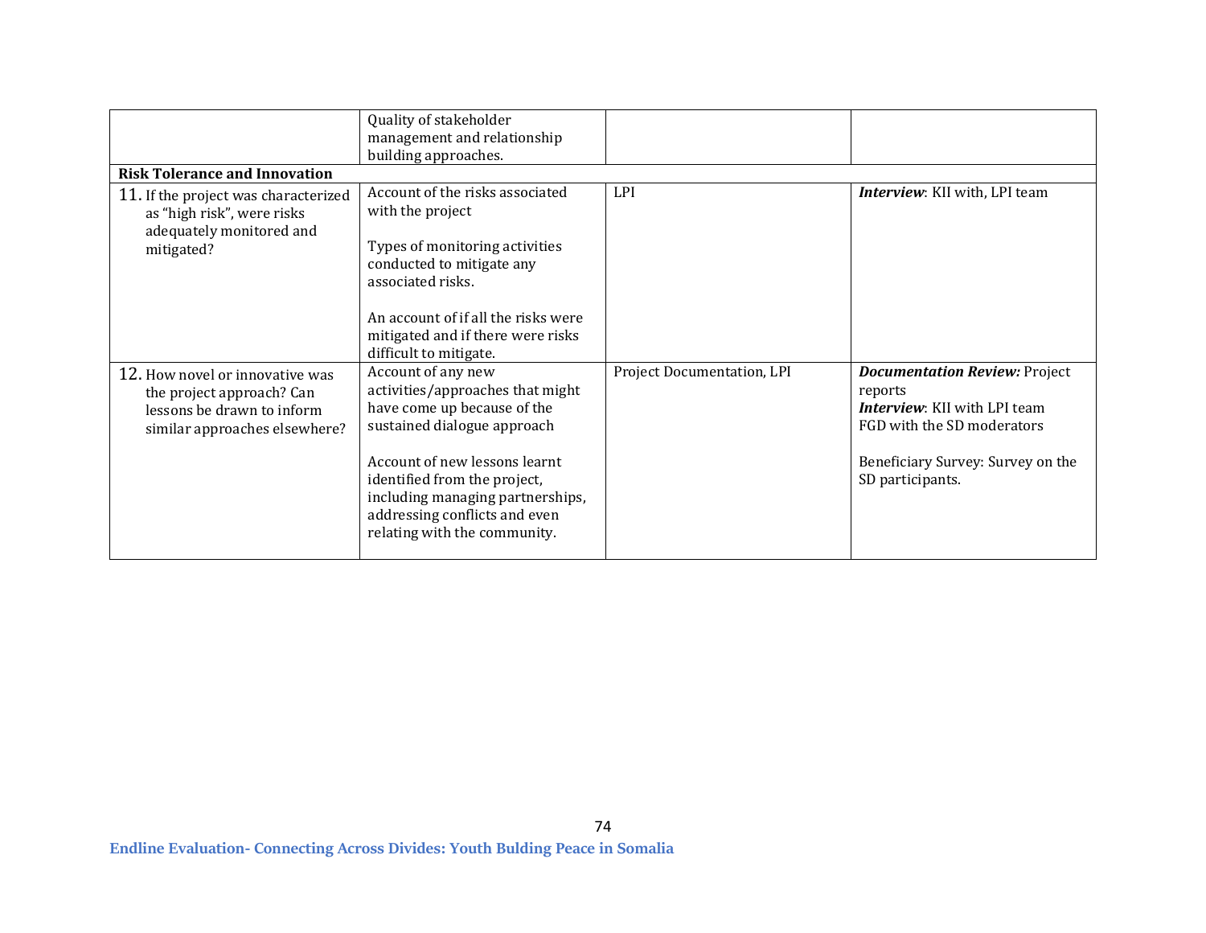| | | | |
|---|---|---|---|
| | Quality of stakeholder management and relationship building approaches. | | |
| **Risk Tolerance and Innovation** | | | |
| 11. If the project was characterized as "high risk", were risks adequately monitored and mitigated? | Account of the risks associated with the project<br><br>Types of monitoring activities conducted to mitigate any associated risks.<br><br>An account of if all the risks were mitigated and if there were risks difficult to mitigate. | LPI | ***Interview***: KII with, LPI team |
| 12. How novel or innovative was the project approach? Can lessons be drawn to inform similar approaches elsewhere? | Account of any new activities/approaches that might have come up because of the sustained dialogue approach<br><br>Account of new lessons learnt identified from the project, including managing partnerships, addressing conflicts and even relating with the community. | Project Documentation, LPI | ***Documentation Review:*** Project reports<br>***Interview***: KII with LPI team<br>FGD with the SD moderators<br><br>Beneficiary Survey: Survey on the SD participants. |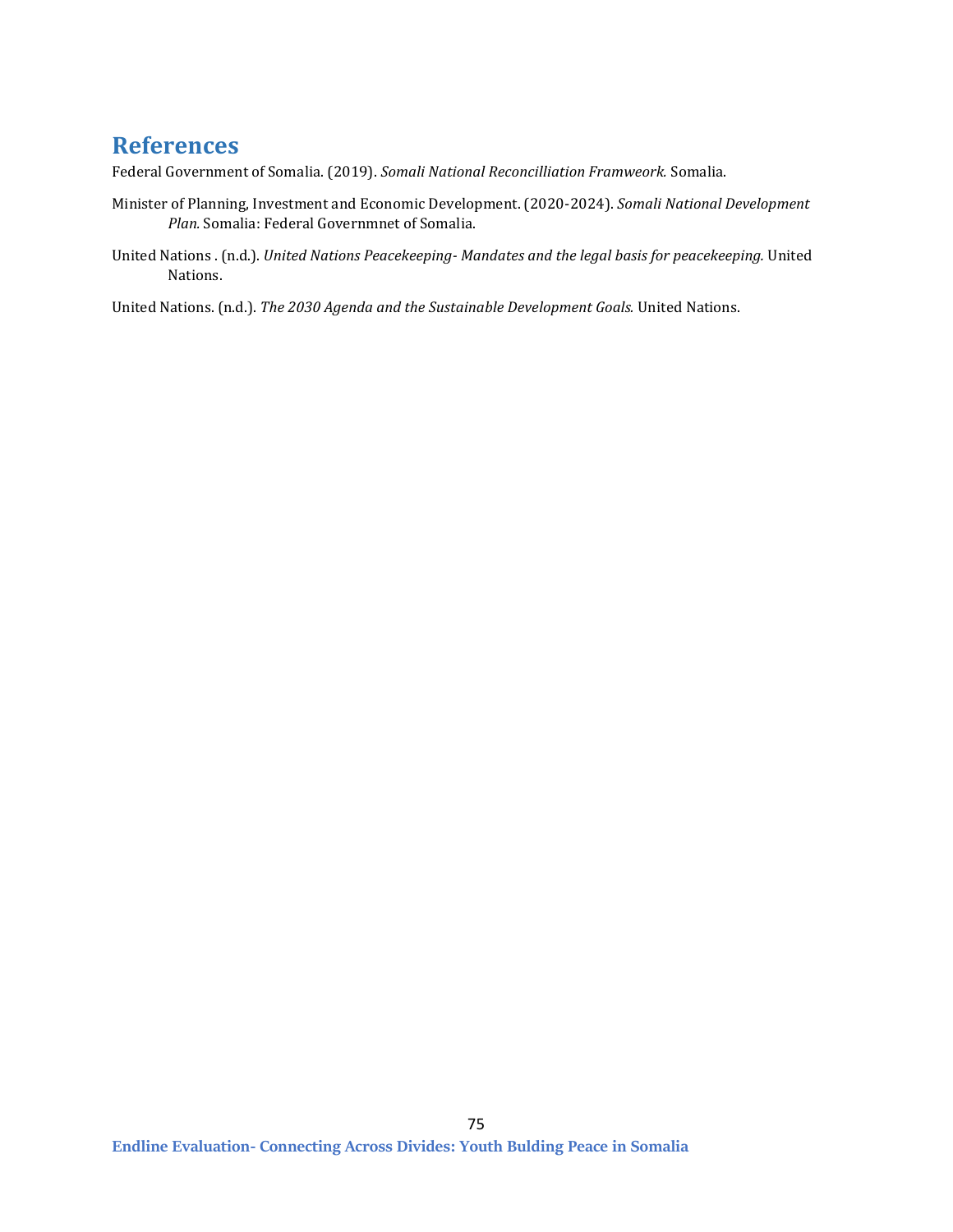## References

Federal Government of Somalia. (2019). *Somali National Reconcilliation Framweork.* Somalia.

Minister of Planning, Investment and Economic Development. (2020-2024). *Somali National Development Plan.* Somalia: Federal Governmnet of Somalia.

United Nations . (n.d.). *United Nations Peacekeeping- Mandates and the legal basis for peacekeeping.* United Nations.

United Nations. (n.d.). *The 2030 Agenda and the Sustainable Development Goals.* United Nations.